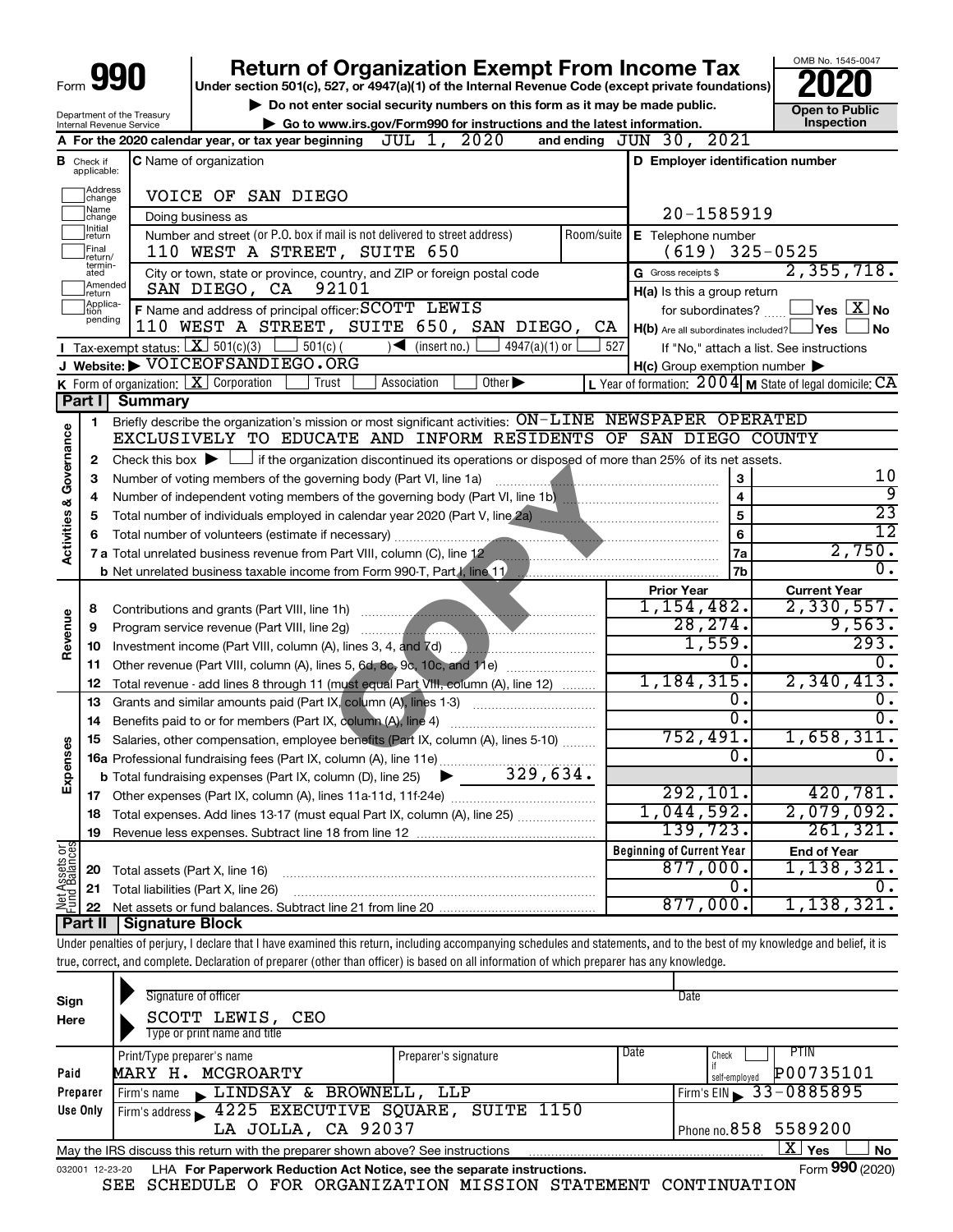Form **990**

# Return of Organization Exempt From Income Tax

**Under section 501(c), 527, or 4947(a)(1) of the Internal Revenue Code (except private foundations)**

▶ Do not enter social security numbers on this form as it may be made public.

▶ Go to www.irs.gov/Form990 for instructions and the latest information.

OMB No. 1545-0047

**2020**

**Open to Public Inspection**

Department of the Treasury
Internal Revenue Service

**A** For the 2020 calendar year, or tax year beginning JUL 1, 2020 and ending JUN 30, 2021

**B** Check if applicable: Address change, Name change, Initial return, Final return/terminated, Amended return, Application pending

**C** Name of organization: VOICE OF SAN DIEGO

Doing business as

Number and street (or P.O. box if mail is not delivered to street address) Room/suite: 110 WEST A STREET, SUITE 650

City or town, state or province, country, and ZIP or foreign postal code: SAN DIEGO, CA 92101

**D** Employer identification number: 20-1585919

**E** Telephone number: (619) 325-0525

**G** Gross receipts $ 2,355,718.

**F** Name and address of principal officer: SCOTT LEWIS, 110 WEST A STREET, SUITE 650, SAN DIEGO, CA

**H(a)** Is this a group return for subordinates? Yes [ ] No [X]

**H(b)** Are all subordinates included? Yes [ ] No [ ]

If "No," attach a list. See instructions

**H(c)** Group exemption number ▶

**I** Tax-exempt status: [X] 501(c)(3) [ ] 501(c) ( ) ◀ (insert no.) [ ] 4947(a)(1) or [ ] 527

**J** Website: ▶ VOICEOFSANDIEGO.ORG

**K** Form of organization: [X] Corporation [ ] Trust [ ] Association [ ] Other ▶

**L** Year of formation: 2004 **M** State of legal domicile: CA

## Part I Summary

**Activities & Governance**

1 Briefly describe the organization's mission or most significant activities: ON-LINE NEWSPAPER OPERATED EXCLUSIVELY TO EDUCATE AND INFORM RESIDENTS OF SAN DIEGO COUNTY

2 Check this box ▶ [ ] if the organization discontinued its operations or disposed of more than 25% of its net assets.

| | | | |
|---|---|---|---|
| 3 | Number of voting members of the governing body (Part VI, line 1a) | 3 | 10 |
| 4 | Number of independent voting members of the governing body (Part VI, line 1b) | 4 | 9 |
| 5 | Total number of individuals employed in calendar year 2020 (Part V, line 2a) | 5 | 23 |
| 6 | Total number of volunteers (estimate if necessary) | 6 | 12 |
| 7a | Total unrelated business revenue from Part VIII, column (C), line 12 | 7a | 2,750. |
| b | Net unrelated business taxable income from Form 990-T, Part I, line 11 | 7b | 0. |

| | | Prior Year | Current Year |
|---|---|---|---|
| **Revenue** | | | |
| 8 | Contributions and grants (Part VIII, line 1h) | 1,154,482. | 2,330,557. |
| 9 | Program service revenue (Part VIII, line 2g) | 28,274. | 9,563. |
| 10 | Investment income (Part VIII, column (A), lines 3, 4, and 7d) | 1,559. | 293. |
| 11 | Other revenue (Part VIII, column (A), lines 5, 6d, 8c, 9c, 10c, and 11e) | 0. | 0. |
| 12 | Total revenue - add lines 8 through 11 (must equal Part VIII, column (A), line 12) | 1,184,315. | 2,340,413. |
| **Expenses** | | | |
| 13 | Grants and similar amounts paid (Part IX, column (A), lines 1-3) | 0. | 0. |
| 14 | Benefits paid to or for members (Part IX, column (A), line 4) | 0. | 0. |
| 15 | Salaries, other compensation, employee benefits (Part IX, column (A), lines 5-10) | 752,491. | 1,658,311. |
| 16a | Professional fundraising fees (Part IX, column (A), line 11e) | 0. | 0. |
| b | Total fundraising expenses (Part IX, column (D), line 25) ▶ 329,634. | | |
| 17 | Other expenses (Part IX, column (A), lines 11a-11d, 11f-24e) | 292,101. | 420,781. |
| 18 | Total expenses. Add lines 13-17 (must equal Part IX, column (A), line 25) | 1,044,592. | 2,079,092. |
| 19 | Revenue less expenses. Subtract line 18 from line 12 | 139,723. | 261,321. |
| **Net Assets or Fund Balances** | | **Beginning of Current Year** | **End of Year** |
| 20 | Total assets (Part X, line 16) | 877,000. | 1,138,321. |
| 21 | Total liabilities (Part X, line 26) | 0. | 0. |
| 22 | Net assets or fund balances. Subtract line 21 from line 20 | 877,000. | 1,138,321. |

## Part II Signature Block

Under penalties of perjury, I declare that I have examined this return, including accompanying schedules and statements, and to the best of my knowledge and belief, it is true, correct, and complete. Declaration of preparer (other than officer) is based on all information of which preparer has any knowledge.

**Sign Here**

Signature of officer | Date

SCOTT LEWIS, CEO
Type or print name and title

**Paid Preparer Use Only**

| Print/Type preparer's name | Preparer's signature | Date | Check if self-employed | PTIN |
|---|---|---|---|---|
| MARY H. MCGROARTY | | | | P00735101 |

Firm's name ▶ LINDSAY & BROWNELL, LLP — Firm's EIN ▶ 33-0885895

Firm's address ▶ 4225 EXECUTIVE SQUARE, SUITE 1150, LA JOLLA, CA 92037 — Phone no. 858 5589200

May the IRS discuss this return with the preparer shown above? See instructions [X] Yes [ ] No

032001 12-23-20 LHA For Paperwork Reduction Act Notice, see the separate instructions. Form **990** (2020)

SEE SCHEDULE O FOR ORGANIZATION MISSION STATEMENT CONTINUATION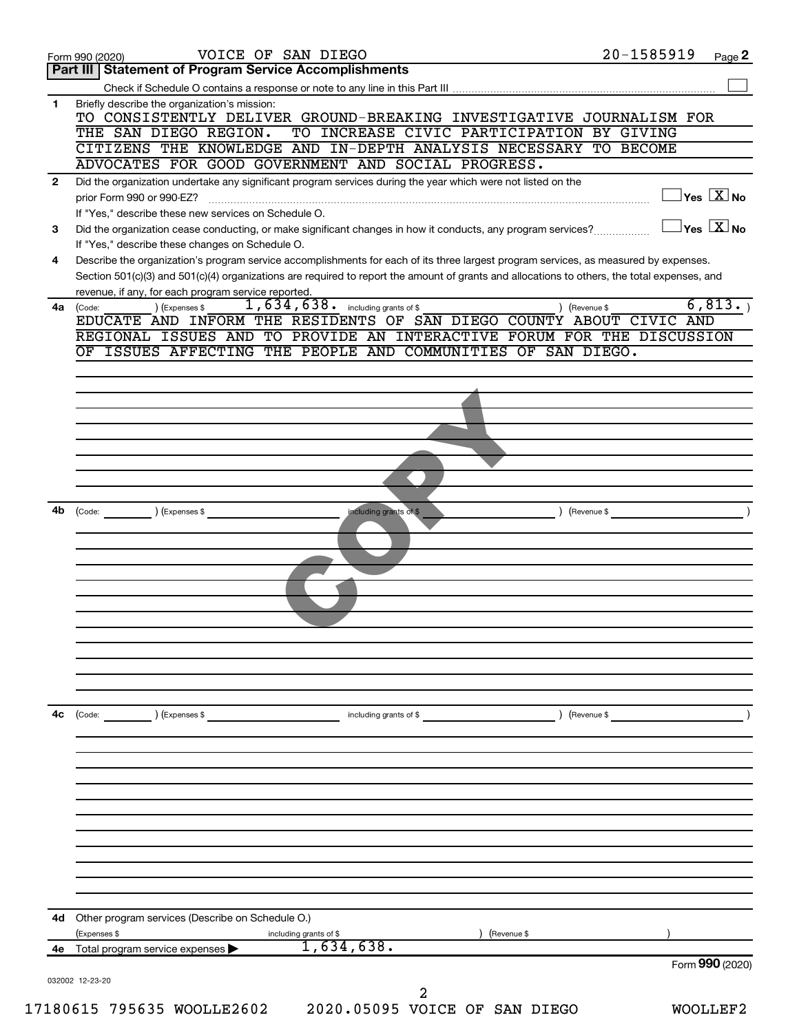Form 990 (2020) VOICE OF SAN DIEGO 20-1585919

## Part III Statement of Program Service Accomplishments

Check if Schedule O contains a response or note to any line in this Part III ☐

**1** Briefly describe the organization's mission:

TO CONSISTENTLY DELIVER GROUND-BREAKING INVESTIGATIVE JOURNALISM FOR THE SAN DIEGO REGION. TO INCREASE CIVIC PARTICIPATION BY GIVING CITIZENS THE KNOWLEDGE AND IN-DEPTH ANALYSIS NECESSARY TO BECOME ADVOCATES FOR GOOD GOVERNMENT AND SOCIAL PROGRESS.

**2** Did the organization undertake any significant program services during the year which were not listed on the prior Form 990 or 990-EZ? ☐ Yes ☒ No

If "Yes," describe these new services on Schedule O.

**3** Did the organization cease conducting, or make significant changes in how it conducts, any program services? ☐ Yes ☒ No

If "Yes," describe these changes on Schedule O.

**4** Describe the organization's program service accomplishments for each of its three largest program services, as measured by expenses. Section 501(c)(3) and 501(c)(4) organizations are required to report the amount of grants and allocations to others, the total expenses, and revenue, if any, for each program service reported.

**4a** (Code: ) (Expenses $ 1,634,638. including grants of $ ) (Revenue $ 6,813. )

EDUCATE AND INFORM THE RESIDENTS OF SAN DIEGO COUNTY ABOUT CIVIC AND REGIONAL ISSUES AND TO PROVIDE AN INTERACTIVE FORUM FOR THE DISCUSSION OF ISSUES AFFECTING THE PEOPLE AND COMMUNITIES OF SAN DIEGO.

**4b** (Code: ) (Expenses $ including grants of $ ) (Revenue $ )

**4c** (Code: ) (Expenses $ including grants of $ ) (Revenue $ )

**4d** Other program services (Describe on Schedule O.)

(Expenses $ including grants of $ ) (Revenue $ )

**4e** Total program service expenses ▶ 1,634,638.

Form 990 (2020)

032002 12-23-20

17180615 795635 WOOLLE2602 2020.05095 VOICE OF SAN DIEGO WOOLLEF2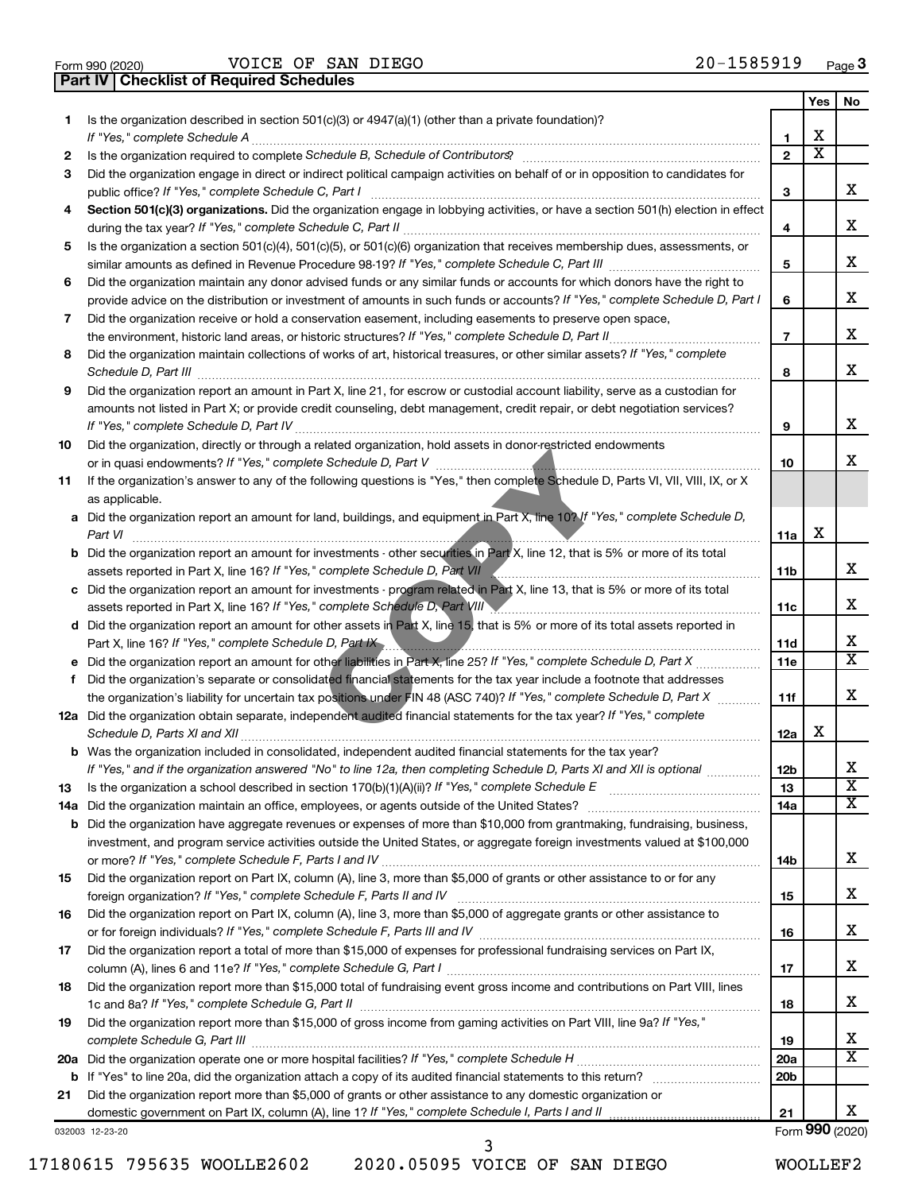Form 990 (2020) VOICE OF SAN DIEGO 20-1585919

**Part IV | Checklist of Required Schedules**

| | | | Yes | No |
|---|---|---|---|---|
| 1 | Is the organization described in section 501(c)(3) or 4947(a)(1) (other than a private foundation)? *If "Yes," complete Schedule A* | 1 | X | |
| 2 | Is the organization required to complete *Schedule B, Schedule of Contributors*? | 2 | X | |
| 3 | Did the organization engage in direct or indirect political campaign activities on behalf of or in opposition to candidates for public office? *If "Yes," complete Schedule C, Part I* | 3 | | X |
| 4 | **Section 501(c)(3) organizations.** Did the organization engage in lobbying activities, or have a section 501(h) election in effect during the tax year? *If "Yes," complete Schedule C, Part II* | 4 | | X |
| 5 | Is the organization a section 501(c)(4), 501(c)(5), or 501(c)(6) organization that receives membership dues, assessments, or similar amounts as defined in Revenue Procedure 98-19? *If "Yes," complete Schedule C, Part III* | 5 | | X |
| 6 | Did the organization maintain any donor advised funds or any similar funds or accounts for which donors have the right to provide advice on the distribution or investment of amounts in such funds or accounts? *If "Yes," complete Schedule D, Part I* | 6 | | X |
| 7 | Did the organization receive or hold a conservation easement, including easements to preserve open space, the environment, historic land areas, or historic structures? *If "Yes," complete Schedule D, Part II* | 7 | | X |
| 8 | Did the organization maintain collections of works of art, historical treasures, or other similar assets? *If "Yes," complete Schedule D, Part III* | 8 | | X |
| 9 | Did the organization report an amount in Part X, line 21, for escrow or custodial account liability, serve as a custodian for amounts not listed in Part X; or provide credit counseling, debt management, credit repair, or debt negotiation services? *If "Yes," complete Schedule D, Part IV* | 9 | | X |
| 10 | Did the organization, directly or through a related organization, hold assets in donor-restricted endowments or in quasi endowments? *If "Yes," complete Schedule D, Part V* | 10 | | X |
| 11 | If the organization's answer to any of the following questions is "Yes," then complete Schedule D, Parts VI, VII, VIII, IX, or X as applicable. | | | |
| a | Did the organization report an amount for land, buildings, and equipment in Part X, line 10? *If "Yes," complete Schedule D, Part VI* | 11a | X | |
| b | Did the organization report an amount for investments - other securities in Part X, line 12, that is 5% or more of its total assets reported in Part X, line 16? *If "Yes," complete Schedule D, Part VII* | 11b | | X |
| c | Did the organization report an amount for investments - program related in Part X, line 13, that is 5% or more of its total assets reported in Part X, line 16? *If "Yes," complete Schedule D, Part VIII* | 11c | | X |
| d | Did the organization report an amount for other assets in Part X, line 15, that is 5% or more of its total assets reported in Part X, line 16? *If "Yes," complete Schedule D, Part IX* | 11d | | X |
| e | Did the organization report an amount for other liabilities in Part X, line 25? *If "Yes," complete Schedule D, Part X* | 11e | | X |
| f | Did the organization's separate or consolidated financial statements for the tax year include a footnote that addresses the organization's liability for uncertain tax positions under FIN 48 (ASC 740)? *If "Yes," complete Schedule D, Part X* | 11f | | X |
| 12a | Did the organization obtain separate, independent audited financial statements for the tax year? *If "Yes," complete Schedule D, Parts XI and XII* | 12a | X | |
| b | Was the organization included in consolidated, independent audited financial statements for the tax year? *If "Yes," and if the organization answered "No" to line 12a, then completing Schedule D, Parts XI and XII is optional* | 12b | | X |
| 13 | Is the organization a school described in section 170(b)(1)(A)(ii)? *If "Yes," complete Schedule E* | 13 | | X |
| 14a | Did the organization maintain an office, employees, or agents outside of the United States? | 14a | | X |
| b | Did the organization have aggregate revenues or expenses of more than $10,000 from grantmaking, fundraising, business, investment, and program service activities outside the United States, or aggregate foreign investments valued at $100,000 or more? *If "Yes," complete Schedule F, Parts I and IV* | 14b | | X |
| 15 | Did the organization report on Part IX, column (A), line 3, more than $5,000 of grants or other assistance to or for any foreign organization? *If "Yes," complete Schedule F, Parts II and IV* | 15 | | X |
| 16 | Did the organization report on Part IX, column (A), line 3, more than $5,000 of aggregate grants or other assistance to or for foreign individuals? *If "Yes," complete Schedule F, Parts III and IV* | 16 | | X |
| 17 | Did the organization report a total of more than $15,000 of expenses for professional fundraising services on Part IX, column (A), lines 6 and 11e? *If "Yes," complete Schedule G, Part I* | 17 | | X |
| 18 | Did the organization report more than $15,000 total of fundraising event gross income and contributions on Part VIII, lines 1c and 8a? *If "Yes," complete Schedule G, Part II* | 18 | | X |
| 19 | Did the organization report more than $15,000 of gross income from gaming activities on Part VIII, line 9a? *If "Yes," complete Schedule G, Part III* | 19 | | X |
| 20a | Did the organization operate one or more hospital facilities? *If "Yes," complete Schedule H* | 20a | | X |
| b | If "Yes" to line 20a, did the organization attach a copy of its audited financial statements to this return? | 20b | | |
| 21 | Did the organization report more than $5,000 of grants or other assistance to any domestic organization or domestic government on Part IX, column (A), line 1? *If "Yes," complete Schedule I, Parts I and II* | 21 | | X |

032003 12-23-20 Form **990** (2020)

17180615 795635 WOOLLE2602 2020.05095 VOICE OF SAN DIEGO WOOLLEF2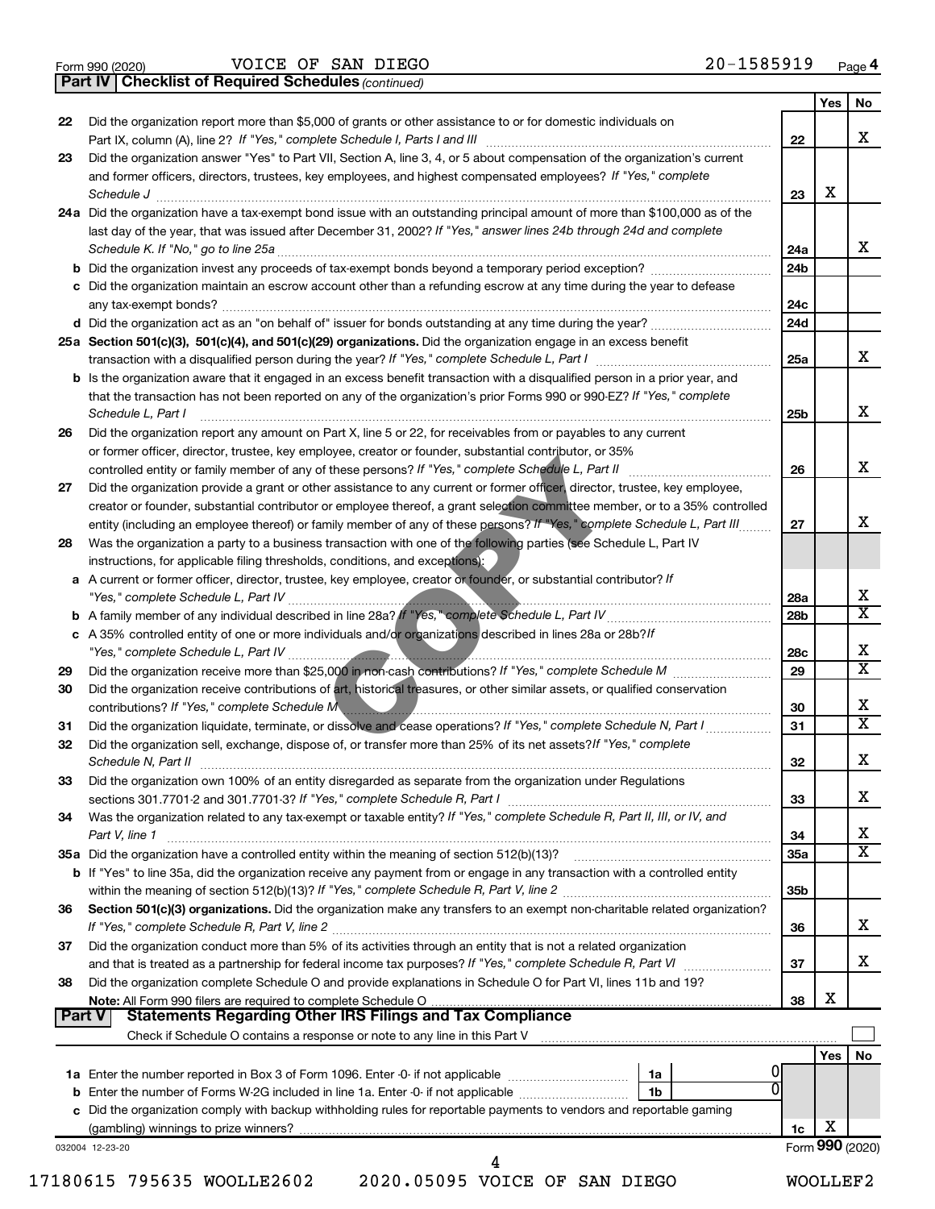Form 990 (2020) VOICE OF SAN DIEGO 20-1585919

**Part IV | Checklist of Required Schedules** *(continued)*

| | | | Yes | No |
|---|---|---|---|---|
| 22 | Did the organization report more than $5,000 of grants or other assistance to or for domestic individuals on Part IX, column (A), line 2? *If "Yes," complete Schedule I, Parts I and III* | 22 | | X |
| 23 | Did the organization answer "Yes" to Part VII, Section A, line 3, 4, or 5 about compensation of the organization's current and former officers, directors, trustees, key employees, and highest compensated employees? *If "Yes," complete Schedule J* | 23 | X | |
| 24a | Did the organization have a tax-exempt bond issue with an outstanding principal amount of more than $100,000 as of the last day of the year, that was issued after December 31, 2002? *If "Yes," answer lines 24b through 24d and complete Schedule K. If "No," go to line 25a* | 24a | | X |
| b | Did the organization invest any proceeds of tax-exempt bonds beyond a temporary period exception? | 24b | | |
| c | Did the organization maintain an escrow account other than a refunding escrow at any time during the year to defease any tax-exempt bonds? | 24c | | |
| d | Did the organization act as an "on behalf of" issuer for bonds outstanding at any time during the year? | 24d | | |
| 25a | **Section 501(c)(3), 501(c)(4), and 501(c)(29) organizations.** Did the organization engage in an excess benefit transaction with a disqualified person during the year? *If "Yes," complete Schedule L, Part I* | 25a | | X |
| b | Is the organization aware that it engaged in an excess benefit transaction with a disqualified person in a prior year, and that the transaction has not been reported on any of the organization's prior Forms 990 or 990-EZ? *If "Yes," complete Schedule L, Part I* | 25b | | X |
| 26 | Did the organization report any amount on Part X, line 5 or 22, for receivables from or payables to any current or former officer, director, trustee, key employee, creator or founder, substantial contributor, or 35% controlled entity or family member of any of these persons? *If "Yes," complete Schedule L, Part II* | 26 | | X |
| 27 | Did the organization provide a grant or other assistance to any current or former officer, director, trustee, key employee, creator or founder, substantial contributor or employee thereof, a grant selection committee member, or to a 35% controlled entity (including an employee thereof) or family member of any of these persons? *If "Yes," complete Schedule L, Part III* | 27 | | X |
| 28 | Was the organization a party to a business transaction with one of the following parties (see Schedule L, Part IV instructions, for applicable filing thresholds, conditions, and exceptions): | | | |
| a | A current or former officer, director, trustee, key employee, creator or founder, or substantial contributor? *If "Yes," complete Schedule L, Part IV* | 28a | | X |
| b | A family member of any individual described in line 28a? *If "Yes," complete Schedule L, Part IV* | 28b | | X |
| c | A 35% controlled entity of one or more individuals and/or organizations described in lines 28a or 28b? *If "Yes," complete Schedule L, Part IV* | 28c | | X |
| 29 | Did the organization receive more than $25,000 in non-cash contributions? *If "Yes," complete Schedule M* | 29 | | X |
| 30 | Did the organization receive contributions of art, historical treasures, or other similar assets, or qualified conservation contributions? *If "Yes," complete Schedule M* | 30 | | X |
| 31 | Did the organization liquidate, terminate, or dissolve and cease operations? *If "Yes," complete Schedule N, Part I* | 31 | | X |
| 32 | Did the organization sell, exchange, dispose of, or transfer more than 25% of its net assets? *If "Yes," complete Schedule N, Part II* | 32 | | X |
| 33 | Did the organization own 100% of an entity disregarded as separate from the organization under Regulations sections 301.7701-2 and 301.7701-3? *If "Yes," complete Schedule R, Part I* | 33 | | X |
| 34 | Was the organization related to any tax-exempt or taxable entity? *If "Yes," complete Schedule R, Part II, III, or IV, and Part V, line 1* | 34 | | X |
| 35a | Did the organization have a controlled entity within the meaning of section 512(b)(13)? | 35a | | X |
| b | If "Yes" to line 35a, did the organization receive any payment from or engage in any transaction with a controlled entity within the meaning of section 512(b)(13)? *If "Yes," complete Schedule R, Part V, line 2* | 35b | | |
| 36 | **Section 501(c)(3) organizations.** Did the organization make any transfers to an exempt non-charitable related organization? *If "Yes," complete Schedule R, Part V, line 2* | 36 | | X |
| 37 | Did the organization conduct more than 5% of its activities through an entity that is not a related organization and that is treated as a partnership for federal income tax purposes? *If "Yes," complete Schedule R, Part VI* | 37 | | X |
| 38 | Did the organization complete Schedule O and provide explanations in Schedule O for Part VI, lines 11b and 19? **Note:** All Form 990 filers are required to complete Schedule O | 38 | X | |

**Part V | Statements Regarding Other IRS Filings and Tax Compliance**

Check if Schedule O contains a response or note to any line in this Part V ☐

| | | | | | Yes | No |
|---|---|---|---|---|---|---|
| 1a | Enter the number reported in Box 3 of Form 1096. Enter -0- if not applicable | 1a | 0 | | | |
| b | Enter the number of Forms W-2G included in line 1a. Enter -0- if not applicable | 1b | 0 | | | |
| c | Did the organization comply with backup withholding rules for reportable payments to vendors and reportable gaming (gambling) winnings to prize winners? | | | 1c | X | |

032004 12-23-20

Form **990** (2020)

17180615 795635 WOOLLE2602 2020.05095 VOICE OF SAN DIEGO WOOLLEF2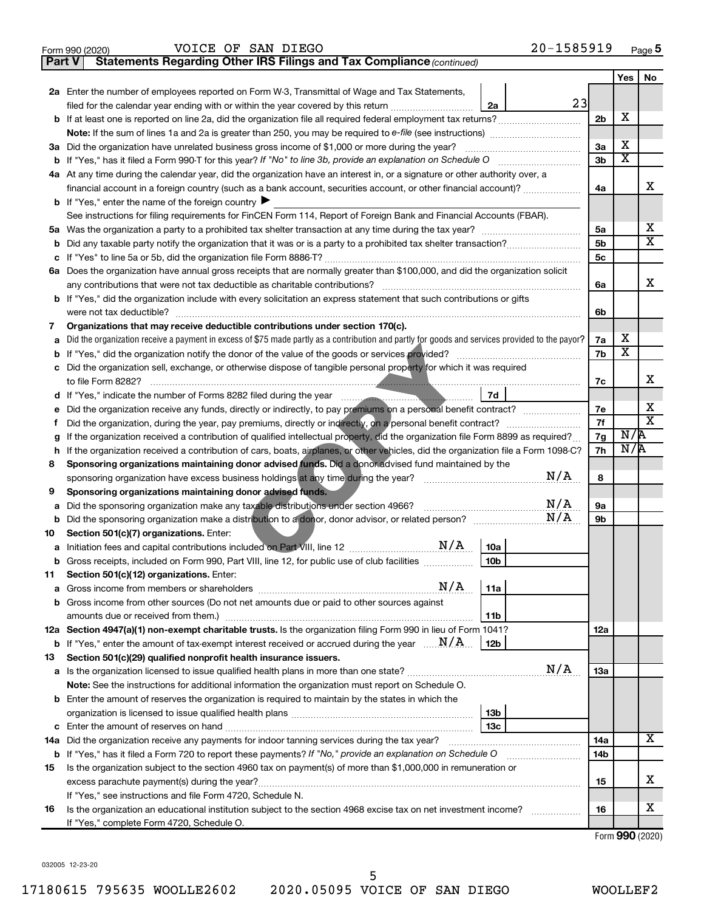Form 990 (2020) VOICE OF SAN DIEGO 20-1585919 Page 5

**Part V Statements Regarding Other IRS Filings and Tax Compliance** *(continued)*

| | | | | Yes | No |
|---|---|---|---|---|---|
| **2a** | Enter the number of employees reported on Form W-3, Transmittal of Wage and Tax Statements, filed for the calendar year ending with or within the year covered by this return | 2a 23 | | | |
| **b** | If at least one is reported on line 2a, did the organization file all required federal employment tax returns? | | 2b | X | |
| | **Note:** If the sum of lines 1a and 2a is greater than 250, you may be required to *e-file* (see instructions) | | | | |
| **3a** | Did the organization have unrelated business gross income of $1,000 or more during the year? | | 3a | X | |
| **b** | If "Yes," has it filed a Form 990-T for this year? *If "No" to line 3b, provide an explanation on Schedule O* | | 3b | X | |
| **4a** | At any time during the calendar year, did the organization have an interest in, or a signature or other authority over, a financial account in a foreign country (such as a bank account, securities account, or other financial account)? | | 4a | | X |
| **b** | If "Yes," enter the name of the foreign country ▶ | | | | |
| | See instructions for filing requirements for FinCEN Form 114, Report of Foreign Bank and Financial Accounts (FBAR). | | | | |
| **5a** | Was the organization a party to a prohibited tax shelter transaction at any time during the tax year? | | 5a | | X |
| **b** | Did any taxable party notify the organization that it was or is a party to a prohibited tax shelter transaction? | | 5b | | X |
| **c** | If "Yes" to line 5a or 5b, did the organization file Form 8886-T? | | 5c | | |
| **6a** | Does the organization have annual gross receipts that are normally greater than $100,000, and did the organization solicit any contributions that were not tax deductible as charitable contributions? | | 6a | | X |
| **b** | If "Yes," did the organization include with every solicitation an express statement that such contributions or gifts were not tax deductible? | | 6b | | |
| **7** | **Organizations that may receive deductible contributions under section 170(c).** | | | | |
| **a** | Did the organization receive a payment in excess of $75 made partly as a contribution and partly for goods and services provided to the payor? | | 7a | X | |
| **b** | If "Yes," did the organization notify the donor of the value of the goods or services provided? | | 7b | X | |
| **c** | Did the organization sell, exchange, or otherwise dispose of tangible personal property for which it was required to file Form 8282? | | 7c | | X |
| **d** | If "Yes," indicate the number of Forms 8282 filed during the year | 7d | | | |
| **e** | Did the organization receive any funds, directly or indirectly, to pay premiums on a personal benefit contract? | | 7e | | X |
| **f** | Did the organization, during the year, pay premiums, directly or indirectly, on a personal benefit contract? | | 7f | | X |
| **g** | If the organization received a contribution of qualified intellectual property, did the organization file Form 8899 as required? | | 7g | N/A | |
| **h** | If the organization received a contribution of cars, boats, airplanes, or other vehicles, did the organization file a Form 1098-C? | | 7h | N/A | |
| **8** | **Sponsoring organizations maintaining donor advised funds.** Did a donor advised fund maintained by the sponsoring organization have excess business holdings at any time during the year? N/A | | 8 | | |
| **9** | **Sponsoring organizations maintaining donor advised funds.** | | | | |
| **a** | Did the sponsoring organization make any taxable distributions under section 4966? N/A | | 9a | | |
| **b** | Did the sponsoring organization make a distribution to a donor, donor advisor, or related person? N/A | | 9b | | |
| **10** | **Section 501(c)(7) organizations.** Enter: | | | | |
| **a** | Initiation fees and capital contributions included on Part VIII, line 12 N/A | 10a | | | |
| **b** | Gross receipts, included on Form 990, Part VIII, line 12, for public use of club facilities | 10b | | | |
| **11** | **Section 501(c)(12) organizations.** Enter: | | | | |
| **a** | Gross income from members or shareholders N/A | 11a | | | |
| **b** | Gross income from other sources (Do not net amounts due or paid to other sources against amounts due or received from them.) | 11b | | | |
| **12a** | **Section 4947(a)(1) non-exempt charitable trusts.** Is the organization filing Form 990 in lieu of Form 1041? | | 12a | | |
| **b** | If "Yes," enter the amount of tax-exempt interest received or accrued during the year N/A | 12b | | | |
| **13** | **Section 501(c)(29) qualified nonprofit health insurance issuers.** | | | | |
| **a** | Is the organization licensed to issue qualified health plans in more than one state? N/A | | 13a | | |
| | **Note:** See the instructions for additional information the organization must report on Schedule O. | | | | |
| **b** | Enter the amount of reserves the organization is required to maintain by the states in which the organization is licensed to issue qualified health plans | 13b | | | |
| **c** | Enter the amount of reserves on hand | 13c | | | |
| **14a** | Did the organization receive any payments for indoor tanning services during the tax year? | | 14a | | X |
| **b** | If "Yes," has it filed a Form 720 to report these payments? *If "No," provide an explanation on Schedule O* | | 14b | | |
| **15** | Is the organization subject to the section 4960 tax on payment(s) of more than $1,000,000 in remuneration or excess parachute payment(s) during the year? | | 15 | | X |
| | If "Yes," see instructions and file Form 4720, Schedule N. | | | | |
| **16** | Is the organization an educational institution subject to the section 4968 excise tax on net investment income? | | 16 | | X |
| | If "Yes," complete Form 4720, Schedule O. | | | | |

Form **990** (2020)

032005 12-23-20

17180615 795635 WOOLLE2602 2020.05095 VOICE OF SAN DIEGO WOOLLEF2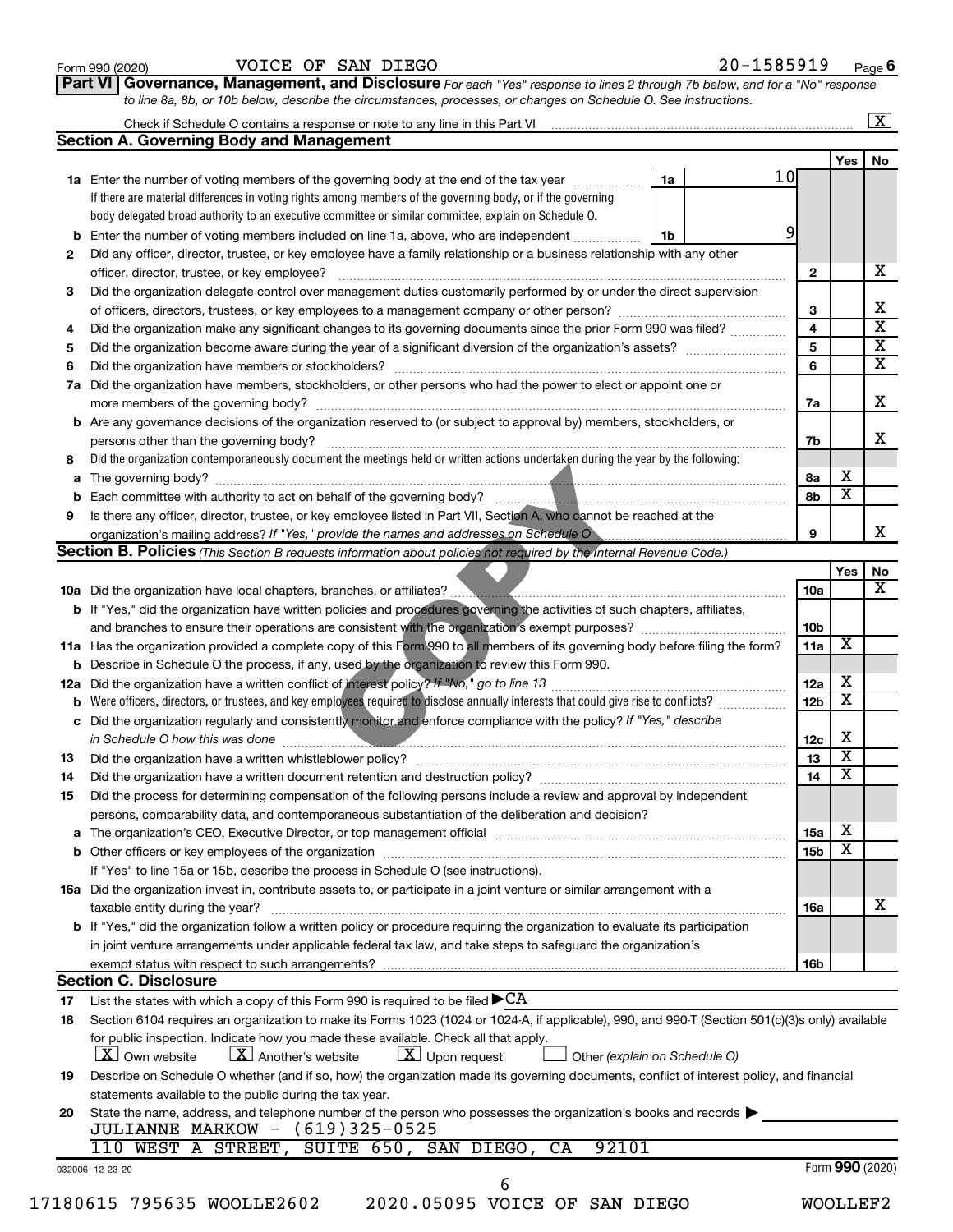Form 990 (2020) VOICE OF SAN DIEGO 20-1585919 Page 6

**Part VI Governance, Management, and Disclosure** *For each "Yes" response to lines 2 through 7b below, and for a "No" response to line 8a, 8b, or 10b below, describe the circumstances, processes, or changes on Schedule O. See instructions.*

Check if Schedule O contains a response or note to any line in this Part VI ..... [X]

## Section A. Governing Body and Management

| | | | | Yes | No |
|---|---|---|---|---|---|
| **1a** | Enter the number of voting members of the governing body at the end of the tax year (1a) | 10 | | | |
| | If there are material differences in voting rights among members of the governing body, or if the governing body delegated broad authority to an executive committee or similar committee, explain on Schedule O. | | | | |
| **b** | Enter the number of voting members included on line 1a, above, who are independent (1b) | 9 | | | |
| **2** | Did any officer, director, trustee, or key employee have a family relationship or a business relationship with any other officer, director, trustee, or key employee? | | 2 | | X |
| **3** | Did the organization delegate control over management duties customarily performed by or under the direct supervision of officers, directors, trustees, or key employees to a management company or other person? | | 3 | | X |
| **4** | Did the organization make any significant changes to its governing documents since the prior Form 990 was filed? | | 4 | | X |
| **5** | Did the organization become aware during the year of a significant diversion of the organization's assets? | | 5 | | X |
| **6** | Did the organization have members or stockholders? | | 6 | | X |
| **7a** | Did the organization have members, stockholders, or other persons who had the power to elect or appoint one or more members of the governing body? | | 7a | | X |
| **b** | Are any governance decisions of the organization reserved to (or subject to approval by) members, stockholders, or persons other than the governing body? | | 7b | | X |
| **8** | Did the organization contemporaneously document the meetings held or written actions undertaken during the year by the following: | | | | |
| **a** | The governing body? | | 8a | X | |
| **b** | Each committee with authority to act on behalf of the governing body? | | 8b | X | |
| **9** | Is there any officer, director, trustee, or key employee listed in Part VII, Section A, who cannot be reached at the organization's mailing address? *If "Yes," provide the names and addresses on Schedule O* | | 9 | | X |

## Section B. Policies *(This Section B requests information about policies not required by the Internal Revenue Code.)*

| | | | Yes | No |
|---|---|---|---|---|
| **10a** | Did the organization have local chapters, branches, or affiliates? | 10a | | X |
| **b** | If "Yes," did the organization have written policies and procedures governing the activities of such chapters, affiliates, and branches to ensure their operations are consistent with the organization's exempt purposes? | 10b | | |
| **11a** | Has the organization provided a complete copy of this Form 990 to all members of its governing body before filing the form? | 11a | X | |
| **b** | Describe in Schedule O the process, if any, used by the organization to review this Form 990. | | | |
| **12a** | Did the organization have a written conflict of interest policy? *If "No," go to line 13* | 12a | X | |
| **b** | Were officers, directors, or trustees, and key employees required to disclose annually interests that could give rise to conflicts? | 12b | X | |
| **c** | Did the organization regularly and consistently monitor and enforce compliance with the policy? *If "Yes," describe in Schedule O how this was done* | 12c | X | |
| **13** | Did the organization have a written whistleblower policy? | 13 | X | |
| **14** | Did the organization have a written document retention and destruction policy? | 14 | X | |
| **15** | Did the process for determining compensation of the following persons include a review and approval by independent persons, comparability data, and contemporaneous substantiation of the deliberation and decision? | | | |
| **a** | The organization's CEO, Executive Director, or top management official | 15a | X | |
| **b** | Other officers or key employees of the organization | 15b | X | |
| | If "Yes" to line 15a or 15b, describe the process in Schedule O (see instructions). | | | |
| **16a** | Did the organization invest in, contribute assets to, or participate in a joint venture or similar arrangement with a taxable entity during the year? | 16a | | X |
| **b** | If "Yes," did the organization follow a written policy or procedure requiring the organization to evaluate its participation in joint venture arrangements under applicable federal tax law, and take steps to safeguard the organization's exempt status with respect to such arrangements? | 16b | | |

## Section C. Disclosure

**17** List the states with which a copy of this Form 990 is required to be filed ▶ CA

**18** Section 6104 requires an organization to make its Forms 1023 (1024 or 1024-A, if applicable), 990, and 990-T (Section 501(c)(3)s only) available for public inspection. Indicate how you made these available. Check all that apply.

[X] Own website  [X] Another's website  [X] Upon request  [ ] Other *(explain on Schedule O)*

**19** Describe on Schedule O whether (and if so, how) the organization made its governing documents, conflict of interest policy, and financial statements available to the public during the tax year.

**20** State the name, address, and telephone number of the person who possesses the organization's books and records ▶

JULIANNE MARKOW - (619)325-0525
110 WEST A STREET, SUITE 650, SAN DIEGO, CA 92101

032006 12-23-20 Form **990** (2020)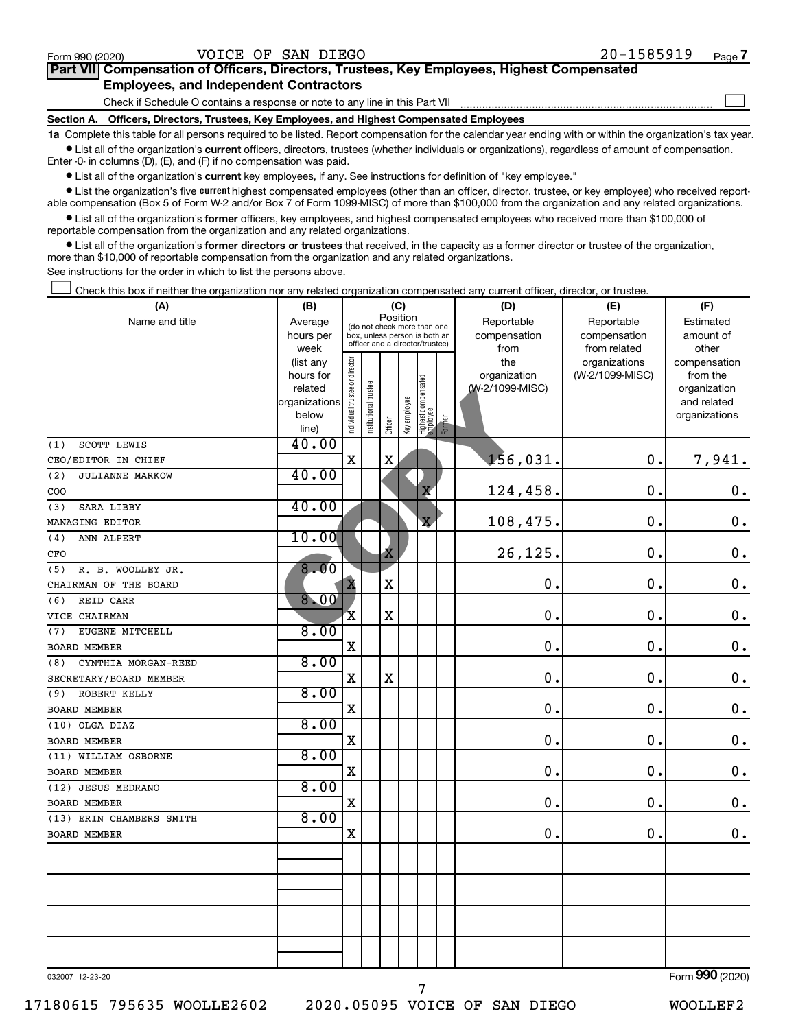Form 990 (2020) VOICE OF SAN DIEGO 20-1585919 Page 7

## Part VII Compensation of Officers, Directors, Trustees, Key Employees, Highest Compensated Employees, and Independent Contractors

Check if Schedule O contains a response or note to any line in this Part VII

### Section A. Officers, Directors, Trustees, Key Employees, and Highest Compensated Employees

**1a** Complete this table for all persons required to be listed. Report compensation for the calendar year ending with or within the organization's tax year.

- List all of the organization's **current** officers, directors, trustees (whether individuals or organizations), regardless of amount of compensation. Enter -0- in columns (D), (E), and (F) if no compensation was paid.
- List all of the organization's **current** key employees, if any. See instructions for definition of "key employee."
- List the organization's five current highest compensated employees (other than an officer, director, trustee, or key employee) who received reportable compensation (Box 5 of Form W-2 and/or Box 7 of Form 1099-MISC) of more than $100,000 from the organization and any related organizations.
- List all of the organization's **former** officers, key employees, and highest compensated employees who received more than $100,000 of reportable compensation from the organization and any related organizations.
- List all of the organization's **former directors or trustees** that received, in the capacity as a former director or trustee of the organization, more than $10,000 of reportable compensation from the organization and any related organizations.

See instructions for the order in which to list the persons above.

Check this box if neither the organization nor any related organization compensated any current officer, director, or trustee.

| (A) Name and title | (B) Average hours per week (list any hours for related organizations below line) | (C) Position: Individual trustee or director | Institutional trustee | Officer | Key employee | Highest compensated employee | Former | (D) Reportable compensation from the organization (W-2/1099-MISC) | (E) Reportable compensation from related organizations (W-2/1099-MISC) | (F) Estimated amount of other compensation from the organization and related organizations |
|---|---|---|---|---|---|---|---|---|---|---|
| (1) SCOTT LEWIS<br>CEO/EDITOR IN CHIEF | 40.00 | X | | X | | | | 156,031. | 0. | 7,941. |
| (2) JULIANNE MARKOW<br>COO | 40.00 | | | | | X | | 124,458. | 0. | 0. |
| (3) SARA LIBBY<br>MANAGING EDITOR | 40.00 | | | | | X | | 108,475. | 0. | 0. |
| (4) ANN ALPERT<br>CFO | 10.00 | | | X | | | | 26,125. | 0. | 0. |
| (5) R. B. WOOLLEY JR.<br>CHAIRMAN OF THE BOARD | 8.00 | X | | X | | | | 0. | 0. | 0. |
| (6) REID CARR<br>VICE CHAIRMAN | 8.00 | X | | X | | | | 0. | 0. | 0. |
| (7) EUGENE MITCHELL<br>BOARD MEMBER | 8.00 | X | | | | | | 0. | 0. | 0. |
| (8) CYNTHIA MORGAN-REED<br>SECRETARY/BOARD MEMBER | 8.00 | X | | X | | | | 0. | 0. | 0. |
| (9) ROBERT KELLY<br>BOARD MEMBER | 8.00 | X | | | | | | 0. | 0. | 0. |
| (10) OLGA DIAZ<br>BOARD MEMBER | 8.00 | X | | | | | | 0. | 0. | 0. |
| (11) WILLIAM OSBORNE<br>BOARD MEMBER | 8.00 | X | | | | | | 0. | 0. | 0. |
| (12) JESUS MEDRANO<br>BOARD MEMBER | 8.00 | X | | | | | | 0. | 0. | 0. |
| (13) ERIN CHAMBERS SMITH<br>BOARD MEMBER | 8.00 | X | | | | | | 0. | 0. | 0. |

032007 12-23-20 Form 990 (2020)

17180615 795635 WOOLLE2602 2020.05095 VOICE OF SAN DIEGO WOOLLEF2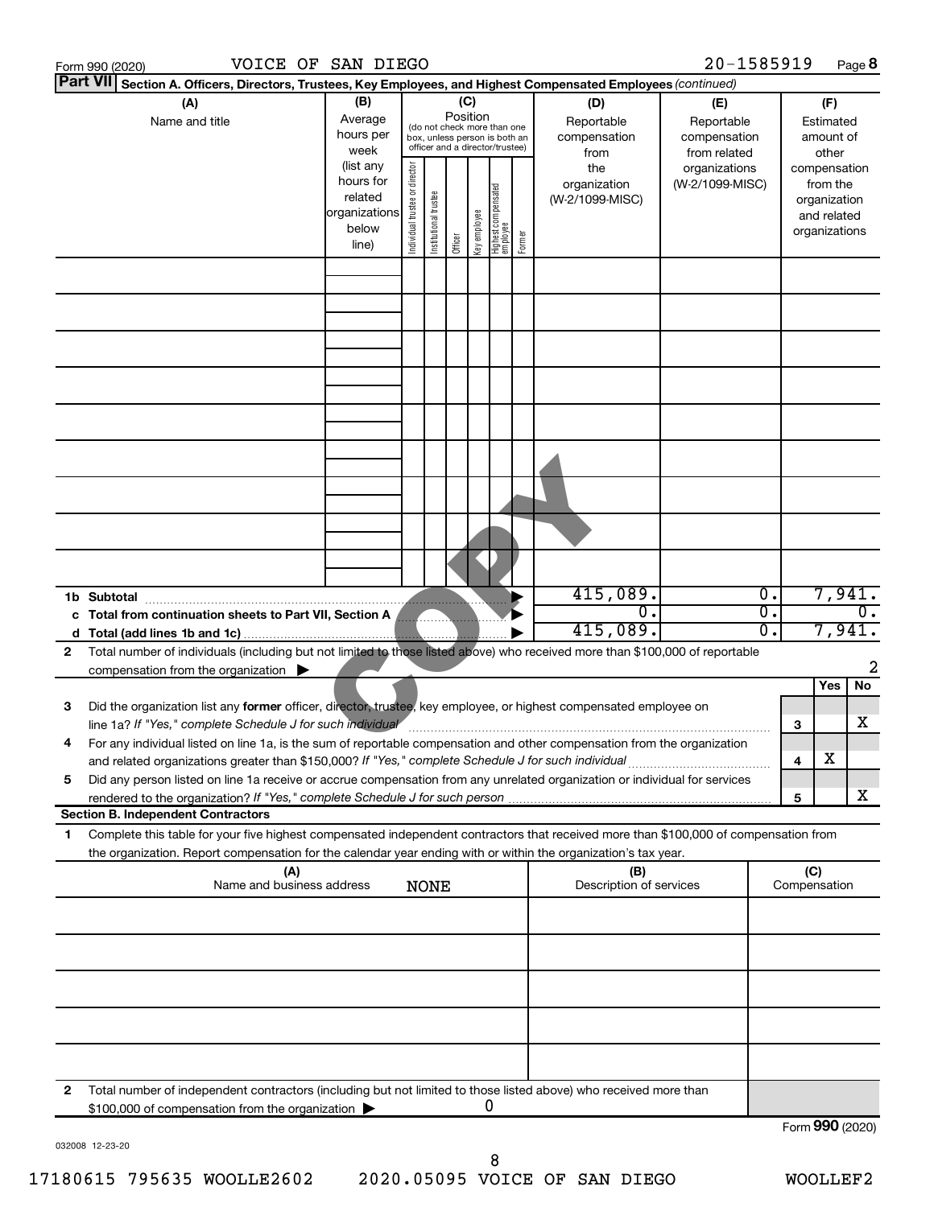Form 990 (2020) VOICE OF SAN DIEGO 20-1585919 Page 8

**Part VII Section A. Officers, Directors, Trustees, Key Employees, and Highest Compensated Employees** *(continued)*

| (A) Name and title | (B) Average hours per week (list any hours for related organizations below line) | (C) Position (do not check more than one box, unless person is both an officer and a director/trustee): Individual trustee or director | Institutional trustee | Officer | Key employee | Highest compensated employee | Former | (D) Reportable compensation from the organization (W-2/1099-MISC) | (E) Reportable compensation from related organizations (W-2/1099-MISC) | (F) Estimated amount of other compensation from the organization and related organizations |
|---|---|---|---|---|---|---|---|---|---|---|
| | | | | | | | | | | |
| | | | | | | | | | | |
| | | | | | | | | | | |
| | | | | | | | | | | |
| | | | | | | | | | | |
| | | | | | | | | | | |
| | | | | | | | | | | |
| | | | | | | | | | | |
| | | | | | | | | | | |

| | | (D) | (E) | (F) |
|---|---|---|---|---|
| **1b** | **Subtotal** | 415,089. | 0. | 7,941. |
| **c** | **Total from continuation sheets to Part VII, Section A** | 0. | 0. | 0. |
| **d** | **Total (add lines 1b and 1c)** | 415,089. | 0. | 7,941. |

**2** Total number of individuals (including but not limited to those listed above) who received more than $100,000 of reportable compensation from the organization ▶ 2

| | | | Yes | No |
|---|---|---|---|---|
| **3** | Did the organization list any **former** officer, director, trustee, key employee, or highest compensated employee on line 1a? *If "Yes," complete Schedule J for such individual* | 3 | | X |
| **4** | For any individual listed on line 1a, is the sum of reportable compensation and other compensation from the organization and related organizations greater than $150,000? *If "Yes," complete Schedule J for such individual* | 4 | X | |
| **5** | Did any person listed on line 1a receive or accrue compensation from any unrelated organization or individual for services rendered to the organization? *If "Yes," complete Schedule J for such person* | 5 | | X |

**Section B. Independent Contractors**

**1** Complete this table for your five highest compensated independent contractors that received more than $100,000 of compensation from the organization. Report compensation for the calendar year ending with or within the organization's tax year.

| (A) Name and business address | (B) Description of services | (C) Compensation |
|---|---|---|
| NONE | | |
| | | |
| | | |
| | | |
| | | |

**2** Total number of independent contractors (including but not limited to those listed above) who received more than $100,000 of compensation from the organization ▶ 0

Form **990** (2020)

032008 12-23-20

17180615 795635 WOOLLE2602 2020.05095 VOICE OF SAN DIEGO WOOLLEF2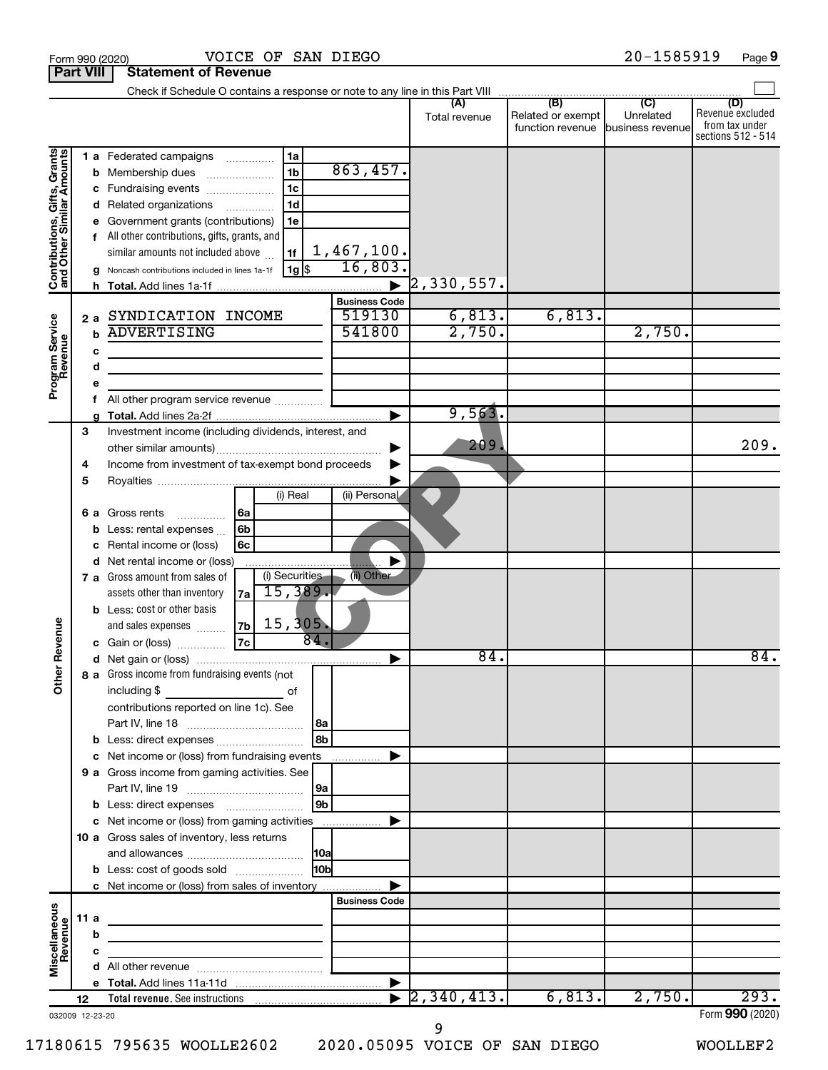Form 990 (2020) VOICE OF SAN DIEGO 20-1585919

## Part VIII Statement of Revenue

Check if Schedule O contains a response or note to any line in this Part VIII ☐

| | | | | (A) Total revenue | (B) Related or exempt function revenue | (C) Unrelated business revenue | (D) Revenue excluded from tax under sections 512 - 514 |
|---|---|---|---|---|---|---|---|
| **Contributions, Gifts, Grants and Other Similar Amounts** | 1a Federated campaigns | 1a | | | | | |
| | b Membership dues | 1b | 863,457. | | | | |
| | c Fundraising events | 1c | | | | | |
| | d Related organizations | 1d | | | | | |
| | e Government grants (contributions) | 1e | | | | | |
| | f All other contributions, gifts, grants, and similar amounts not included above | 1f | 1,467,100. | | | | |
| | g Noncash contributions included in lines 1a-1f | 1g $ | 16,803. | | | | |
| | h **Total.** Add lines 1a-1f | | ▶ | 2,330,557. | | | |
| **Program Service Revenue** | | | **Business Code** | | | | |
| | 2a SYNDICATION INCOME | | 519130 | 6,813. | 6,813. | | |
| | b ADVERTISING | | 541800 | 2,750. | | 2,750. | |
| | c | | | | | | |
| | d | | | | | | |
| | e | | | | | | |
| | f All other program service revenue | | | | | | |
| | g **Total.** Add lines 2a-2f | | ▶ | 9,563. | | | |
| **Other Revenue** | 3 Investment income (including dividends, interest, and other similar amounts) | | ▶ | 209. | | | 209. |
| | 4 Income from investment of tax-exempt bond proceeds | | ▶ | | | | |
| | 5 Royalties | | ▶ | | | | |
| | | (i) Real | (ii) Personal | | | | |
| | 6a Gross rents | 6a | | | | | |
| | b Less: rental expenses | 6b | | | | | |
| | c Rental income or (loss) | 6c | | | | | |
| | d Net rental income or (loss) | | ▶ | | | | |
| | | (i) Securities | (ii) Other | | | | |
| | 7a Gross amount from sales of assets other than inventory | 7a 15,389. | | | | | |
| | b Less: cost or other basis and sales expenses | 7b 15,305. | | | | | |
| | c Gain or (loss) | 7c 84. | | | | | |
| | d Net gain or (loss) | | ▶ | 84. | | | 84. |
| | 8a Gross income from fundraising events (not including $ of contributions reported on line 1c). See Part IV, line 18 | 8a | | | | | |
| | b Less: direct expenses | 8b | | | | | |
| | c Net income or (loss) from fundraising events | | ▶ | | | | |
| | 9a Gross income from gaming activities. See Part IV, line 19 | 9a | | | | | |
| | b Less: direct expenses | 9b | | | | | |
| | c Net income or (loss) from gaming activities | | ▶ | | | | |
| | 10a Gross sales of inventory, less returns and allowances | 10a | | | | | |
| | b Less: cost of goods sold | 10b | | | | | |
| | c Net income or (loss) from sales of inventory | | ▶ | | | | |
| **Miscellaneous Revenue** | | | **Business Code** | | | | |
| | 11a | | | | | | |
| | b | | | | | | |
| | c | | | | | | |
| | d All other revenue | | | | | | |
| | e **Total.** Add lines 11a-11d | | ▶ | | | | |
| | 12 **Total revenue.** See instructions | | ▶ | 2,340,413. | 6,813. | 2,750. | 293. |

032009 12-23-20

Form **990** (2020)

17180615 795635 WOOLLE2602 2020.05095 VOICE OF SAN DIEGO WOOLLEF2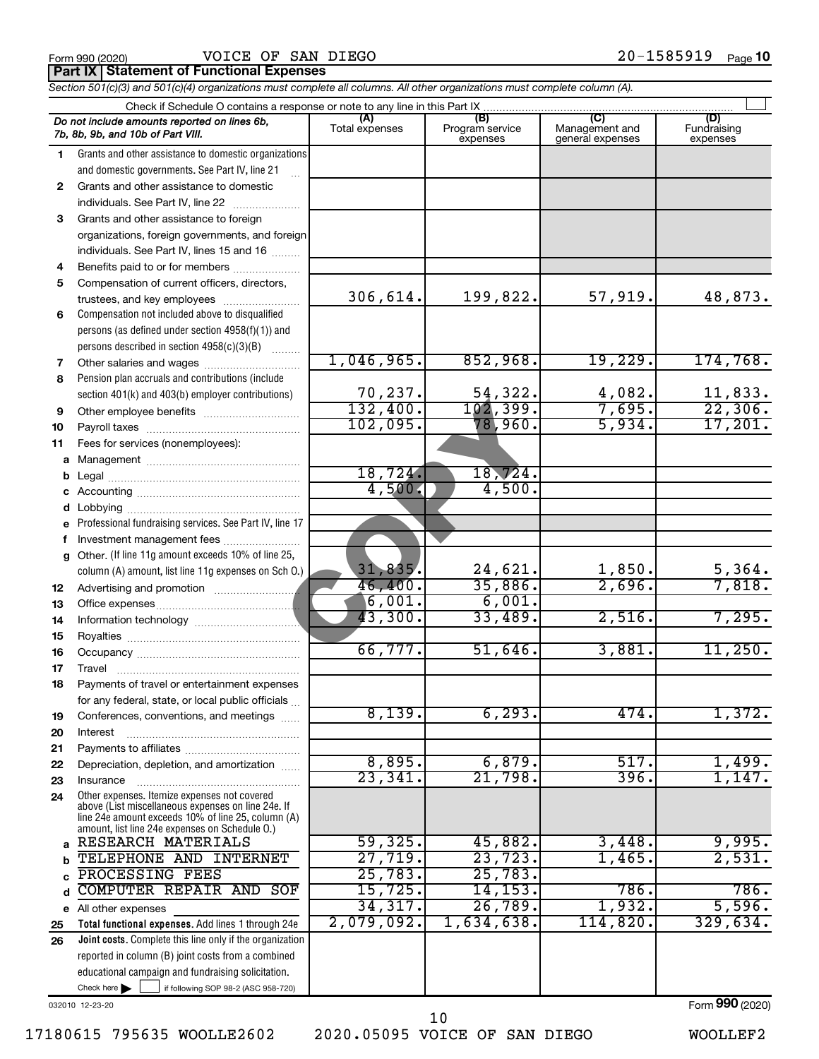Form 990 (2020) VOICE OF SAN DIEGO 20-1585919

## Part IX Statement of Functional Expenses

*Section 501(c)(3) and 501(c)(4) organizations must complete all columns. All other organizations must complete column (A).*

Check if Schedule O contains a response or note to any line in this Part IX

| | *Do not include amounts reported on lines 6b, 7b, 8b, 9b, and 10b of Part VIII.* | (A) Total expenses | (B) Program service expenses | (C) Management and general expenses | (D) Fundraising expenses |
|---|---|---|---|---|---|
| 1 | Grants and other assistance to domestic organizations and domestic governments. See Part IV, line 21 | | | | |
| 2 | Grants and other assistance to domestic individuals. See Part IV, line 22 | | | | |
| 3 | Grants and other assistance to foreign organizations, foreign governments, and foreign individuals. See Part IV, lines 15 and 16 | | | | |
| 4 | Benefits paid to or for members | | | | |
| 5 | Compensation of current officers, directors, trustees, and key employees | 306,614. | 199,822. | 57,919. | 48,873. |
| 6 | Compensation not included above to disqualified persons (as defined under section 4958(f)(1)) and persons described in section 4958(c)(3)(B) | | | | |
| 7 | Other salaries and wages | 1,046,965. | 852,968. | 19,229. | 174,768. |
| 8 | Pension plan accruals and contributions (include section 401(k) and 403(b) employer contributions) | 70,237. | 54,322. | 4,082. | 11,833. |
| 9 | Other employee benefits | 132,400. | 102,399. | 7,695. | 22,306. |
| 10 | Payroll taxes | 102,095. | 78,960. | 5,934. | 17,201. |
| 11 | Fees for services (nonemployees): | | | | |
| a | Management | | | | |
| b | Legal | 18,724. | 18,724. | | |
| c | Accounting | 4,500. | 4,500. | | |
| d | Lobbying | | | | |
| e | Professional fundraising services. See Part IV, line 17 | | | | |
| f | Investment management fees | | | | |
| g | Other. (If line 11g amount exceeds 10% of line 25, column (A) amount, list line 11g expenses on Sch O.) | 31,835. | 24,621. | 1,850. | 5,364. |
| 12 | Advertising and promotion | 46,400. | 35,886. | 2,696. | 7,818. |
| 13 | Office expenses | 6,001. | 6,001. | | |
| 14 | Information technology | 43,300. | 33,489. | 2,516. | 7,295. |
| 15 | Royalties | | | | |
| 16 | Occupancy | 66,777. | 51,646. | 3,881. | 11,250. |
| 17 | Travel | | | | |
| 18 | Payments of travel or entertainment expenses for any federal, state, or local public officials | | | | |
| 19 | Conferences, conventions, and meetings | 8,139. | 6,293. | 474. | 1,372. |
| 20 | Interest | | | | |
| 21 | Payments to affiliates | | | | |
| 22 | Depreciation, depletion, and amortization | 8,895. | 6,879. | 517. | 1,499. |
| 23 | Insurance | 23,341. | 21,798. | 396. | 1,147. |
| 24 | Other expenses. Itemize expenses not covered above (List miscellaneous expenses on line 24e. If line 24e amount exceeds 10% of line 25, column (A) amount, list line 24e expenses on Schedule O.) | | | | |
| a | RESEARCH MATERIALS | 59,325. | 45,882. | 3,448. | 9,995. |
| b | TELEPHONE AND INTERNET | 27,719. | 23,723. | 1,465. | 2,531. |
| c | PROCESSING FEES | 25,783. | 25,783. | | |
| d | COMPUTER REPAIR AND SOF | 15,725. | 14,153. | 786. | 786. |
| e | All other expenses | 34,317. | 26,789. | 1,932. | 5,596. |
| 25 | **Total functional expenses.** Add lines 1 through 24e | 2,079,092. | 1,634,638. | 114,820. | 329,634. |
| 26 | **Joint costs.** Complete this line only if the organization reported in column (B) joint costs from a combined educational campaign and fundraising solicitation. Check here ☐ if following SOP 98-2 (ASC 958-720) | | | | |

032010 12-23-20 Form **990** (2020)

17180615 795635 WOOLLE2602 2020.05095 VOICE OF SAN DIEGO WOOLLEF2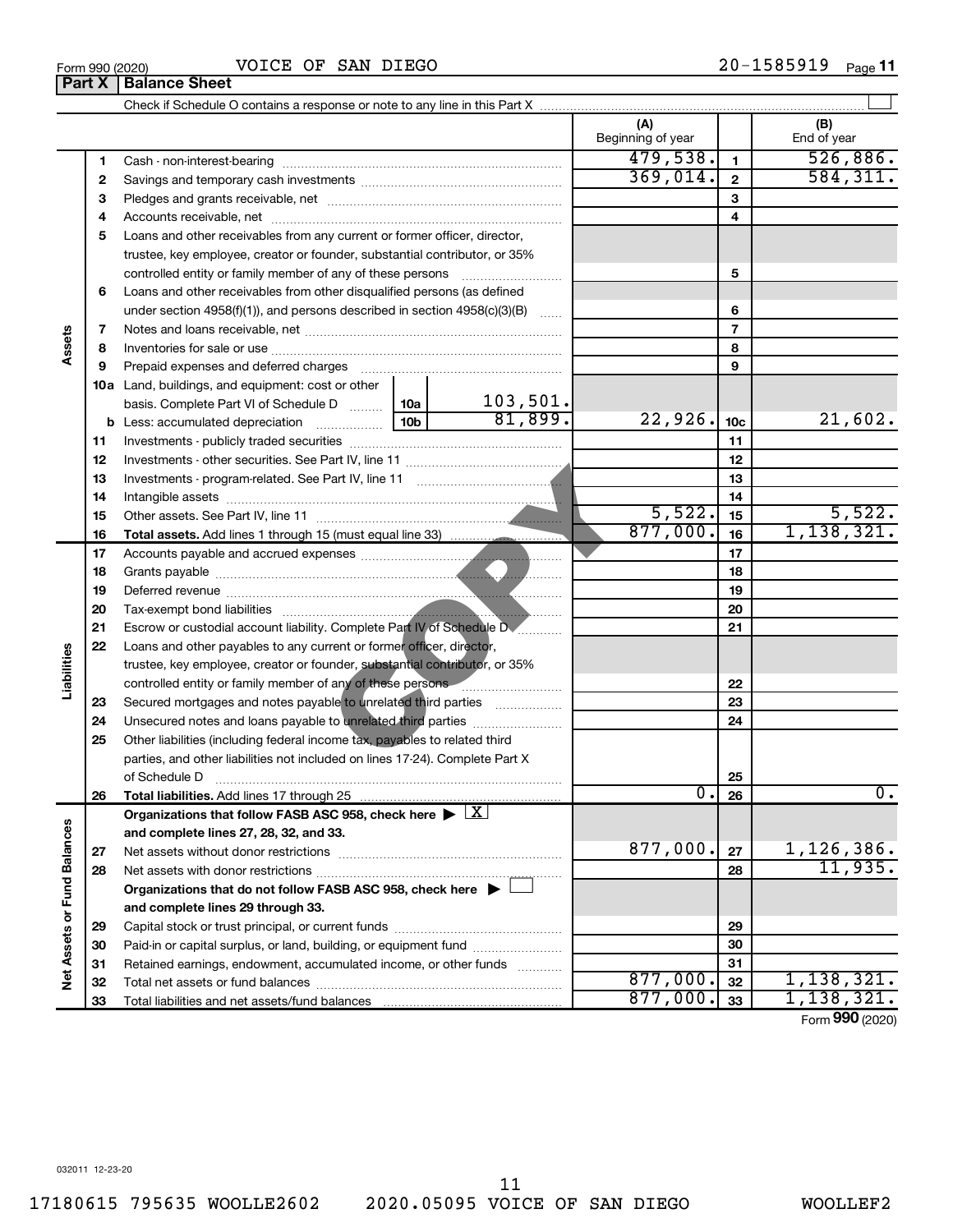Form 990 (2020) VOICE OF SAN DIEGO 20-1585919

## Part X Balance Sheet

Check if Schedule O contains a response or note to any line in this Part X

| | | | | (A) Beginning of year | | (B) End of year |
|---|---|---|---|---|---|---|
| Assets | 1 | Cash - non-interest-bearing | | 479,538. | 1 | 526,886. |
| | 2 | Savings and temporary cash investments | | 369,014. | 2 | 584,311. |
| | 3 | Pledges and grants receivable, net | | | 3 | |
| | 4 | Accounts receivable, net | | | 4 | |
| | 5 | Loans and other receivables from any current or former officer, director, trustee, key employee, creator or founder, substantial contributor, or 35% controlled entity or family member of any of these persons | | | 5 | |
| | 6 | Loans and other receivables from other disqualified persons (as defined under section 4958(f)(1)), and persons described in section 4958(c)(3)(B) | | | 6 | |
| | 7 | Notes and loans receivable, net | | | 7 | |
| | 8 | Inventories for sale or use | | | 8 | |
| | 9 | Prepaid expenses and deferred charges | | | 9 | |
| | 10a | Land, buildings, and equipment: cost or other basis. Complete Part VI of Schedule D | 10a 103,501. | | | |
| | b | Less: accumulated depreciation | 10b 81,899. | 22,926. | 10c | 21,602. |
| | 11 | Investments - publicly traded securities | | | 11 | |
| | 12 | Investments - other securities. See Part IV, line 11 | | | 12 | |
| | 13 | Investments - program-related. See Part IV, line 11 | | | 13 | |
| | 14 | Intangible assets | | | 14 | |
| | 15 | Other assets. See Part IV, line 11 | | 5,522. | 15 | 5,522. |
| | 16 | **Total assets.** Add lines 1 through 15 (must equal line 33) | | 877,000. | 16 | 1,138,321. |
| Liabilities | 17 | Accounts payable and accrued expenses | | | 17 | |
| | 18 | Grants payable | | | 18 | |
| | 19 | Deferred revenue | | | 19 | |
| | 20 | Tax-exempt bond liabilities | | | 20 | |
| | 21 | Escrow or custodial account liability. Complete Part IV of Schedule D | | | 21 | |
| | 22 | Loans and other payables to any current or former officer, director, trustee, key employee, creator or founder, substantial contributor, or 35% controlled entity or family member of any of these persons | | | 22 | |
| | 23 | Secured mortgages and notes payable to unrelated third parties | | | 23 | |
| | 24 | Unsecured notes and loans payable to unrelated third parties | | | 24 | |
| | 25 | Other liabilities (including federal income tax, payables to related third parties, and other liabilities not included on lines 17-24). Complete Part X of Schedule D | | | 25 | |
| | 26 | **Total liabilities.** Add lines 17 through 25 | | 0. | 26 | 0. |
| Net Assets or Fund Balances | | **Organizations that follow FASB ASC 958, check here ▶ [X] and complete lines 27, 28, 32, and 33.** | | | | |
| | 27 | Net assets without donor restrictions | | 877,000. | 27 | 1,126,386. |
| | 28 | Net assets with donor restrictions | | | 28 | 11,935. |
| | | **Organizations that do not follow FASB ASC 958, check here ▶ [ ] and complete lines 29 through 33.** | | | | |
| | 29 | Capital stock or trust principal, or current funds | | | 29 | |
| | 30 | Paid-in or capital surplus, or land, building, or equipment fund | | | 30 | |
| | 31 | Retained earnings, endowment, accumulated income, or other funds | | | 31 | |
| | 32 | Total net assets or fund balances | | 877,000. | 32 | 1,138,321. |
| | 33 | Total liabilities and net assets/fund balances | | 877,000. | 33 | 1,138,321. |

Form **990** (2020)

032011 12-23-20

17180615 795635 WOOLLE2602 2020.05095 VOICE OF SAN DIEGO WOOLLEF2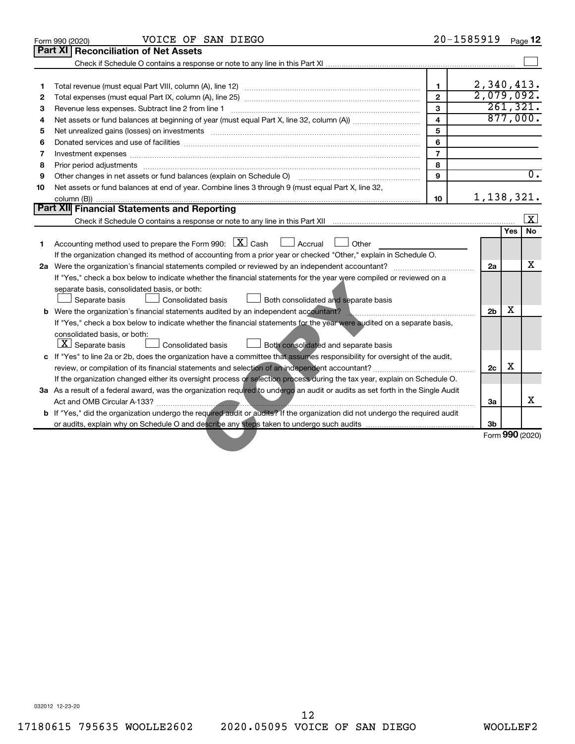Form 990 (2020) VOICE OF SAN DIEGO 20-1585919 Page 12

## Part XI Reconciliation of Net Assets

Check if Schedule O contains a response or note to any line in this Part XI ☐

| | | | |
|---|---|---|---|
| 1 | Total revenue (must equal Part VIII, column (A), line 12) | 1 | 2,340,413. |
| 2 | Total expenses (must equal Part IX, column (A), line 25) | 2 | 2,079,092. |
| 3 | Revenue less expenses. Subtract line 2 from line 1 | 3 | 261,321. |
| 4 | Net assets or fund balances at beginning of year (must equal Part X, line 32, column (A)) | 4 | 877,000. |
| 5 | Net unrealized gains (losses) on investments | 5 | |
| 6 | Donated services and use of facilities | 6 | |
| 7 | Investment expenses | 7 | |
| 8 | Prior period adjustments | 8 | |
| 9 | Other changes in net assets or fund balances (explain on Schedule O) | 9 | 0. |
| 10 | Net assets or fund balances at end of year. Combine lines 3 through 9 (must equal Part X, line 32, column (B)) | 10 | 1,138,321. |

## Part XII Financial Statements and Reporting

Check if Schedule O contains a response or note to any line in this Part XII ☒

| | | | Yes | No |
|---|---|---|---|---|
| 1 | Accounting method used to prepare the Form 990: ☒ Cash ☐ Accrual ☐ Other<br>If the organization changed its method of accounting from a prior year or checked "Other," explain in Schedule O. | | | |
| 2a | Were the organization's financial statements compiled or reviewed by an independent accountant?<br>If "Yes," check a box below to indicate whether the financial statements for the year were compiled or reviewed on a separate basis, consolidated basis, or both:<br>☐ Separate basis ☐ Consolidated basis ☐ Both consolidated and separate basis | 2a | | X |
| b | Were the organization's financial statements audited by an independent accountant?<br>If "Yes," check a box below to indicate whether the financial statements for the year were audited on a separate basis, consolidated basis, or both:<br>☒ Separate basis ☐ Consolidated basis ☐ Both consolidated and separate basis | 2b | X | |
| c | If "Yes" to line 2a or 2b, does the organization have a committee that assumes responsibility for oversight of the audit, review, or compilation of its financial statements and selection of an independent accountant?<br>If the organization changed either its oversight process or selection process during the tax year, explain on Schedule O. | 2c | X | |
| 3a | As a result of a federal award, was the organization required to undergo an audit or audits as set forth in the Single Audit Act and OMB Circular A-133? | 3a | | X |
| b | If "Yes," did the organization undergo the required audit or audits? If the organization did not undergo the required audit or audits, explain why on Schedule O and describe any steps taken to undergo such audits | 3b | | |

Form 990 (2020)

032012 12-23-20

17180615 795635 WOOLLE2602 2020.05095 VOICE OF SAN DIEGO WOOLLEF2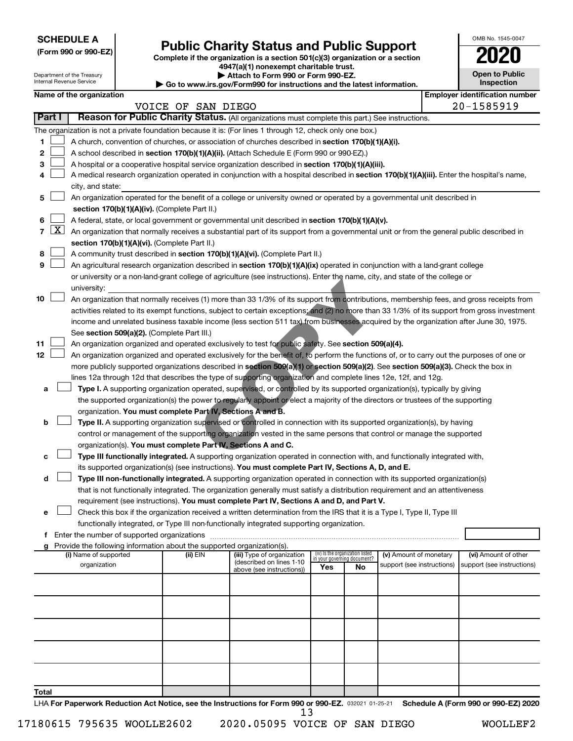**SCHEDULE A**
**(Form 990 or 990-EZ)**

Department of the Treasury
Internal Revenue Service

# Public Charity Status and Public Support

**Complete if the organization is a section 501(c)(3) organization or a section 4947(a)(1) nonexempt charitable trust.**
**▶ Attach to Form 990 or Form 990-EZ.**
**▶ Go to www.irs.gov/Form990 for instructions and the latest information.**

OMB No. 1545-0047

**2020**

**Open to Public Inspection**

**Name of the organization:** VOICE OF SAN DIEGO

**Employer identification number:** 20-1585919

## Part I Reason for Public Charity Status. (All organizations must complete this part.) See instructions.

The organization is not a private foundation because it is: (For lines 1 through 12, check only one box.)

1. ☐ A church, convention of churches, or association of churches described in **section 170(b)(1)(A)(i).**
2. ☐ A school described in **section 170(b)(1)(A)(ii).** (Attach Schedule E (Form 990 or 990-EZ).)
3. ☐ A hospital or a cooperative hospital service organization described in **section 170(b)(1)(A)(iii).**
4. ☐ A medical research organization operated in conjunction with a hospital described in **section 170(b)(1)(A)(iii).** Enter the hospital's name, city, and state:
5. ☐ An organization operated for the benefit of a college or university owned or operated by a governmental unit described in **section 170(b)(1)(A)(iv).** (Complete Part II.)
6. ☐ A federal, state, or local government or governmental unit described in **section 170(b)(1)(A)(v).**
7. ☒ An organization that normally receives a substantial part of its support from a governmental unit or from the general public described in **section 170(b)(1)(A)(vi).** (Complete Part II.)
8. ☐ A community trust described in **section 170(b)(1)(A)(vi).** (Complete Part II.)
9. ☐ An agricultural research organization described in **section 170(b)(1)(A)(ix)** operated in conjunction with a land-grant college or university or a non-land-grant college of agriculture (see instructions). Enter the name, city, and state of the college or university:
10. ☐ An organization that normally receives (1) more than 33 1/3% of its support from contributions, membership fees, and gross receipts from activities related to its exempt functions, subject to certain exceptions; and (2) no more than 33 1/3% of its support from gross investment income and unrelated business taxable income (less section 511 tax) from businesses acquired by the organization after June 30, 1975. See **section 509(a)(2).** (Complete Part III.)
11. ☐ An organization organized and operated exclusively to test for public safety. See **section 509(a)(4).**
12. ☐ An organization organized and operated exclusively for the benefit of, to perform the functions of, or to carry out the purposes of one or more publicly supported organizations described in **section 509(a)(1)** or **section 509(a)(2)**. See **section 509(a)(3).** Check the box in lines 12a through 12d that describes the type of supporting organization and complete lines 12e, 12f, and 12g.
   - **a** ☐ **Type I.** A supporting organization operated, supervised, or controlled by its supported organization(s), typically by giving the supported organization(s) the power to regularly appoint or elect a majority of the directors or trustees of the supporting organization. **You must complete Part IV, Sections A and B.**
   - **b** ☐ **Type II.** A supporting organization supervised or controlled in connection with its supported organization(s), by having control or management of the supporting organization vested in the same persons that control or manage the supported organization(s). **You must complete Part IV, Sections A and C.**
   - **c** ☐ **Type III functionally integrated.** A supporting organization operated in connection with, and functionally integrated with, its supported organization(s) (see instructions). **You must complete Part IV, Sections A, D, and E.**
   - **d** ☐ **Type III non-functionally integrated.** A supporting organization operated in connection with its supported organization(s) that is not functionally integrated. The organization generally must satisfy a distribution requirement and an attentiveness requirement (see instructions). **You must complete Part IV, Sections A and D, and Part V.**
   - **e** ☐ Check this box if the organization received a written determination from the IRS that it is a Type I, Type II, Type III functionally integrated, or Type III non-functionally integrated supporting organization.
   - **f** Enter the number of supported organizations
   - **g** Provide the following information about the supported organization(s).

| (i) Name of supported organization | (ii) EIN | (iii) Type of organization (described on lines 1-10 above (see instructions)) | (iv) Is the organization listed in your governing document? Yes | No | (v) Amount of monetary support (see instructions) | (vi) Amount of other support (see instructions) |
|---|---|---|---|---|---|---|
| | | | | | | |
| | | | | | | |
| | | | | | | |
| | | | | | | |
| | | | | | | |
| **Total** | | | | | | |

LHA **For Paperwork Reduction Act Notice, see the Instructions for Form 990 or 990-EZ.** 032021 01-25-21 **Schedule A (Form 990 or 990-EZ) 2020**

17180615 795635 WOOLLE2602 2020.05095 VOICE OF SAN DIEGO WOOLLEF2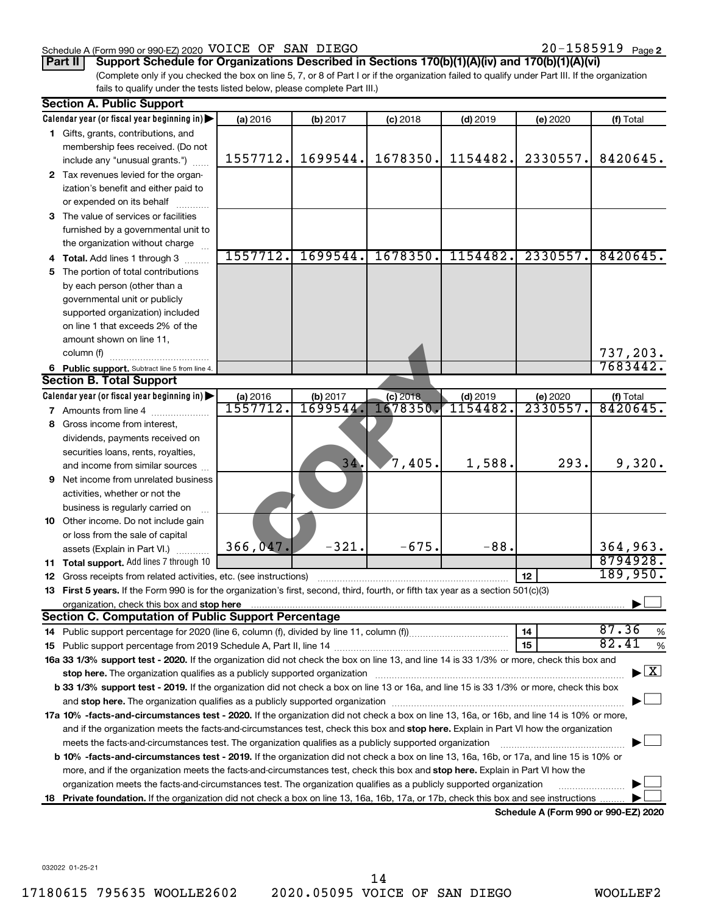Schedule A (Form 990 or 990-EZ) 2020 VOICE OF SAN DIEGO 20-1585919 Page 2

**Part II** **Support Schedule for Organizations Described in Sections 170(b)(1)(A)(iv) and 170(b)(1)(A)(vi)**

(Complete only if you checked the box on line 5, 7, or 8 of Part I or if the organization failed to qualify under Part III. If the organization fails to qualify under the tests listed below, please complete Part III.)

**Section A. Public Support**

| Calendar year (or fiscal year beginning in) ▶ | (a) 2016 | (b) 2017 | (c) 2018 | (d) 2019 | (e) 2020 | (f) Total |
|---|---|---|---|---|---|---|
| 1 Gifts, grants, contributions, and membership fees received. (Do not include any "unusual grants.") | 1557712. | 1699544. | 1678350. | 1154482. | 2330557. | 8420645. |
| 2 Tax revenues levied for the organization's benefit and either paid to or expended on its behalf | | | | | | |
| 3 The value of services or facilities furnished by a governmental unit to the organization without charge | | | | | | |
| 4 **Total.** Add lines 1 through 3 | 1557712. | 1699544. | 1678350. | 1154482. | 2330557. | 8420645. |
| 5 The portion of total contributions by each person (other than a governmental unit or publicly supported organization) included on line 1 that exceeds 2% of the amount shown on line 11, column (f) | | | | | | 737,203. |
| 6 **Public support.** Subtract line 5 from line 4. | | | | | | 7683442. |

**Section B. Total Support**

| Calendar year (or fiscal year beginning in) ▶ | (a) 2016 | (b) 2017 | (c) 2018 | (d) 2019 | (e) 2020 | (f) Total |
|---|---|---|---|---|---|---|
| 7 Amounts from line 4 | 1557712. | 1699544. | 1678350. | 1154482. | 2330557. | 8420645. |
| 8 Gross income from interest, dividends, payments received on securities loans, rents, royalties, and income from similar sources | | 34. | 7,405. | 1,588. | 293. | 9,320. |
| 9 Net income from unrelated business activities, whether or not the business is regularly carried on | | | | | | |
| 10 Other income. Do not include gain or loss from the sale of capital assets (Explain in Part VI.) | 366,047. | -321. | -675. | -88. | | 364,963. |
| 11 **Total support.** Add lines 7 through 10 | | | | | | 8794928. |
| 12 Gross receipts from related activities, etc. (see instructions) | | | | | 12 | 189,950. |

13 **First 5 years.** If the Form 990 is for the organization's first, second, third, fourth, or fifth tax year as a section 501(c)(3) organization, check this box and **stop here** ▶ ☐

**Section C. Computation of Public Support Percentage**

| | | |
|---|---|---|
| 14 Public support percentage for 2020 (line 6, column (f), divided by line 11, column (f)) | 14 | 87.36 % |
| 15 Public support percentage from 2019 Schedule A, Part II, line 14 | 15 | 82.41 % |

**16a 33 1/3% support test - 2020.** If the organization did not check the box on line 13, and line 14 is 33 1/3% or more, check this box and **stop here.** The organization qualifies as a publicly supported organization ▶ ☒

**b 33 1/3% support test - 2019.** If the organization did not check a box on line 13 or 16a, and line 15 is 33 1/3% or more, check this box and **stop here.** The organization qualifies as a publicly supported organization ▶ ☐

**17a 10% -facts-and-circumstances test - 2020.** If the organization did not check a box on line 13, 16a, or 16b, and line 14 is 10% or more, and if the organization meets the facts-and-circumstances test, check this box and **stop here.** Explain in Part VI how the organization meets the facts-and-circumstances test. The organization qualifies as a publicly supported organization ▶ ☐

**b 10% -facts-and-circumstances test - 2019.** If the organization did not check a box on line 13, 16a, 16b, or 17a, and line 15 is 10% or more, and if the organization meets the facts-and-circumstances test, check this box and **stop here.** Explain in Part VI how the organization meets the facts-and-circumstances test. The organization qualifies as a publicly supported organization ▶ ☐

**18 Private foundation.** If the organization did not check a box on line 13, 16a, 16b, 17a, or 17b, check this box and see instructions ▶ ☐

**Schedule A (Form 990 or 990-EZ) 2020**

032022 01-25-21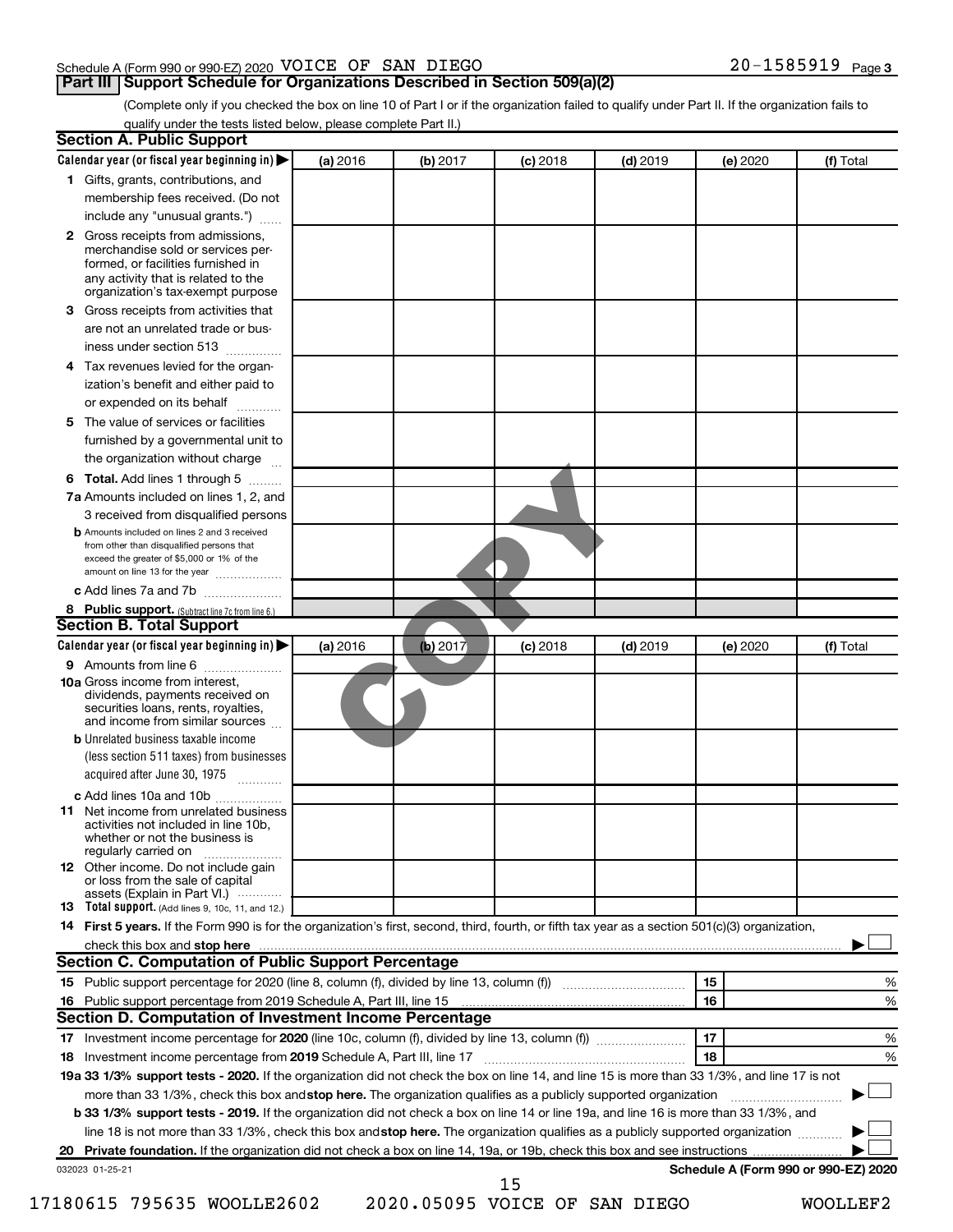Schedule A (Form 990 or 990-EZ) 2020 VOICE OF SAN DIEGO 20-1585919 Page 3

## Part III Support Schedule for Organizations Described in Section 509(a)(2)

(Complete only if you checked the box on line 10 of Part I or if the organization failed to qualify under Part II. If the organization fails to qualify under the tests listed below, please complete Part II.)

### Section A. Public Support

| Calendar year (or fiscal year beginning in) | (a) 2016 | (b) 2017 | (c) 2018 | (d) 2019 | (e) 2020 | (f) Total |
|---|---|---|---|---|---|---|
| 1 Gifts, grants, contributions, and membership fees received. (Do not include any "unusual grants.") | | | | | | |
| 2 Gross receipts from admissions, merchandise sold or services performed, or facilities furnished in any activity that is related to the organization's tax-exempt purpose | | | | | | |
| 3 Gross receipts from activities that are not an unrelated trade or business under section 513 | | | | | | |
| 4 Tax revenues levied for the organization's benefit and either paid to or expended on its behalf | | | | | | |
| 5 The value of services or facilities furnished by a governmental unit to the organization without charge | | | | | | |
| 6 **Total.** Add lines 1 through 5 | | | | | | |
| 7a Amounts included on lines 1, 2, and 3 received from disqualified persons | | | | | | |
| b Amounts included on lines 2 and 3 received from other than disqualified persons that exceed the greater of $5,000 or 1% of the amount on line 13 for the year | | | | | | |
| c Add lines 7a and 7b | | | | | | |
| 8 **Public support.** (Subtract line 7c from line 6.) | | | | | | |

### Section B. Total Support

| Calendar year (or fiscal year beginning in) | (a) 2016 | (b) 2017 | (c) 2018 | (d) 2019 | (e) 2020 | (f) Total |
|---|---|---|---|---|---|---|
| 9 Amounts from line 6 | | | | | | |
| 10a Gross income from interest, dividends, payments received on securities loans, rents, royalties, and income from similar sources | | | | | | |
| b Unrelated business taxable income (less section 511 taxes) from businesses acquired after June 30, 1975 | | | | | | |
| c Add lines 10a and 10b | | | | | | |
| 11 Net income from unrelated business activities not included in line 10b, whether or not the business is regularly carried on | | | | | | |
| 12 Other income. Do not include gain or loss from the sale of capital assets (Explain in Part VI.) | | | | | | |
| 13 **Total support.** (Add lines 9, 10c, 11, and 12.) | | | | | | |

14 **First 5 years.** If the Form 990 is for the organization's first, second, third, fourth, or fifth tax year as a section 501(c)(3) organization, check this box and **stop here** ☐

### Section C. Computation of Public Support Percentage

| | | | |
|---|---|---|---|
| 15 | Public support percentage for 2020 (line 8, column (f), divided by line 13, column (f)) | 15 | % |
| 16 | Public support percentage from 2019 Schedule A, Part III, line 15 | 16 | % |

### Section D. Computation of Investment Income Percentage

| | | | |
|---|---|---|---|
| 17 | Investment income percentage for **2020** (line 10c, column (f), divided by line 13, column (f)) | 17 | % |
| 18 | Investment income percentage from **2019** Schedule A, Part III, line 17 | 18 | % |

**19a 33 1/3% support tests - 2020.** If the organization did not check the box on line 14, and line 15 is more than 33 1/3%, and line 17 is not more than 33 1/3%, check this box and **stop here.** The organization qualifies as a publicly supported organization ☐

**b 33 1/3% support tests - 2019.** If the organization did not check a box on line 14 or line 19a, and line 16 is more than 33 1/3%, and line 18 is not more than 33 1/3%, check this box and **stop here.** The organization qualifies as a publicly supported organization ☐

**20 Private foundation.** If the organization did not check a box on line 14, 19a, or 19b, check this box and see instructions ☐

032023 01-25-21 **Schedule A (Form 990 or 990-EZ) 2020**

17180615 795635 WOOLLE2602 2020.05095 VOICE OF SAN DIEGO WOOLLEF2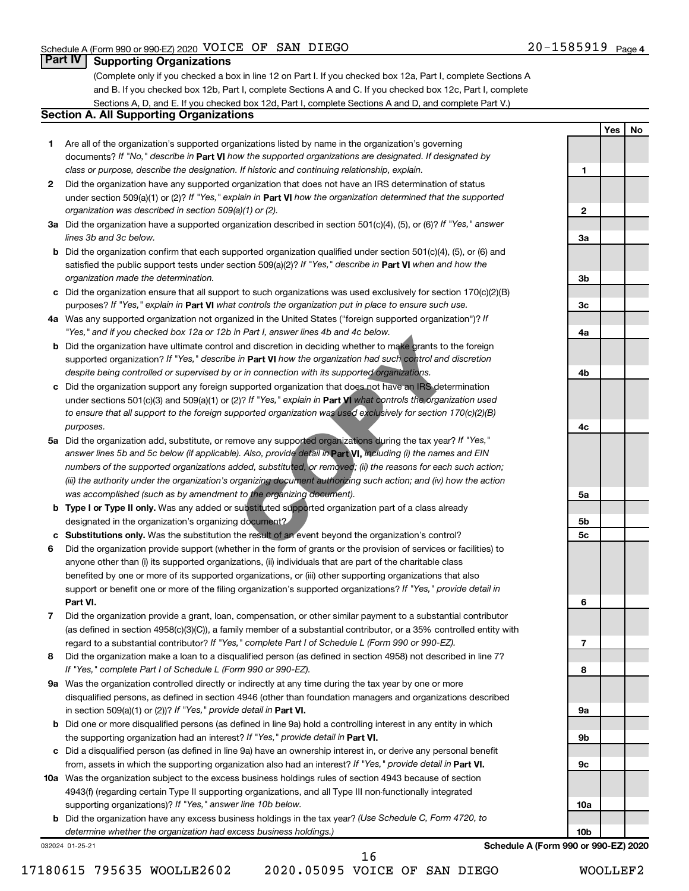Schedule A (Form 990 or 990-EZ) 2020 VOICE OF SAN DIEGO 20-1585919 Page 4

## Part IV Supporting Organizations

(Complete only if you checked a box in line 12 on Part I. If you checked box 12a, Part I, complete Sections A and B. If you checked box 12b, Part I, complete Sections A and C. If you checked box 12c, Part I, complete Sections A, D, and E. If you checked box 12d, Part I, complete Sections A and D, and complete Part V.)

### Section A. All Supporting Organizations

| | | | Yes | No |
|---|---|---|---|---|
| **1** | Are all of the organization's supported organizations listed by name in the organization's governing documents? *If "No," describe in* **Part VI** *how the supported organizations are designated. If designated by class or purpose, describe the designation. If historic and continuing relationship, explain.* | 1 | | |
| **2** | Did the organization have any supported organization that does not have an IRS determination of status under section 509(a)(1) or (2)? *If "Yes," explain in* **Part VI** *how the organization determined that the supported organization was described in section 509(a)(1) or (2).* | 2 | | |
| **3a** | Did the organization have a supported organization described in section 501(c)(4), (5), or (6)? *If "Yes," answer lines 3b and 3c below.* | 3a | | |
| **b** | Did the organization confirm that each supported organization qualified under section 501(c)(4), (5), or (6) and satisfied the public support tests under section 509(a)(2)? *If "Yes," describe in* **Part VI** *when and how the organization made the determination.* | 3b | | |
| **c** | Did the organization ensure that all support to such organizations was used exclusively for section 170(c)(2)(B) purposes? *If "Yes," explain in* **Part VI** *what controls the organization put in place to ensure such use.* | 3c | | |
| **4a** | Was any supported organization not organized in the United States ("foreign supported organization")? *If "Yes," and if you checked box 12a or 12b in Part I, answer lines 4b and 4c below.* | 4a | | |
| **b** | Did the organization have ultimate control and discretion in deciding whether to make grants to the foreign supported organization? *If "Yes," describe in* **Part VI** *how the organization had such control and discretion despite being controlled or supervised by or in connection with its supported organizations.* | 4b | | |
| **c** | Did the organization support any foreign supported organization that does not have an IRS determination under sections 501(c)(3) and 509(a)(1) or (2)? *If "Yes," explain in* **Part VI** *what controls the organization used to ensure that all support to the foreign supported organization was used exclusively for section 170(c)(2)(B) purposes.* | 4c | | |
| **5a** | Did the organization add, substitute, or remove any supported organizations during the tax year? *If "Yes," answer lines 5b and 5c below (if applicable). Also, provide detail in* **Part VI,** *including (i) the names and EIN numbers of the supported organizations added, substituted, or removed; (ii) the reasons for each such action; (iii) the authority under the organization's organizing document authorizing such action; and (iv) how the action was accomplished (such as by amendment to the organizing document).* | 5a | | |
| **b** | **Type I or Type II only.** Was any added or substituted supported organization part of a class already designated in the organization's organizing document? | 5b | | |
| **c** | **Substitutions only.** Was the substitution the result of an event beyond the organization's control? | 5c | | |
| **6** | Did the organization provide support (whether in the form of grants or the provision of services or facilities) to anyone other than (i) its supported organizations, (ii) individuals that are part of the charitable class benefited by one or more of its supported organizations, or (iii) other supporting organizations that also support or benefit one or more of the filing organization's supported organizations? *If "Yes," provide detail in* **Part VI.** | 6 | | |
| **7** | Did the organization provide a grant, loan, compensation, or other similar payment to a substantial contributor (as defined in section 4958(c)(3)(C)), a family member of a substantial contributor, or a 35% controlled entity with regard to a substantial contributor? *If "Yes," complete Part I of Schedule L (Form 990 or 990-EZ).* | 7 | | |
| **8** | Did the organization make a loan to a disqualified person (as defined in section 4958) not described in line 7? *If "Yes," complete Part I of Schedule L (Form 990 or 990-EZ).* | 8 | | |
| **9a** | Was the organization controlled directly or indirectly at any time during the tax year by one or more disqualified persons, as defined in section 4946 (other than foundation managers and organizations described in section 509(a)(1) or (2))? *If "Yes," provide detail in* **Part VI.** | 9a | | |
| **b** | Did one or more disqualified persons (as defined in line 9a) hold a controlling interest in any entity in which the supporting organization had an interest? *If "Yes," provide detail in* **Part VI.** | 9b | | |
| **c** | Did a disqualified person (as defined in line 9a) have an ownership interest in, or derive any personal benefit from, assets in which the supporting organization also had an interest? *If "Yes," provide detail in* **Part VI.** | 9c | | |
| **10a** | Was the organization subject to the excess business holdings rules of section 4943 because of section 4943(f) (regarding certain Type II supporting organizations, and all Type III non-functionally integrated supporting organizations)? *If "Yes," answer line 10b below.* | 10a | | |
| **b** | Did the organization have any excess business holdings in the tax year? *(Use Schedule C, Form 4720, to determine whether the organization had excess business holdings.)* | 10b | | |

032024 01-25-21 **Schedule A (Form 990 or 990-EZ) 2020**

17180615 795635 WOOLLE2602 2020.05095 VOICE OF SAN DIEGO WOOLLEF2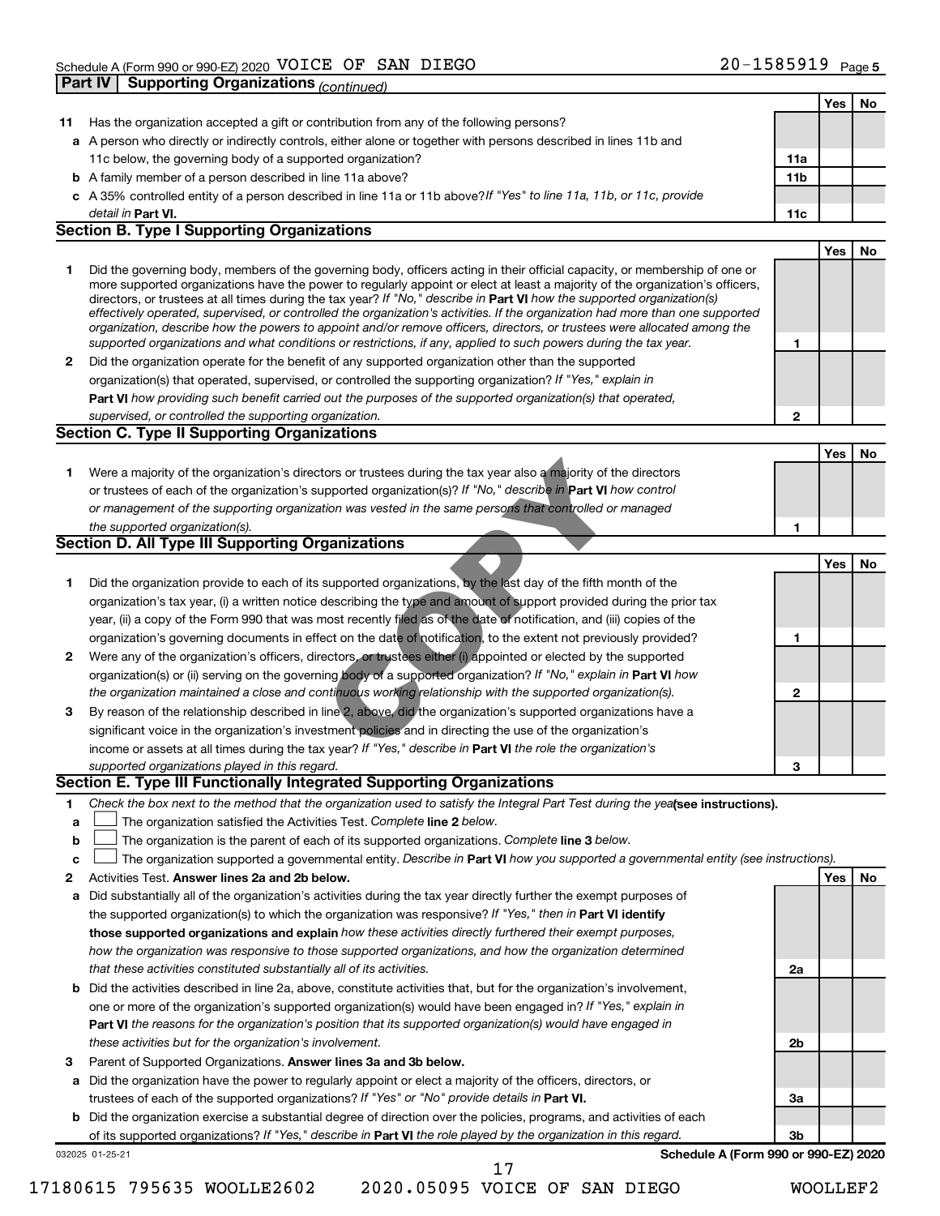Schedule A (Form 990 or 990-EZ) 2020 VOICE OF SAN DIEGO 20-1585919 Page 5

## Part IV Supporting Organizations *(continued)*

| | | | Yes | No |
|---|---|---|---|---|
| 11 | Has the organization accepted a gift or contribution from any of the following persons? | | | |
| a | A person who directly or indirectly controls, either alone or together with persons described in lines 11b and 11c below, the governing body of a supported organization? | 11a | | |
| b | A family member of a person described in line 11a above? | 11b | | |
| c | A 35% controlled entity of a person described in line 11a or 11b above? *If "Yes" to line 11a, 11b, or 11c, provide detail in* **Part VI.** | 11c | | |

### Section B. Type I Supporting Organizations

| | | | Yes | No |
|---|---|---|---|---|
| 1 | Did the governing body, members of the governing body, officers acting in their official capacity, or membership of one or more supported organizations have the power to regularly appoint or elect at least a majority of the organization's officers, directors, or trustees at all times during the tax year? *If "No," describe in* **Part VI** *how the supported organization(s) effectively operated, supervised, or controlled the organization's activities. If the organization had more than one supported organization, describe how the powers to appoint and/or remove officers, directors, or trustees were allocated among the supported organizations and what conditions or restrictions, if any, applied to such powers during the tax year.* | 1 | | |
| 2 | Did the organization operate for the benefit of any supported organization other than the supported organization(s) that operated, supervised, or controlled the supporting organization? *If "Yes," explain in* **Part VI** *how providing such benefit carried out the purposes of the supported organization(s) that operated, supervised, or controlled the supporting organization.* | 2 | | |

### Section C. Type II Supporting Organizations

| | | | Yes | No |
|---|---|---|---|---|
| 1 | Were a majority of the organization's directors or trustees during the tax year also a majority of the directors or trustees of each of the organization's supported organization(s)? *If "No," describe in* **Part VI** *how control or management of the supporting organization was vested in the same persons that controlled or managed the supported organization(s).* | 1 | | |

### Section D. All Type III Supporting Organizations

| | | | Yes | No |
|---|---|---|---|---|
| 1 | Did the organization provide to each of its supported organizations, by the last day of the fifth month of the organization's tax year, (i) a written notice describing the type and amount of support provided during the prior tax year, (ii) a copy of the Form 990 that was most recently filed as of the date of notification, and (iii) copies of the organization's governing documents in effect on the date of notification, to the extent not previously provided? | 1 | | |
| 2 | Were any of the organization's officers, directors, or trustees either (i) appointed or elected by the supported organization(s) or (ii) serving on the governing body of a supported organization? *If "No," explain in* **Part VI** *how the organization maintained a close and continuous working relationship with the supported organization(s).* | 2 | | |
| 3 | By reason of the relationship described in line 2, above, did the organization's supported organizations have a significant voice in the organization's investment policies and in directing the use of the organization's income or assets at all times during the tax year? *If "Yes," describe in* **Part VI** *the role the organization's supported organizations played in this regard.* | 3 | | |

### Section E. Type III Functionally Integrated Supporting Organizations

1 *Check the box next to the method that the organization used to satisfy the Integral Part Test during the year* **(see instructions).**

a ☐ The organization satisfied the Activities Test. *Complete* **line 2** *below.*

b ☐ The organization is the parent of each of its supported organizations. *Complete* **line 3** *below.*

c ☐ The organization supported a governmental entity. *Describe in* **Part VI** *how you supported a governmental entity (see instructions).*

| | | | Yes | No |
|---|---|---|---|---|
| 2 | Activities Test. **Answer lines 2a and 2b below.** | | | |
| a | Did substantially all of the organization's activities during the tax year directly further the exempt purposes of the supported organization(s) to which the organization was responsive? *If "Yes," then in* **Part VI identify those supported organizations and explain** *how these activities directly furthered their exempt purposes, how the organization was responsive to those supported organizations, and how the organization determined that these activities constituted substantially all of its activities.* | 2a | | |
| b | Did the activities described in line 2a, above, constitute activities that, but for the organization's involvement, one or more of the organization's supported organization(s) would have been engaged in? *If "Yes," explain in* **Part VI** *the reasons for the organization's position that its supported organization(s) would have engaged in these activities but for the organization's involvement.* | 2b | | |
| 3 | Parent of Supported Organizations. **Answer lines 3a and 3b below.** | | | |
| a | Did the organization have the power to regularly appoint or elect a majority of the officers, directors, or trustees of each of the supported organizations? *If "Yes" or "No" provide details in* **Part VI.** | 3a | | |
| b | Did the organization exercise a substantial degree of direction over the policies, programs, and activities of each of its supported organizations? *If "Yes," describe in* **Part VI** *the role played by the organization in this regard.* | 3b | | |

032025 01-25-21 **Schedule A (Form 990 or 990-EZ) 2020**

17180615 795635 WOOLLE2602 2020.05095 VOICE OF SAN DIEGO WOOLLEF2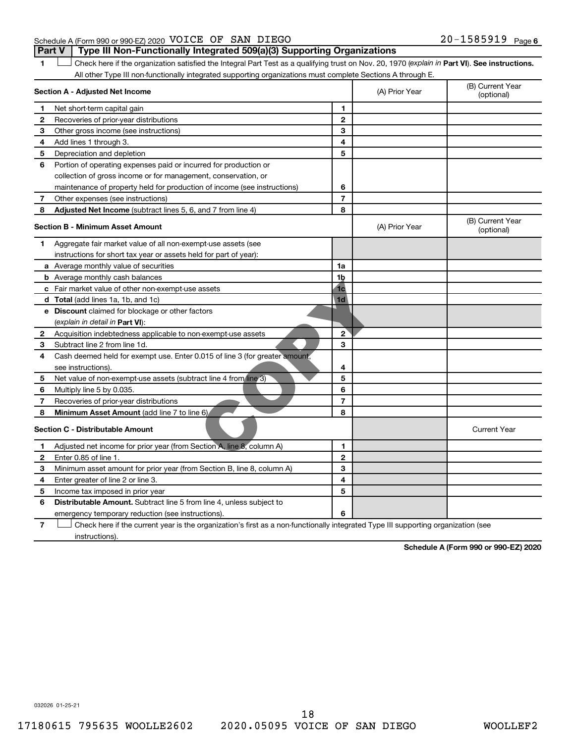Schedule A (Form 990 or 990-EZ) 2020 VOICE OF SAN DIEGO 20-1585919 Page 6

## Part V Type III Non-Functionally Integrated 509(a)(3) Supporting Organizations

1 ☐ Check here if the organization satisfied the Integral Part Test as a qualifying trust on Nov. 20, 1970 (*explain in* **Part VI**). **See instructions.** All other Type III non-functionally integrated supporting organizations must complete Sections A through E.

| **Section A - Adjusted Net Income** | | | (A) Prior Year | (B) Current Year (optional) |
|---|---|---|---|---|
| 1 | Net short-term capital gain | 1 | | |
| 2 | Recoveries of prior-year distributions | 2 | | |
| 3 | Other gross income (see instructions) | 3 | | |
| 4 | Add lines 1 through 3. | 4 | | |
| 5 | Depreciation and depletion | 5 | | |
| 6 | Portion of operating expenses paid or incurred for production or collection of gross income or for management, conservation, or maintenance of property held for production of income (see instructions) | 6 | | |
| 7 | Other expenses (see instructions) | 7 | | |
| 8 | **Adjusted Net Income** (subtract lines 5, 6, and 7 from line 4) | 8 | | |

| **Section B - Minimum Asset Amount** | | | (A) Prior Year | (B) Current Year (optional) |
|---|---|---|---|---|
| 1 | Aggregate fair market value of all non-exempt-use assets (see instructions for short tax year or assets held for part of year): | | | |
| a | Average monthly value of securities | 1a | | |
| b | Average monthly cash balances | 1b | | |
| c | Fair market value of other non-exempt-use assets | 1c | | |
| d | **Total** (add lines 1a, 1b, and 1c) | 1d | | |
| e | **Discount** claimed for blockage or other factors (*explain in detail in* **Part VI**): | | | |
| 2 | Acquisition indebtedness applicable to non-exempt-use assets | 2 | | |
| 3 | Subtract line 2 from line 1d. | 3 | | |
| 4 | Cash deemed held for exempt use. Enter 0.015 of line 3 (for greater amount, see instructions). | 4 | | |
| 5 | Net value of non-exempt-use assets (subtract line 4 from line 3) | 5 | | |
| 6 | Multiply line 5 by 0.035. | 6 | | |
| 7 | Recoveries of prior-year distributions | 7 | | |
| 8 | **Minimum Asset Amount** (add line 7 to line 6) | 8 | | |

| **Section C - Distributable Amount** | | | | Current Year |
|---|---|---|---|---|
| 1 | Adjusted net income for prior year (from Section A, line 8, column A) | 1 | | |
| 2 | Enter 0.85 of line 1. | 2 | | |
| 3 | Minimum asset amount for prior year (from Section B, line 8, column A) | 3 | | |
| 4 | Enter greater of line 2 or line 3. | 4 | | |
| 5 | Income tax imposed in prior year | 5 | | |
| 6 | **Distributable Amount.** Subtract line 5 from line 4, unless subject to emergency temporary reduction (see instructions). | 6 | | |

7 ☐ Check here if the current year is the organization's first as a non-functionally integrated Type III supporting organization (see instructions).

**Schedule A (Form 990 or 990-EZ) 2020**

032026 01-25-21

17180615 795635 WOOLLE2602 2020.05095 VOICE OF SAN DIEGO WOOLLEF2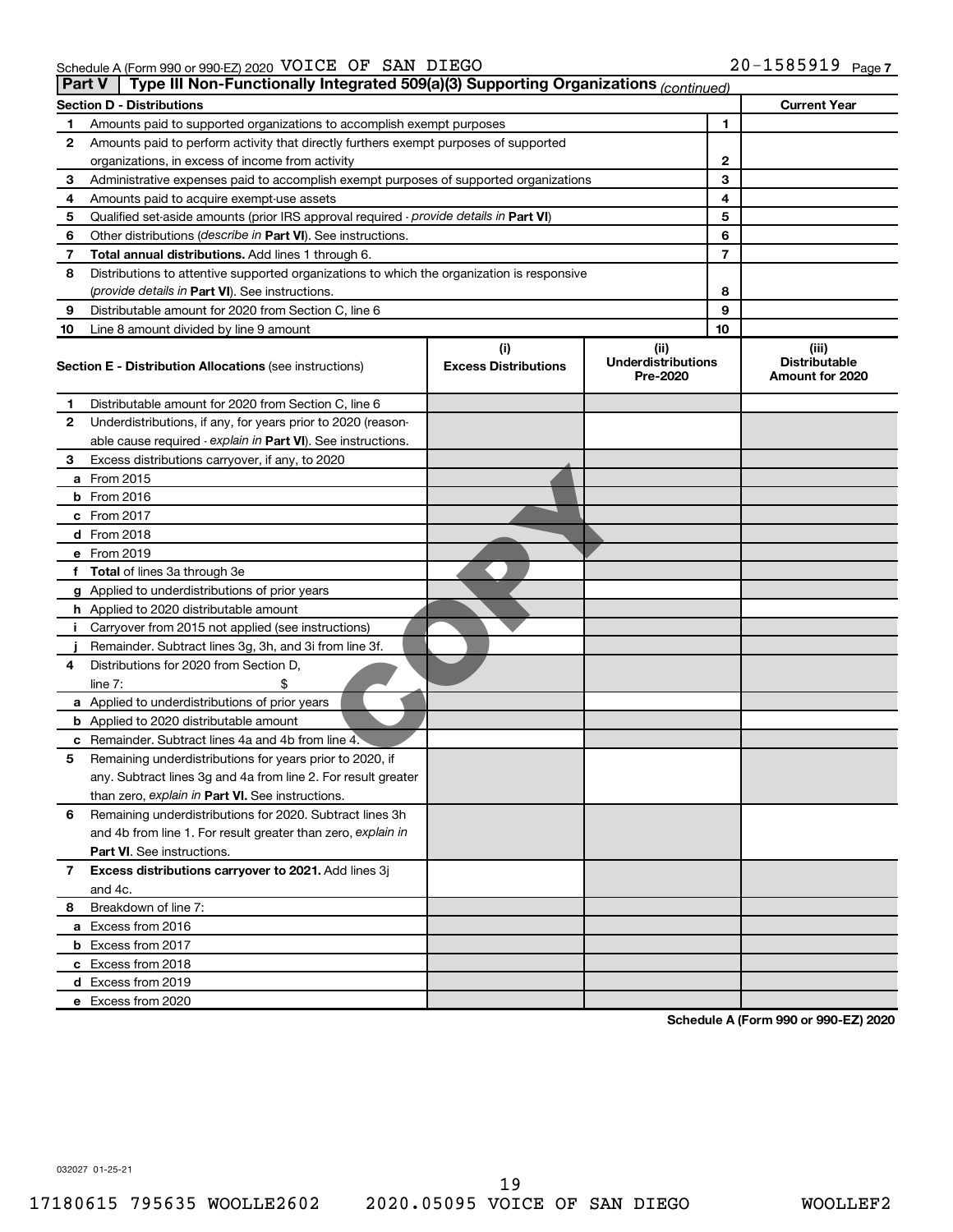Schedule A (Form 990 or 990-EZ) 2020 VOICE OF SAN DIEGO 20-1585919 Page 7

**Part V | Type III Non-Functionally Integrated 509(a)(3) Supporting Organizations** *(continued)*

| Section D - Distributions | | | Current Year |
|---|---|---|---|
| 1 | Amounts paid to supported organizations to accomplish exempt purposes | 1 | |
| 2 | Amounts paid to perform activity that directly furthers exempt purposes of supported organizations, in excess of income from activity | 2 | |
| 3 | Administrative expenses paid to accomplish exempt purposes of supported organizations | 3 | |
| 4 | Amounts paid to acquire exempt-use assets | 4 | |
| 5 | Qualified set-aside amounts (prior IRS approval required - *provide details in* **Part VI**) | 5 | |
| 6 | Other distributions (*describe in* **Part VI**). See instructions. | 6 | |
| 7 | **Total annual distributions.** Add lines 1 through 6. | 7 | |
| 8 | Distributions to attentive supported organizations to which the organization is responsive (*provide details in* **Part VI**). See instructions. | 8 | |
| 9 | Distributable amount for 2020 from Section C, line 6 | 9 | |
| 10 | Line 8 amount divided by line 9 amount | 10 | |

| **Section E - Distribution Allocations** (see instructions) | (i) Excess Distributions | (ii) Underdistributions Pre-2020 | (iii) Distributable Amount for 2020 |
|---|---|---|---|
| **1** Distributable amount for 2020 from Section C, line 6 | | | |
| **2** Underdistributions, if any, for years prior to 2020 (reasonable cause required - *explain in* **Part VI**). See instructions. | | | |
| **3** Excess distributions carryover, if any, to 2020 | | | |
| **a** From 2015 | | | |
| **b** From 2016 | | | |
| **c** From 2017 | | | |
| **d** From 2018 | | | |
| **e** From 2019 | | | |
| **f** **Total** of lines 3a through 3e | | | |
| **g** Applied to underdistributions of prior years | | | |
| **h** Applied to 2020 distributable amount | | | |
| **i** Carryover from 2015 not applied (see instructions) | | | |
| **j** Remainder. Subtract lines 3g, 3h, and 3i from line 3f. | | | |
| **4** Distributions for 2020 from Section D, line 7: $ | | | |
| **a** Applied to underdistributions of prior years | | | |
| **b** Applied to 2020 distributable amount | | | |
| **c** Remainder. Subtract lines 4a and 4b from line 4. | | | |
| **5** Remaining underdistributions for years prior to 2020, if any. Subtract lines 3g and 4a from line 2. For result greater than zero, *explain in* **Part VI.** See instructions. | | | |
| **6** Remaining underdistributions for 2020. Subtract lines 3h and 4b from line 1. For result greater than zero, *explain in* **Part VI**. See instructions. | | | |
| **7** **Excess distributions carryover to 2021.** Add lines 3j and 4c. | | | |
| **8** Breakdown of line 7: | | | |
| **a** Excess from 2016 | | | |
| **b** Excess from 2017 | | | |
| **c** Excess from 2018 | | | |
| **d** Excess from 2019 | | | |
| **e** Excess from 2020 | | | |

**Schedule A (Form 990 or 990-EZ) 2020**

032027 01-25-21

17180615 795635 WOOLLE2602 2020.05095 VOICE OF SAN DIEGO WOOLLEF2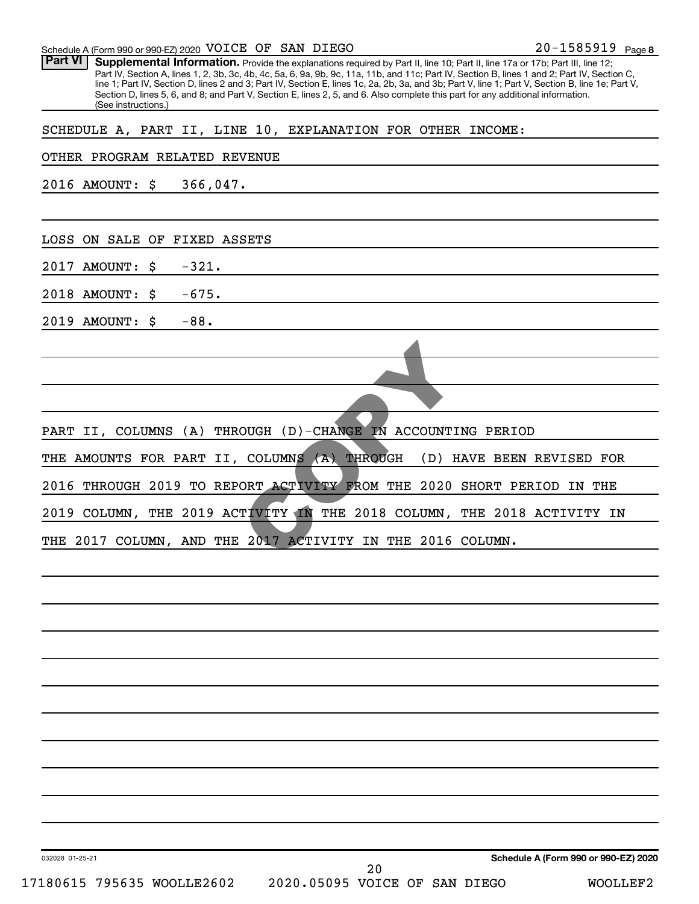Schedule A (Form 990 or 990-EZ) 2020 VOICE OF SAN DIEGO 20-1585919 Page 8

**Part VI** **Supplemental Information.** Provide the explanations required by Part II, line 10; Part II, line 17a or 17b; Part III, line 12; Part IV, Section A, lines 1, 2, 3b, 3c, 4b, 4c, 5a, 6, 9a, 9b, 9c, 11a, 11b, and 11c; Part IV, Section B, lines 1 and 2; Part IV, Section C, line 1; Part IV, Section D, lines 2 and 3; Part IV, Section E, lines 1c, 2a, 2b, 3a, and 3b; Part V, line 1; Part V, Section B, line 1e; Part V, Section D, lines 5, 6, and 8; and Part V, Section E, lines 2, 5, and 6. Also complete this part for any additional information. (See instructions.)

SCHEDULE A, PART II, LINE 10, EXPLANATION FOR OTHER INCOME:

OTHER PROGRAM RELATED REVENUE

2016 AMOUNT: $ 366,047.

LOSS ON SALE OF FIXED ASSETS

2017 AMOUNT: $ -321.

2018 AMOUNT: $ -675.

2019 AMOUNT: $ -88.

PART II, COLUMNS (A) THROUGH (D)-CHANGE IN ACCOUNTING PERIOD

THE AMOUNTS FOR PART II, COLUMNS (A) THROUGH (D) HAVE BEEN REVISED FOR 2016 THROUGH 2019 TO REPORT ACTIVITY FROM THE 2020 SHORT PERIOD IN THE 2019 COLUMN, THE 2019 ACTIVITY IN THE 2018 COLUMN, THE 2018 ACTIVITY IN THE 2017 COLUMN, AND THE 2017 ACTIVITY IN THE 2016 COLUMN.

032028 01-25-21 **Schedule A (Form 990 or 990-EZ) 2020**

17180615 795635 WOOLLE2602 2020.05095 VOICE OF SAN DIEGO WOOLLEF2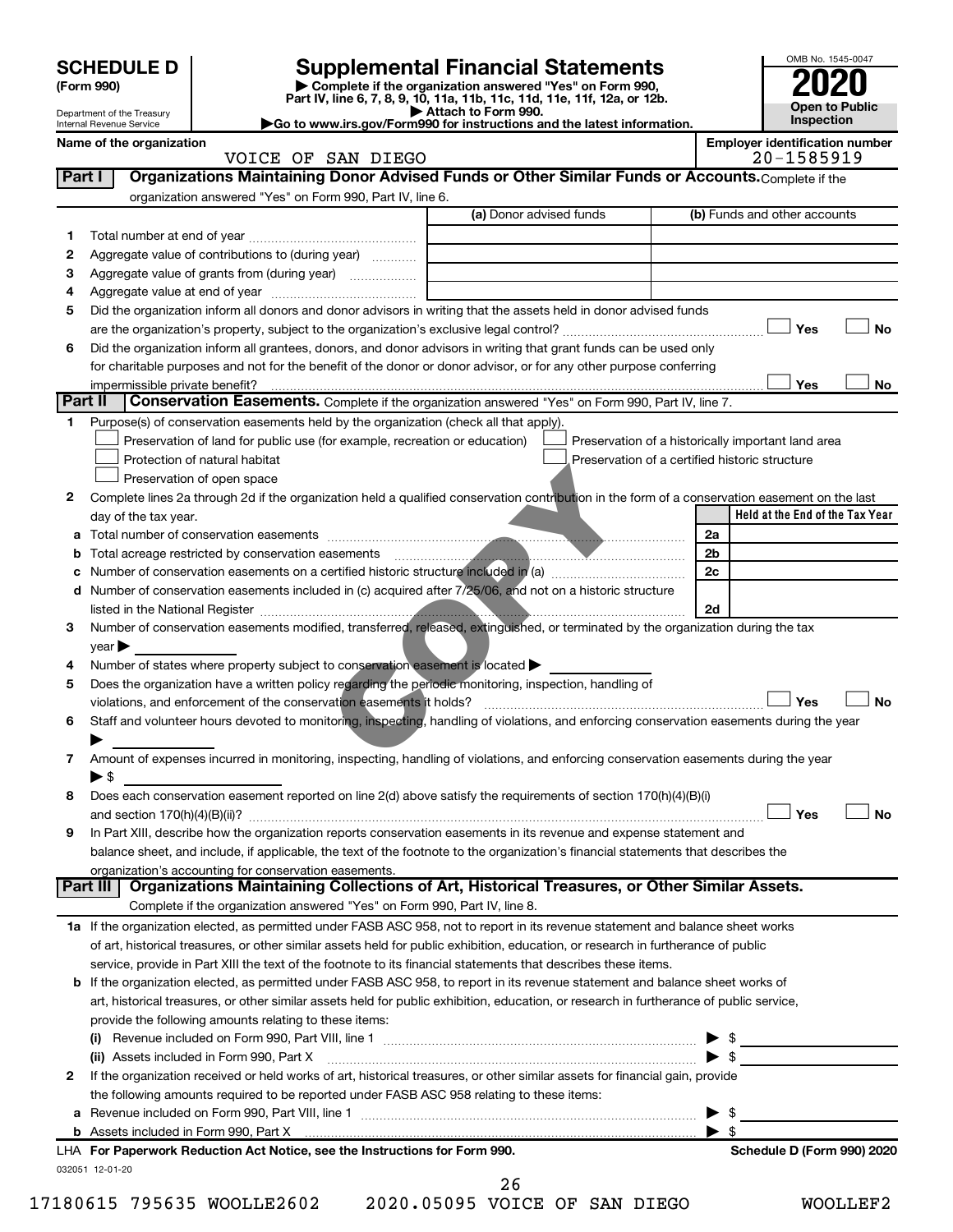# SCHEDULE D (Form 990)

Department of the Treasury
Internal Revenue Service

## Supplemental Financial Statements

▶ Complete if the organization answered "Yes" on Form 990, Part IV, line 6, 7, 8, 9, 10, 11a, 11b, 11c, 11d, 11e, 11f, 12a, or 12b.
▶ Attach to Form 990.
▶Go to www.irs.gov/Form990 for instructions and the latest information.

OMB No. 1545-0047

**2020**

**Open to Public Inspection**

Name of the organization: VOICE OF SAN DIEGO

Employer identification number: 20-1585919

## Part I Organizations Maintaining Donor Advised Funds or Other Similar Funds or Accounts.

Complete if the organization answered "Yes" on Form 990, Part IV, line 6.

| | | (a) Donor advised funds | (b) Funds and other accounts |
|---|---|---|---|
| 1 | Total number at end of year | | |
| 2 | Aggregate value of contributions to (during year) | | |
| 3 | Aggregate value of grants from (during year) | | |
| 4 | Aggregate value at end of year | | |

5 Did the organization inform all donors and donor advisors in writing that the assets held in donor advised funds are the organization's property, subject to the organization's exclusive legal control? ☐ Yes ☐ No

6 Did the organization inform all grantees, donors, and donor advisors in writing that grant funds can be used only for charitable purposes and not for the benefit of the donor or donor advisor, or for any other purpose conferring impermissible private benefit? ☐ Yes ☐ No

## Part II Conservation Easements.

Complete if the organization answered "Yes" on Form 990, Part IV, line 7.

1 Purpose(s) of conservation easements held by the organization (check all that apply).

- ☐ Preservation of land for public use (for example, recreation or education)
- ☐ Preservation of a historically important land area
- ☐ Protection of natural habitat
- ☐ Preservation of a certified historic structure
- ☐ Preservation of open space

2 Complete lines 2a through 2d if the organization held a qualified conservation contribution in the form of a conservation easement on the last day of the tax year.

| | | | Held at the End of the Tax Year |
|---|---|---|---|
| a | Total number of conservation easements | 2a | |
| b | Total acreage restricted by conservation easements | 2b | |
| c | Number of conservation easements on a certified historic structure included in (a) | 2c | |
| d | Number of conservation easements included in (c) acquired after 7/25/06, and not on a historic structure listed in the National Register | 2d | |

3 Number of conservation easements modified, transferred, released, extinguished, or terminated by the organization during the tax year ▶

4 Number of states where property subject to conservation easement is located ▶

5 Does the organization have a written policy regarding the periodic monitoring, inspection, handling of violations, and enforcement of the conservation easements it holds? ☐ Yes ☐ No

6 Staff and volunteer hours devoted to monitoring, inspecting, handling of violations, and enforcing conservation easements during the year ▶

7 Amount of expenses incurred in monitoring, inspecting, handling of violations, and enforcing conservation easements during the year ▶ $

8 Does each conservation easement reported on line 2(d) above satisfy the requirements of section 170(h)(4)(B)(i) and section 170(h)(4)(B)(ii)? ☐ Yes ☐ No

9 In Part XIII, describe how the organization reports conservation easements in its revenue and expense statement and balance sheet, and include, if applicable, the text of the footnote to the organization's financial statements that describes the organization's accounting for conservation easements.

## Part III Organizations Maintaining Collections of Art, Historical Treasures, or Other Similar Assets.

Complete if the organization answered "Yes" on Form 990, Part IV, line 8.

1a If the organization elected, as permitted under FASB ASC 958, not to report in its revenue statement and balance sheet works of art, historical treasures, or other similar assets held for public exhibition, education, or research in furtherance of public service, provide in Part XIII the text of the footnote to its financial statements that describes these items.

b If the organization elected, as permitted under FASB ASC 958, to report in its revenue statement and balance sheet works of art, historical treasures, or other similar assets held for public exhibition, education, or research in furtherance of public service, provide the following amounts relating to these items:

(i) Revenue included on Form 990, Part VIII, line 1 ▶ $

(ii) Assets included in Form 990, Part X ▶ $

2 If the organization received or held works of art, historical treasures, or other similar assets for financial gain, provide the following amounts required to be reported under FASB ASC 958 relating to these items:

a Revenue included on Form 990, Part VIII, line 1 ▶ $

b Assets included in Form 990, Part X ▶ $

LHA For Paperwork Reduction Act Notice, see the Instructions for Form 990.

Schedule D (Form 990) 2020

032051 12-01-20

17180615 795635 WOOLLE2602 2020.05095 VOICE OF SAN DIEGO WOOLLEF2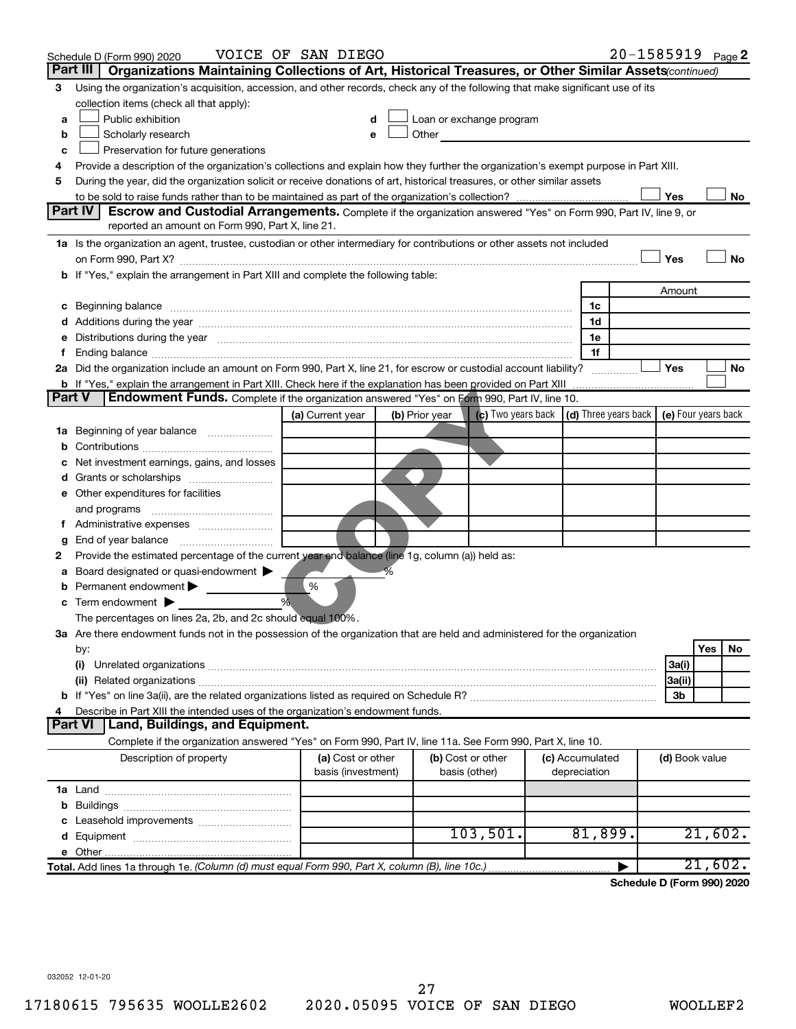Schedule D (Form 990) 2020 VOICE OF SAN DIEGO 20-1585919 Page 2

**Part III | Organizations Maintaining Collections of Art, Historical Treasures, or Other Similar Assets** *(continued)*

3 Using the organization's acquisition, accession, and other records, check any of the following that make significant use of its collection items (check all that apply):

a ☐ Public exhibition
b ☐ Scholarly research
c ☐ Preservation for future generations
d ☐ Loan or exchange program
e ☐ Other

4 Provide a description of the organization's collections and explain how they further the organization's exempt purpose in Part XIII.

5 During the year, did the organization solicit or receive donations of art, historical treasures, or other similar assets to be sold to raise funds rather than to be maintained as part of the organization's collection? ☐ Yes ☐ No

**Part IV | Escrow and Custodial Arrangements.** Complete if the organization answered "Yes" on Form 990, Part IV, line 9, or reported an amount on Form 990, Part X, line 21.

1a Is the organization an agent, trustee, custodian or other intermediary for contributions or other assets not included on Form 990, Part X? ☐ Yes ☐ No

b If "Yes," explain the arrangement in Part XIII and complete the following table:

| | | Amount |
|---|---|---|
| c Beginning balance | 1c | |
| d Additions during the year | 1d | |
| e Distributions during the year | 1e | |
| f Ending balance | 1f | |

2a Did the organization include an amount on Form 990, Part X, line 21, for escrow or custodial account liability? ☐ Yes ☐ No

b If "Yes," explain the arrangement in Part XIII. Check here if the explanation has been provided on Part XIII ☐

**Part V | Endowment Funds.** Complete if the organization answered "Yes" on Form 990, Part IV, line 10.

| | (a) Current year | (b) Prior year | (c) Two years back | (d) Three years back | (e) Four years back |
|---|---|---|---|---|---|
| 1a Beginning of year balance | | | | | |
| b Contributions | | | | | |
| c Net investment earnings, gains, and losses | | | | | |
| d Grants or scholarships | | | | | |
| e Other expenditures for facilities and programs | | | | | |
| f Administrative expenses | | | | | |
| g End of year balance | | | | | |

2 Provide the estimated percentage of the current year end balance (line 1g, column (a)) held as:

a Board designated or quasi-endowment ▶ %
b Permanent endowment ▶ %
c Term endowment ▶ %

The percentages on lines 2a, 2b, and 2c should equal 100%.

3a Are there endowment funds not in the possession of the organization that are held and administered for the organization by:

| | | Yes | No |
|---|---|---|---|
| (i) Unrelated organizations | 3a(i) | | |
| (ii) Related organizations | 3a(ii) | | |
| b If "Yes" on line 3a(ii), are the related organizations listed as required on Schedule R? | 3b | | |

4 Describe in Part XIII the intended uses of the organization's endowment funds.

**Part VI | Land, Buildings, and Equipment.**

Complete if the organization answered "Yes" on Form 990, Part IV, line 11a. See Form 990, Part X, line 10.

| Description of property | (a) Cost or other basis (investment) | (b) Cost or other basis (other) | (c) Accumulated depreciation | (d) Book value |
|---|---|---|---|---|
| 1a Land | | | | |
| b Buildings | | | | |
| c Leasehold improvements | | | | |
| d Equipment | | 103,501. | 81,899. | 21,602. |
| e Other | | | | |
| **Total.** Add lines 1a through 1e. *(Column (d) must equal Form 990, Part X, column (B), line 10c.)* | | | ▶ | 21,602. |

**Schedule D (Form 990) 2020**

032052 12-01-20

17180615 795635 WOOLLE2602 2020.05095 VOICE OF SAN DIEGO WOOLLEF2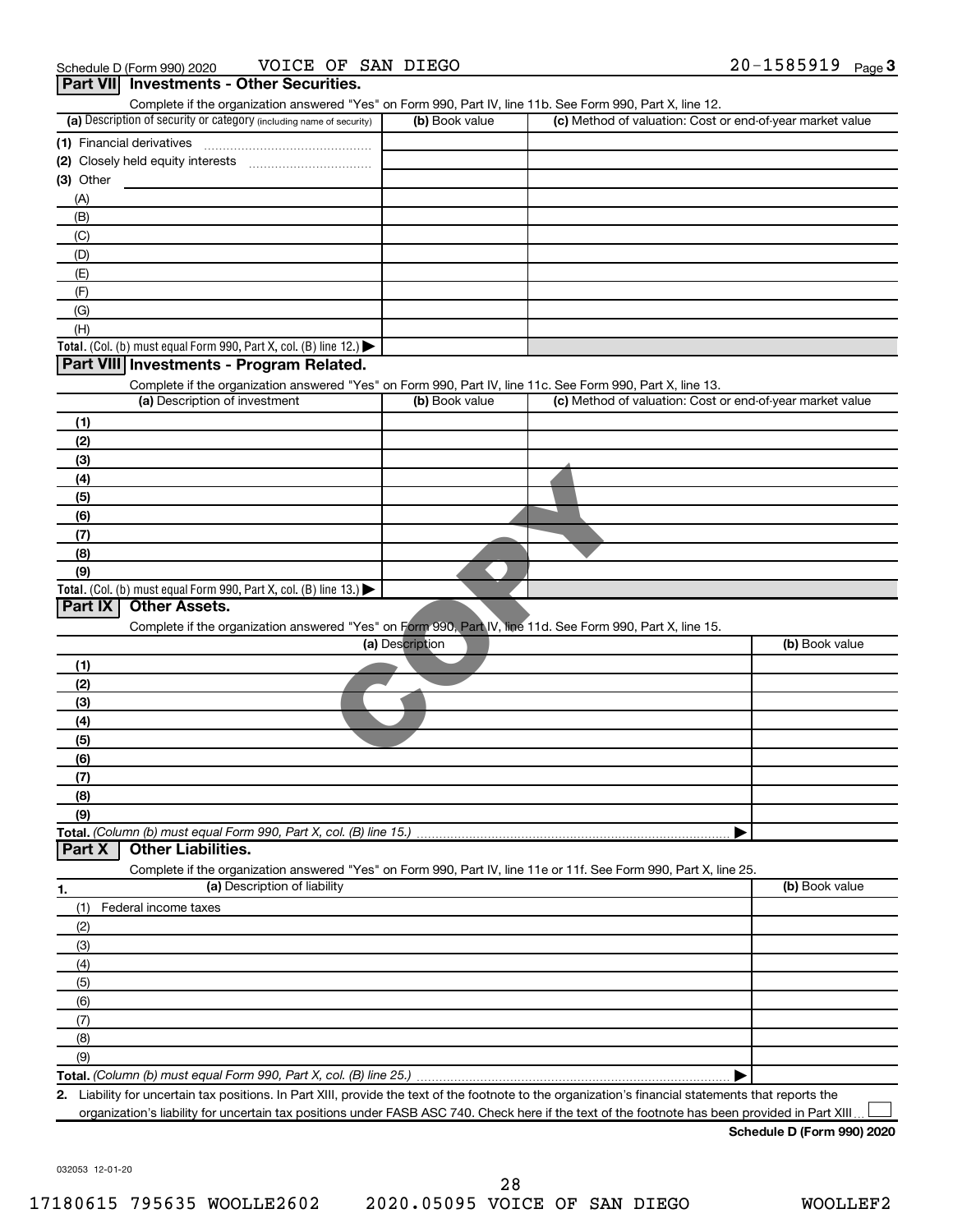Schedule D (Form 990) 2020 VOICE OF SAN DIEGO 20-1585919 Page 3

## Part VII Investments - Other Securities.

Complete if the organization answered "Yes" on Form 990, Part IV, line 11b. See Form 990, Part X, line 12.

| (a) Description of security or category (including name of security) | (b) Book value | (c) Method of valuation: Cost or end-of-year market value |
|---|---|---|
| (1) Financial derivatives | | |
| (2) Closely held equity interests | | |
| (3) Other | | |
| (A) | | |
| (B) | | |
| (C) | | |
| (D) | | |
| (E) | | |
| (F) | | |
| (G) | | |
| (H) | | |
| **Total.** (Col. (b) must equal Form 990, Part X, col. (B) line 12.) ▶ | | |

## Part VIII Investments - Program Related.

Complete if the organization answered "Yes" on Form 990, Part IV, line 11c. See Form 990, Part X, line 13.

| (a) Description of investment | (b) Book value | (c) Method of valuation: Cost or end-of-year market value |
|---|---|---|
| (1) | | |
| (2) | | |
| (3) | | |
| (4) | | |
| (5) | | |
| (6) | | |
| (7) | | |
| (8) | | |
| (9) | | |
| **Total.** (Col. (b) must equal Form 990, Part X, col. (B) line 13.) ▶ | | |

## Part IX Other Assets.

Complete if the organization answered "Yes" on Form 990, Part IV, line 11d. See Form 990, Part X, line 15.

| (a) Description | (b) Book value |
|---|---|
| (1) | |
| (2) | |
| (3) | |
| (4) | |
| (5) | |
| (6) | |
| (7) | |
| (8) | |
| (9) | |
| **Total.** *(Column (b) must equal Form 990, Part X, col. (B) line 15.)* ▶ | |

## Part X Other Liabilities.

Complete if the organization answered "Yes" on Form 990, Part IV, line 11e or 11f. See Form 990, Part X, line 25.

| 1. (a) Description of liability | (b) Book value |
|---|---|
| (1) Federal income taxes | |
| (2) | |
| (3) | |
| (4) | |
| (5) | |
| (6) | |
| (7) | |
| (8) | |
| (9) | |
| **Total.** *(Column (b) must equal Form 990, Part X, col. (B) line 25.)* ▶ | |

**2.** Liability for uncertain tax positions. In Part XIII, provide the text of the footnote to the organization's financial statements that reports the organization's liability for uncertain tax positions under FASB ASC 740. Check here if the text of the footnote has been provided in Part XIII ☐

**Schedule D (Form 990) 2020**

032053 12-01-20

17180615 795635 WOOLLE2602 2020.05095 VOICE OF SAN DIEGO WOOLLEF2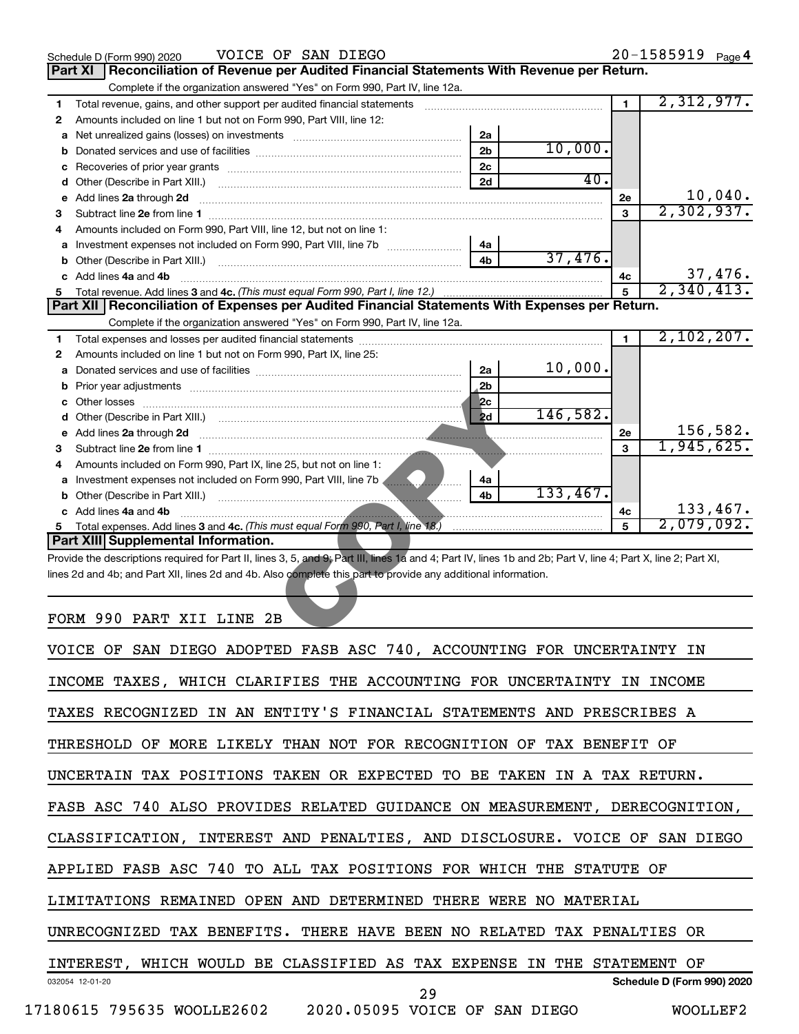Schedule D (Form 990) 2020 VOICE OF SAN DIEGO 20-1585919 Page 4

## Part XI Reconciliation of Revenue per Audited Financial Statements With Revenue per Return.

Complete if the organization answered "Yes" on Form 990, Part IV, line 12a.

| | | | | | |
|---|---|---|---|---|---|
| 1 | Total revenue, gains, and other support per audited financial statements | | | 1 | 2,312,977. |
| 2 | Amounts included on line 1 but not on Form 990, Part VIII, line 12: | | | | |
| a | Net unrealized gains (losses) on investments | 2a | | | |
| b | Donated services and use of facilities | 2b | 10,000. | | |
| c | Recoveries of prior year grants | 2c | | | |
| d | Other (Describe in Part XIII.) | 2d | 40. | | |
| e | Add lines 2a through 2d | | | 2e | 10,040. |
| 3 | Subtract line 2e from line 1 | | | 3 | 2,302,937. |
| 4 | Amounts included on Form 990, Part VIII, line 12, but not on line 1: | | | | |
| a | Investment expenses not included on Form 990, Part VIII, line 7b | 4a | | | |
| b | Other (Describe in Part XIII.) | 4b | 37,476. | | |
| c | Add lines 4a and 4b | | | 4c | 37,476. |
| 5 | Total revenue. Add lines 3 and 4c. *(This must equal Form 990, Part I, line 12.)* | | | 5 | 2,340,413. |

## Part XII Reconciliation of Expenses per Audited Financial Statements With Expenses per Return.

Complete if the organization answered "Yes" on Form 990, Part IV, line 12a.

| | | | | | |
|---|---|---|---|---|---|
| 1 | Total expenses and losses per audited financial statements | | | 1 | 2,102,207. |
| 2 | Amounts included on line 1 but not on Form 990, Part IX, line 25: | | | | |
| a | Donated services and use of facilities | 2a | 10,000. | | |
| b | Prior year adjustments | 2b | | | |
| c | Other losses | 2c | | | |
| d | Other (Describe in Part XIII.) | 2d | 146,582. | | |
| e | Add lines 2a through 2d | | | 2e | 156,582. |
| 3 | Subtract line 2e from line 1 | | | 3 | 1,945,625. |
| 4 | Amounts included on Form 990, Part IX, line 25, but not on line 1: | | | | |
| a | Investment expenses not included on Form 990, Part VIII, line 7b | 4a | | | |
| b | Other (Describe in Part XIII.) | 4b | 133,467. | | |
| c | Add lines 4a and 4b | | | 4c | 133,467. |
| 5 | Total expenses. Add lines 3 and 4c. *(This must equal Form 990, Part I, line 18.)* | | | 5 | 2,079,092. |

## Part XIII Supplemental Information.

Provide the descriptions required for Part II, lines 3, 5, and 9; Part III, lines 1a and 4; Part IV, lines 1b and 2b; Part V, line 4; Part X, line 2; Part XI, lines 2d and 4b; and Part XII, lines 2d and 4b. Also complete this part to provide any additional information.

FORM 990 PART XII LINE 2B

VOICE OF SAN DIEGO ADOPTED FASB ASC 740, ACCOUNTING FOR UNCERTAINTY IN INCOME TAXES, WHICH CLARIFIES THE ACCOUNTING FOR UNCERTAINTY IN INCOME TAXES RECOGNIZED IN AN ENTITY'S FINANCIAL STATEMENTS AND PRESCRIBES A THRESHOLD OF MORE LIKELY THAN NOT FOR RECOGNITION OF TAX BENEFIT OF UNCERTAIN TAX POSITIONS TAKEN OR EXPECTED TO BE TAKEN IN A TAX RETURN. FASB ASC 740 ALSO PROVIDES RELATED GUIDANCE ON MEASUREMENT, DERECOGNITION, CLASSIFICATION, INTEREST AND PENALTIES, AND DISCLOSURE. VOICE OF SAN DIEGO APPLIED FASB ASC 740 TO ALL TAX POSITIONS FOR WHICH THE STATUTE OF LIMITATIONS REMAINED OPEN AND DETERMINED THERE WERE NO MATERIAL UNRECOGNIZED TAX BENEFITS. THERE HAVE BEEN NO RELATED TAX PENALTIES OR INTEREST, WHICH WOULD BE CLASSIFIED AS TAX EXPENSE IN THE STATEMENT OF

032054 12-01-20 Schedule D (Form 990) 2020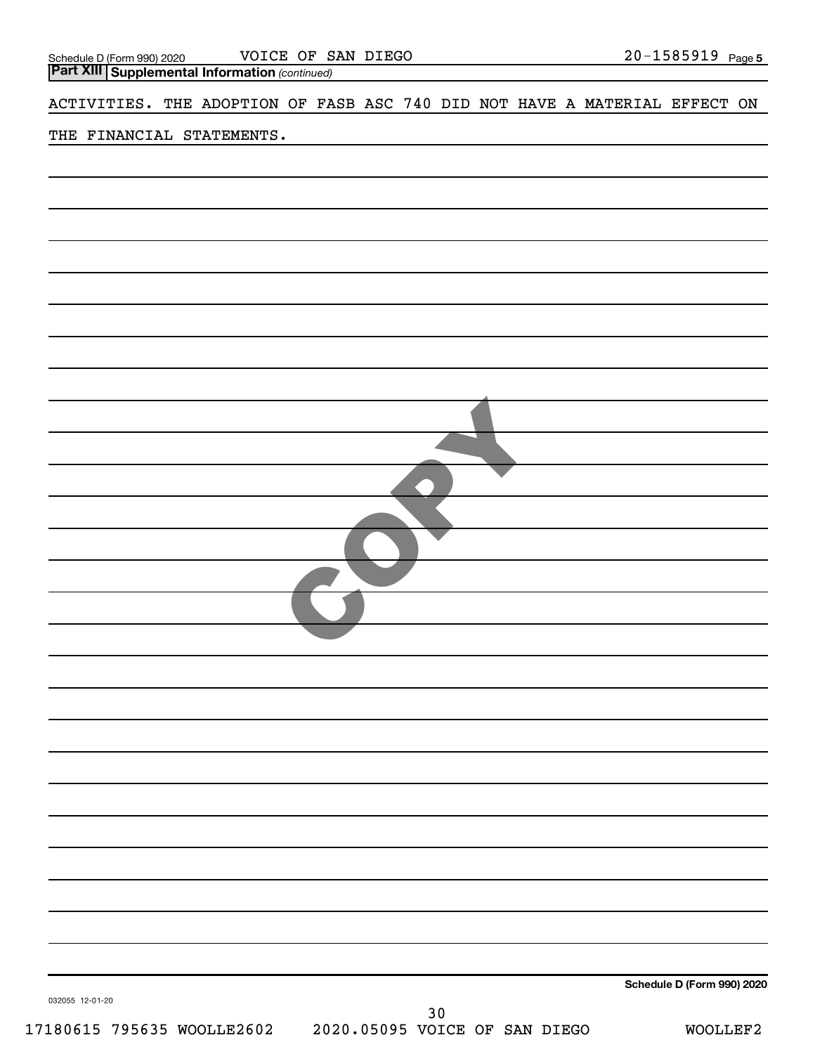**Part XIII Supplemental Information** *(continued)*

ACTIVITIES. THE ADOPTION OF FASB ASC 740 DID NOT HAVE A MATERIAL EFFECT ON THE FINANCIAL STATEMENTS.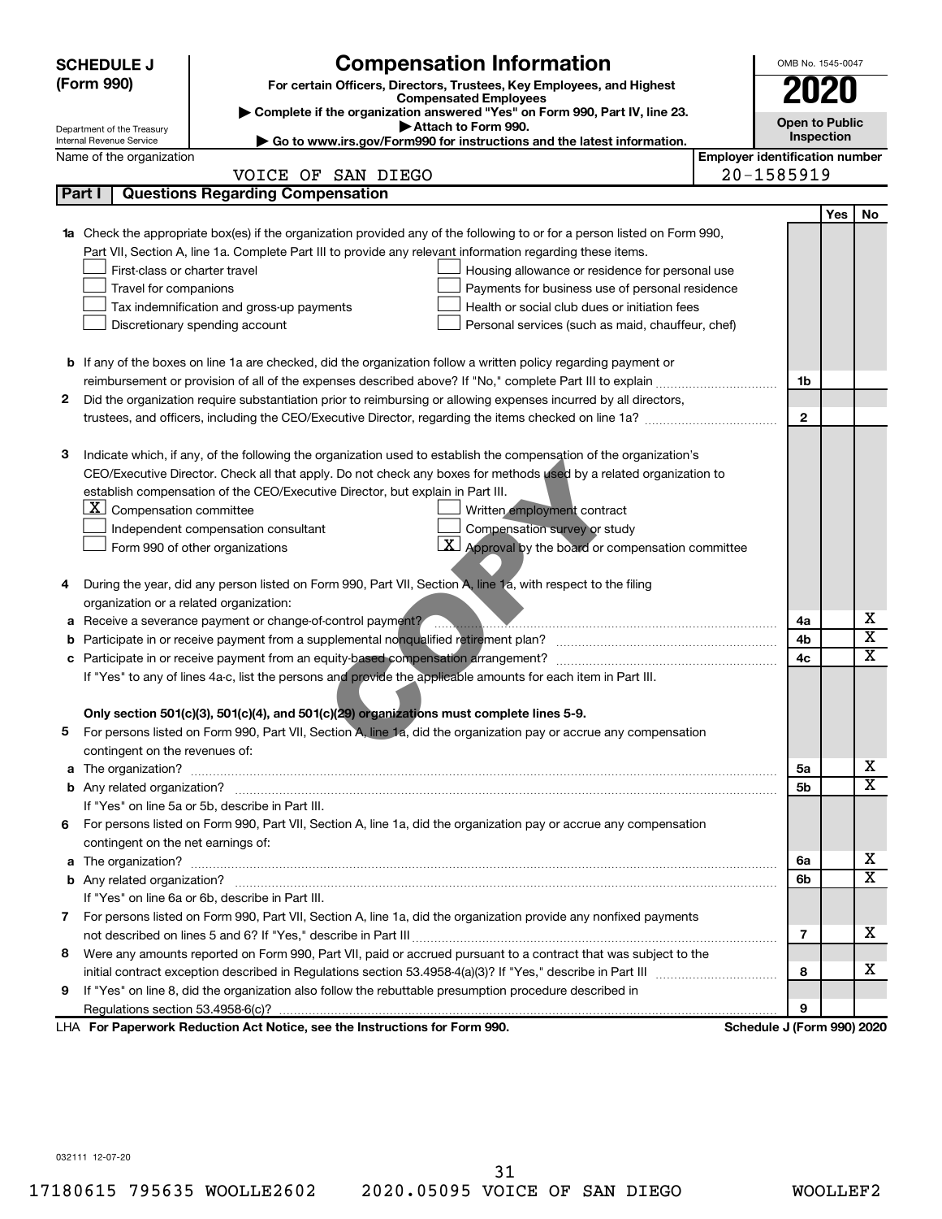**SCHEDULE J (Form 990)**

Department of the Treasury
Internal Revenue Service

# Compensation Information

**For certain Officers, Directors, Trustees, Key Employees, and Highest Compensated Employees**

▶ **Complete if the organization answered "Yes" on Form 990, Part IV, line 23.**
▶ **Attach to Form 990.**
▶ **Go to www.irs.gov/Form990 for instructions and the latest information.**

OMB No. 1545-0047

**2020**

**Open to Public Inspection**

Name of the organization: VOICE OF SAN DIEGO

**Employer identification number:** 20-1585919

## Part I — Questions Regarding Compensation

| | | | Yes | No |
|---|---|---|---|---|
| **1a** | Check the appropriate box(es) if the organization provided any of the following to or for a person listed on Form 990, Part VII, Section A, line 1a. Complete Part III to provide any relevant information regarding these items.<br>☐ First-class or charter travel ☐ Housing allowance or residence for personal use<br>☐ Travel for companions ☐ Payments for business use of personal residence<br>☐ Tax indemnification and gross-up payments ☐ Health or social club dues or initiation fees<br>☐ Discretionary spending account ☐ Personal services (such as maid, chauffeur, chef) | | | |
| **b** | If any of the boxes on line 1a are checked, did the organization follow a written policy regarding payment or reimbursement or provision of all of the expenses described above? If "No," complete Part III to explain | 1b | | |
| **2** | Did the organization require substantiation prior to reimbursing or allowing expenses incurred by all directors, trustees, and officers, including the CEO/Executive Director, regarding the items checked on line 1a? | 2 | | |
| **3** | Indicate which, if any, of the following the organization used to establish the compensation of the organization's CEO/Executive Director. Check all that apply. Do not check any boxes for methods used by a related organization to establish compensation of the CEO/Executive Director, but explain in Part III.<br>☒ Compensation committee ☐ Written employment contract<br>☐ Independent compensation consultant ☐ Compensation survey or study<br>☐ Form 990 of other organizations ☒ Approval by the board or compensation committee | | | |
| **4** | During the year, did any person listed on Form 990, Part VII, Section A, line 1a, with respect to the filing organization or a related organization: | | | |
| **a** | Receive a severance payment or change-of-control payment? | 4a | | X |
| **b** | Participate in or receive payment from a supplemental nonqualified retirement plan? | 4b | | X |
| **c** | Participate in or receive payment from an equity-based compensation arrangement? | 4c | | X |
| | If "Yes" to any of lines 4a-c, list the persons and provide the applicable amounts for each item in Part III. | | | |
| | **Only section 501(c)(3), 501(c)(4), and 501(c)(29) organizations must complete lines 5-9.** | | | |
| **5** | For persons listed on Form 990, Part VII, Section A, line 1a, did the organization pay or accrue any compensation contingent on the revenues of: | | | |
| **a** | The organization? | 5a | | X |
| **b** | Any related organization? | 5b | | X |
| | If "Yes" on line 5a or 5b, describe in Part III. | | | |
| **6** | For persons listed on Form 990, Part VII, Section A, line 1a, did the organization pay or accrue any compensation contingent on the net earnings of: | | | |
| **a** | The organization? | 6a | | X |
| **b** | Any related organization? | 6b | | X |
| | If "Yes" on line 6a or 6b, describe in Part III. | | | |
| **7** | For persons listed on Form 990, Part VII, Section A, line 1a, did the organization provide any nonfixed payments not described on lines 5 and 6? If "Yes," describe in Part III | 7 | | X |
| **8** | Were any amounts reported on Form 990, Part VII, paid or accrued pursuant to a contract that was subject to the initial contract exception described in Regulations section 53.4958-4(a)(3)? If "Yes," describe in Part III | 8 | | X |
| **9** | If "Yes" on line 8, did the organization also follow the rebuttable presumption procedure described in Regulations section 53.4958-6(c)? | 9 | | |

LHA **For Paperwork Reduction Act Notice, see the Instructions for Form 990.** **Schedule J (Form 990) 2020**

032111 12-07-20

17180615 795635 WOOLLE2602 2020.05095 VOICE OF SAN DIEGO WOOLLEF2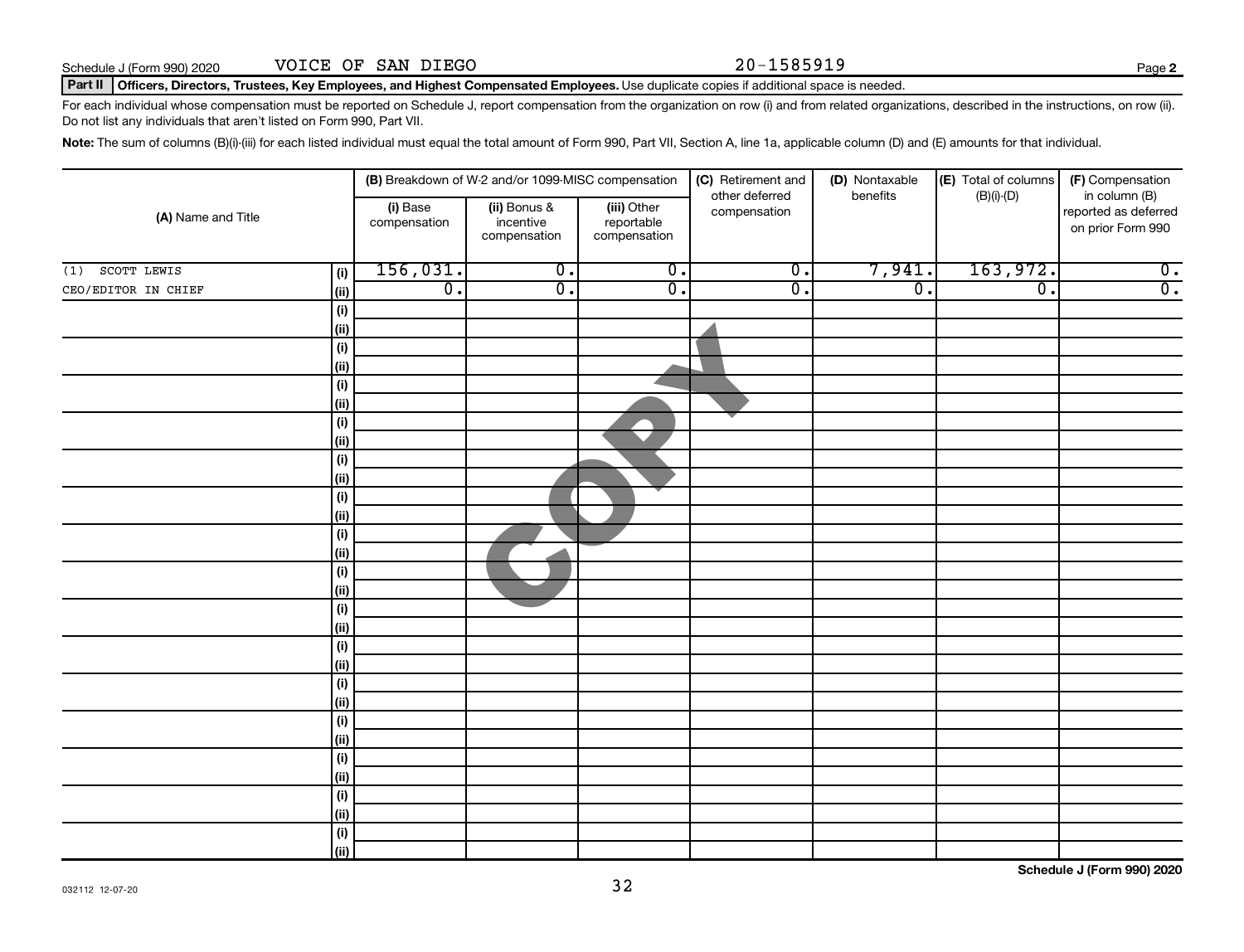Schedule J (Form 990) 2020 VOICE OF SAN DIEGO 20-1585919

**Part II** **Officers, Directors, Trustees, Key Employees, and Highest Compensated Employees.** Use duplicate copies if additional space is needed.

For each individual whose compensation must be reported on Schedule J, report compensation from the organization on row (i) and from related organizations, described in the instructions, on row (ii). Do not list any individuals that aren't listed on Form 990, Part VII.

**Note:** The sum of columns (B)(i)-(iii) for each listed individual must equal the total amount of Form 990, Part VII, Section A, line 1a, applicable column (D) and (E) amounts for that individual.

| (A) Name and Title | | (B) Breakdown of W-2 and/or 1099-MISC compensation | | | (C) Retirement and other deferred compensation | (D) Nontaxable benefits | (E) Total of columns (B)(i)-(D) | (F) Compensation in column (B) reported as deferred on prior Form 990 |
|---|---|---|---|---|---|---|---|---|
| | | (i) Base compensation | (ii) Bonus & incentive compensation | (iii) Other reportable compensation | | | | |
| (1) SCOTT LEWIS | (i) | 156,031. | 0. | 0. | 0. | 7,941. | 163,972. | 0. |
| CEO/EDITOR IN CHIEF | (ii) | 0. | 0. | 0. | 0. | 0. | 0. | 0. |

Schedule J (Form 990) 2020

032112 12-07-20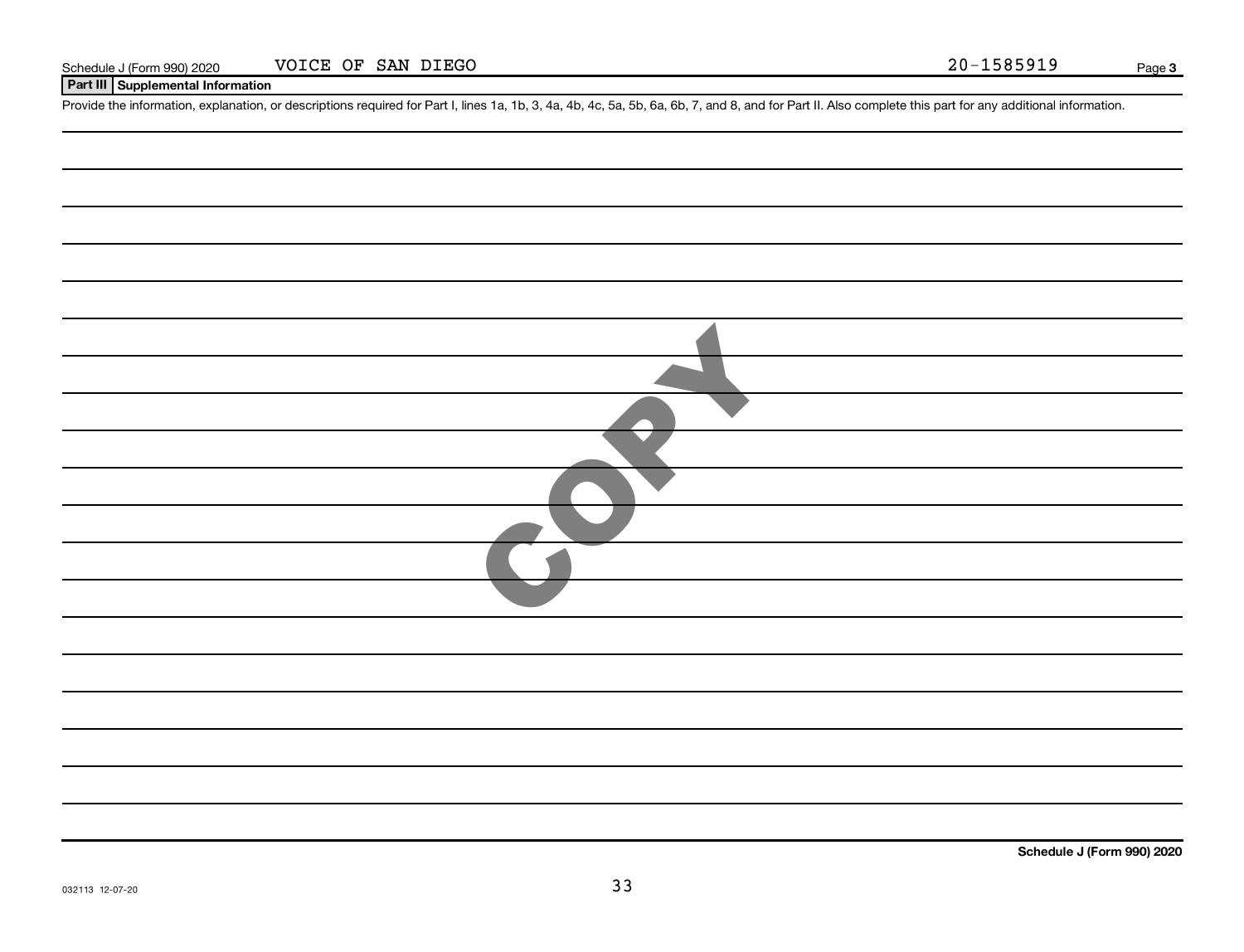Schedule J (Form 990) 2020 VOICE OF SAN DIEGO 20-1585919 Page **3**

## Part III Supplemental Information

Provide the information, explanation, or descriptions required for Part I, lines 1a, 1b, 3, 4a, 4b, 4c, 5a, 5b, 6a, 6b, 7, and 8, and for Part II. Also complete this part for any additional information.

COPY

**Schedule J (Form 990) 2020**

032113 12-07-20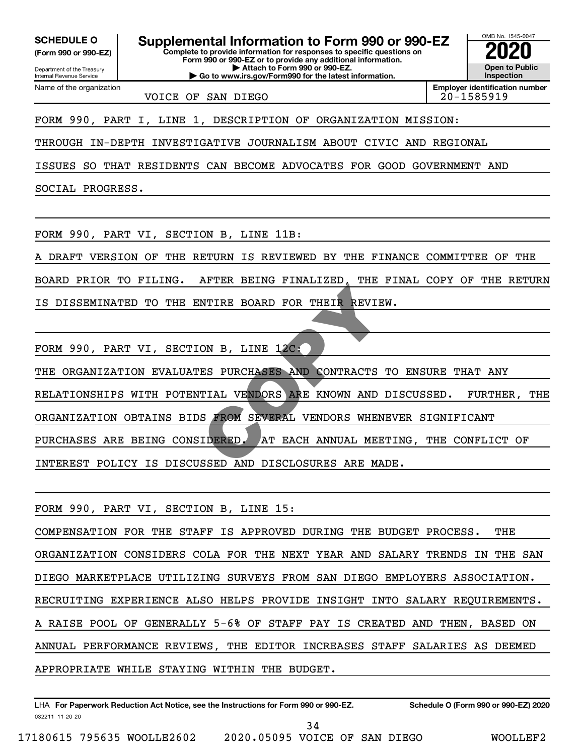**SCHEDULE O**
**(Form 990 or 990-EZ)**

Department of the Treasury
Internal Revenue Service

# Supplemental Information to Form 990 or 990-EZ

**Complete to provide information for responses to specific questions on Form 990 or 990-EZ or to provide any additional information.**
**▶ Attach to Form 990 or 990-EZ.**
**▶ Go to www.irs.gov/Form990 for the latest information.**

OMB No. 1545-0047

**2020**

**Open to Public Inspection**

| Name of the organization | Employer identification number |
|---|---|
| VOICE OF SAN DIEGO | 20-1585919 |

FORM 990, PART I, LINE 1, DESCRIPTION OF ORGANIZATION MISSION:

THROUGH IN-DEPTH INVESTIGATIVE JOURNALISM ABOUT CIVIC AND REGIONAL ISSUES SO THAT RESIDENTS CAN BECOME ADVOCATES FOR GOOD GOVERNMENT AND SOCIAL PROGRESS.

FORM 990, PART VI, SECTION B, LINE 11B:

A DRAFT VERSION OF THE RETURN IS REVIEWED BY THE FINANCE COMMITTEE OF THE BOARD PRIOR TO FILING. AFTER BEING FINALIZED, THE FINAL COPY OF THE RETURN IS DISSEMINATED TO THE ENTIRE BOARD FOR THEIR REVIEW.

FORM 990, PART VI, SECTION B, LINE 12C:

THE ORGANIZATION EVALUATES PURCHASES AND CONTRACTS TO ENSURE THAT ANY RELATIONSHIPS WITH POTENTIAL VENDORS ARE KNOWN AND DISCUSSED. FURTHER, THE ORGANIZATION OBTAINS BIDS FROM SEVERAL VENDORS WHENEVER SIGNIFICANT PURCHASES ARE BEING CONSIDERED. AT EACH ANNUAL MEETING, THE CONFLICT OF INTEREST POLICY IS DISCUSSED AND DISCLOSURES ARE MADE.

FORM 990, PART VI, SECTION B, LINE 15:

COMPENSATION FOR THE STAFF IS APPROVED DURING THE BUDGET PROCESS. THE ORGANIZATION CONSIDERS COLA FOR THE NEXT YEAR AND SALARY TRENDS IN THE SAN DIEGO MARKETPLACE UTILIZING SURVEYS FROM SAN DIEGO EMPLOYERS ASSOCIATION. RECRUITING EXPERIENCE ALSO HELPS PROVIDE INSIGHT INTO SALARY REQUIREMENTS. A RAISE POOL OF GENERALLY 5-6% OF STAFF PAY IS CREATED AND THEN, BASED ON ANNUAL PERFORMANCE REVIEWS, THE EDITOR INCREASES STAFF SALARIES AS DEEMED APPROPRIATE WHILE STAYING WITHIN THE BUDGET.

LHA **For Paperwork Reduction Act Notice, see the Instructions for Form 990 or 990-EZ.** **Schedule O (Form 990 or 990-EZ) 2020**

032211 11-20-20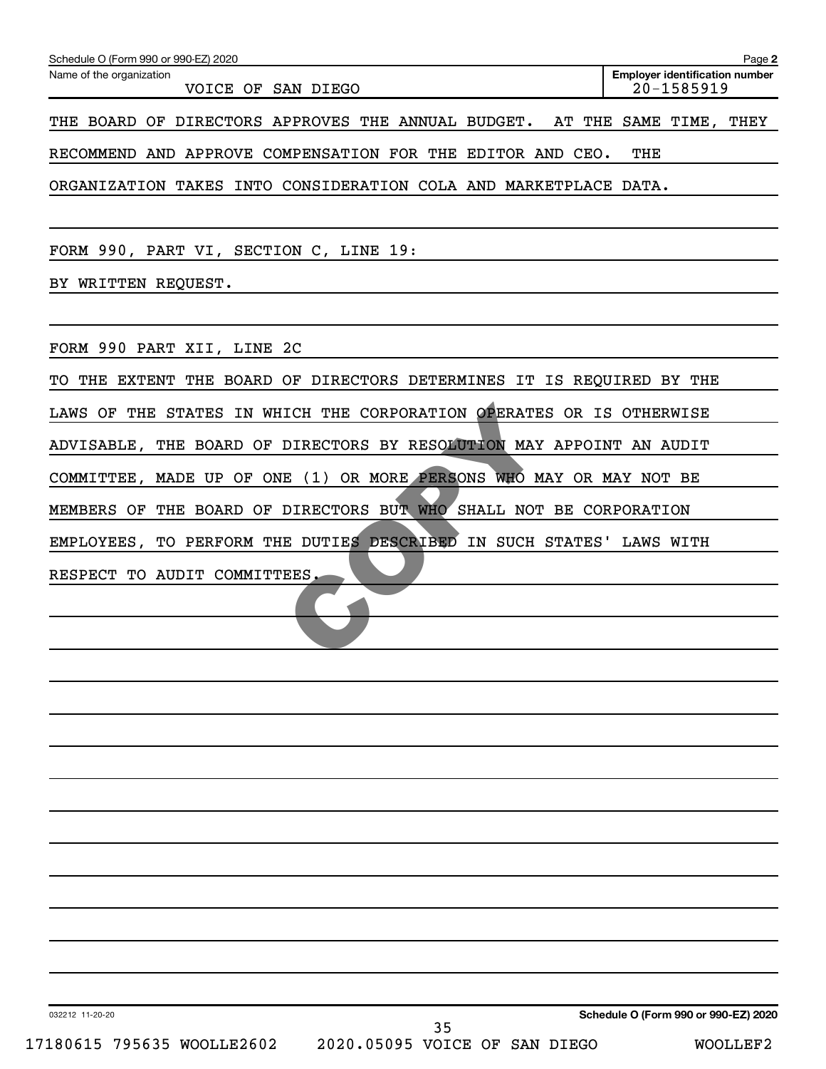Schedule O (Form 990 or 990-EZ) 2020

Name of the organization: VOICE OF SAN DIEGO

Employer identification number: 20-1585919

THE BOARD OF DIRECTORS APPROVES THE ANNUAL BUDGET. AT THE SAME TIME, THEY RECOMMEND AND APPROVE COMPENSATION FOR THE EDITOR AND CEO. THE ORGANIZATION TAKES INTO CONSIDERATION COLA AND MARKETPLACE DATA.

FORM 990, PART VI, SECTION C, LINE 19:

BY WRITTEN REQUEST.

FORM 990 PART XII, LINE 2C

TO THE EXTENT THE BOARD OF DIRECTORS DETERMINES IT IS REQUIRED BY THE LAWS OF THE STATES IN WHICH THE CORPORATION OPERATES OR IS OTHERWISE ADVISABLE, THE BOARD OF DIRECTORS BY RESOLUTION MAY APPOINT AN AUDIT COMMITTEE, MADE UP OF ONE (1) OR MORE PERSONS WHO MAY OR MAY NOT BE MEMBERS OF THE BOARD OF DIRECTORS BUT WHO SHALL NOT BE CORPORATION EMPLOYEES, TO PERFORM THE DUTIES DESCRIBED IN SUCH STATES' LAWS WITH RESPECT TO AUDIT COMMITTEES.

COPY

032212 11-20-20

Schedule O (Form 990 or 990-EZ) 2020

17180615 795635 WOOLLE2602 2020.05095 VOICE OF SAN DIEGO WOOLLEF2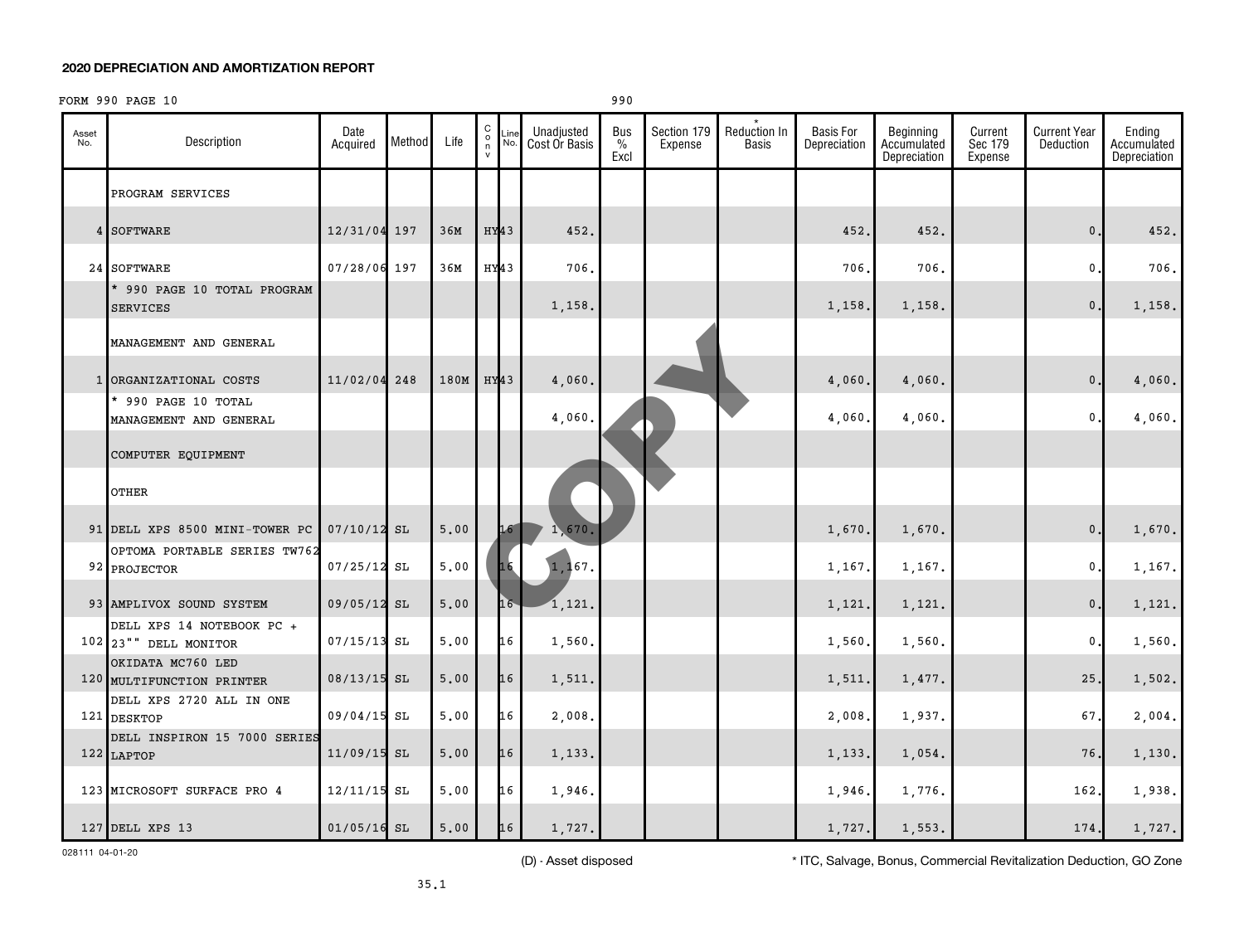## 2020 DEPRECIATION AND AMORTIZATION REPORT

FORM 990 PAGE 10 990

| Asset No. | Description | Date Acquired | Method | Life | C o n v | Line No. | Unadjusted Cost Or Basis | Bus % Excl | Section 179 Expense | * Reduction In Basis | Basis For Depreciation | Beginning Accumulated Depreciation | Current Sec 179 Expense | Current Year Deduction | Ending Accumulated Depreciation |
|---|---|---|---|---|---|---|---|---|---|---|---|---|---|---|---|
| | PROGRAM SERVICES | | | | | | | | | | | | | | |
| 4 | SOFTWARE | 12/31/04 | 197 | 36M | HY | 43 | 452. | | | | 452. | 452. | | 0. | 452. |
| 24 | SOFTWARE | 07/28/06 | 197 | 36M | HY | 43 | 706. | | | | 706. | 706. | | 0. | 706. |
| | * 990 PAGE 10 TOTAL PROGRAM SERVICES | | | | | | 1,158. | | | | 1,158. | 1,158. | | 0. | 1,158. |
| | MANAGEMENT AND GENERAL | | | | | | | | | | | | | | |
| 1 | ORGANIZATIONAL COSTS | 11/02/04 | 248 | 180M | HY | 43 | 4,060. | | | | 4,060. | 4,060. | | 0. | 4,060. |
| | * 990 PAGE 10 TOTAL MANAGEMENT AND GENERAL | | | | | | 4,060. | | | | 4,060. | 4,060. | | 0. | 4,060. |
| | COMPUTER EQUIPMENT | | | | | | | | | | | | | | |
| | OTHER | | | | | | | | | | | | | | |
| 91 | DELL XPS 8500 MINI-TOWER PC | 07/10/12 | SL | 5.00 | | 16 | 1,670. | | | | 1,670. | 1,670. | | 0. | 1,670. |
| 92 | OPTOMA PORTABLE SERIES TW762 PROJECTOR | 07/25/12 | SL | 5.00 | | 16 | 1,167. | | | | 1,167. | 1,167. | | 0. | 1,167. |
| 93 | AMPLIVOX SOUND SYSTEM | 09/05/12 | SL | 5.00 | | 16 | 1,121. | | | | 1,121. | 1,121. | | 0. | 1,121. |
| 102 | DELL XPS 14 NOTEBOOK PC + 23"" DELL MONITOR | 07/15/13 | SL | 5.00 | | 16 | 1,560. | | | | 1,560. | 1,560. | | 0. | 1,560. |
| 120 | OKIDATA MC760 LED MULTIFUNCTION PRINTER | 08/13/15 | SL | 5.00 | | 16 | 1,511. | | | | 1,511. | 1,477. | | 25. | 1,502. |
| 121 | DELL XPS 2720 ALL IN ONE DESKTOP | 09/04/15 | SL | 5.00 | | 16 | 2,008. | | | | 2,008. | 1,937. | | 67. | 2,004. |
| 122 | DELL INSPIRON 15 7000 SERIES LAPTOP | 11/09/15 | SL | 5.00 | | 16 | 1,133. | | | | 1,133. | 1,054. | | 76. | 1,130. |
| 123 | MICROSOFT SURFACE PRO 4 | 12/11/15 | SL | 5.00 | | 16 | 1,946. | | | | 1,946. | 1,776. | | 162. | 1,938. |
| 127 | DELL XPS 13 | 01/05/16 | SL | 5.00 | | 16 | 1,727. | | | | 1,727. | 1,553. | | 174. | 1,727. |

028111 04-01-20

(D) - Asset disposed

* ITC, Salvage, Bonus, Commercial Revitalization Deduction, GO Zone

35.1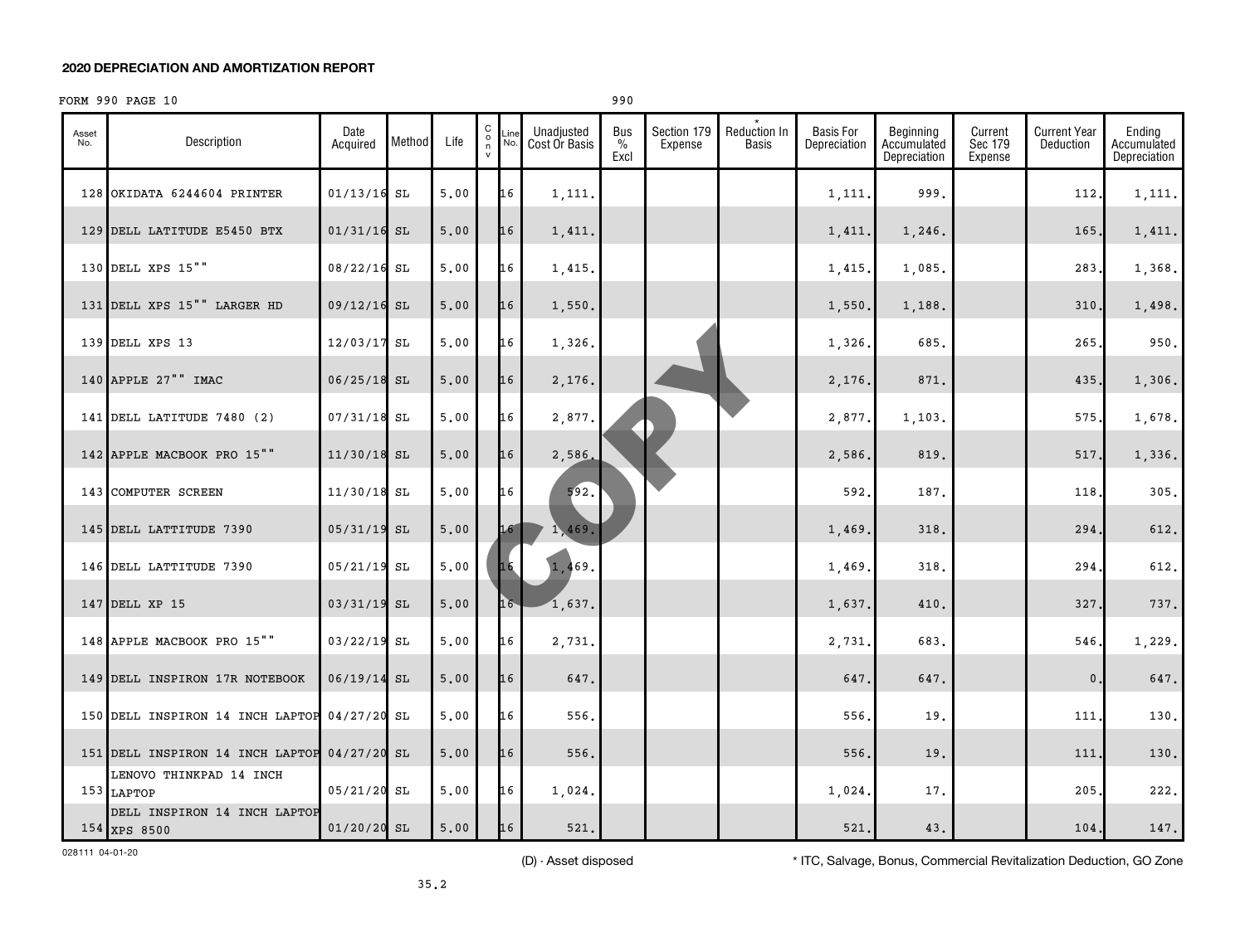**2020 DEPRECIATION AND AMORTIZATION REPORT**

FORM 990 PAGE 10 990

| Asset No. | Description | Date Acquired | Method | Life | C o n v | Line No. | Unadjusted Cost Or Basis | Bus % Excl | Section 179 Expense | * Reduction In Basis | Basis For Depreciation | Beginning Accumulated Depreciation | Current Sec 179 Expense | Current Year Deduction | Ending Accumulated Depreciation |
|---|---|---|---|---|---|---|---|---|---|---|---|---|---|---|---|
| 128 | OKIDATA 6244604 PRINTER | 01/13/16 | SL | 5.00 | | 16 | 1,111. | | | | 1,111. | 999. | | 112. | 1,111. |
| 129 | DELL LATITUDE E5450 BTX | 01/31/16 | SL | 5.00 | | 16 | 1,411. | | | | 1,411. | 1,246. | | 165. | 1,411. |
| 130 | DELL XPS 15"" | 08/22/16 | SL | 5.00 | | 16 | 1,415. | | | | 1,415. | 1,085. | | 283. | 1,368. |
| 131 | DELL XPS 15"" LARGER HD | 09/12/16 | SL | 5.00 | | 16 | 1,550. | | | | 1,550. | 1,188. | | 310. | 1,498. |
| 139 | DELL XPS 13 | 12/03/17 | SL | 5.00 | | 16 | 1,326. | | | | 1,326. | 685. | | 265. | 950. |
| 140 | APPLE 27"" IMAC | 06/25/18 | SL | 5.00 | | 16 | 2,176. | | | | 2,176. | 871. | | 435. | 1,306. |
| 141 | DELL LATITUDE 7480 (2) | 07/31/18 | SL | 5.00 | | 16 | 2,877. | | | | 2,877. | 1,103. | | 575. | 1,678. |
| 142 | APPLE MACBOOK PRO 15"" | 11/30/18 | SL | 5.00 | | 16 | 2,586. | | | | 2,586. | 819. | | 517. | 1,336. |
| 143 | COMPUTER SCREEN | 11/30/18 | SL | 5.00 | | 16 | 592. | | | | 592. | 187. | | 118. | 305. |
| 145 | DELL LATTITUDE 7390 | 05/31/19 | SL | 5.00 | | 16 | 1,469. | | | | 1,469. | 318. | | 294. | 612. |
| 146 | DELL LATTITUDE 7390 | 05/21/19 | SL | 5.00 | | 16 | 1,469. | | | | 1,469. | 318. | | 294. | 612. |
| 147 | DELL XP 15 | 03/31/19 | SL | 5.00 | | 16 | 1,637. | | | | 1,637. | 410. | | 327. | 737. |
| 148 | APPLE MACBOOK PRO 15"" | 03/22/19 | SL | 5.00 | | 16 | 2,731. | | | | 2,731. | 683. | | 546. | 1,229. |
| 149 | DELL INSPIRON 17R NOTEBOOK | 06/19/14 | SL | 5.00 | | 16 | 647. | | | | 647. | 647. | | 0. | 647. |
| 150 | DELL INSPIRON 14 INCH LAPTOP | 04/27/20 | SL | 5.00 | | 16 | 556. | | | | 556. | 19. | | 111. | 130. |
| 151 | DELL INSPIRON 14 INCH LAPTOP | 04/27/20 | SL | 5.00 | | 16 | 556. | | | | 556. | 19. | | 111. | 130. |
| 153 | LENOVO THINKPAD 14 INCH LAPTOP | 05/21/20 | SL | 5.00 | | 16 | 1,024. | | | | 1,024. | 17. | | 205. | 222. |
| 154 | DELL INSPIRON 14 INCH LAPTOP XPS 8500 | 01/20/20 | SL | 5.00 | | 16 | 521. | | | | 521. | 43. | | 104. | 147. |

028111 04-01-20

(D) - Asset disposed

* ITC, Salvage, Bonus, Commercial Revitalization Deduction, GO Zone

35.2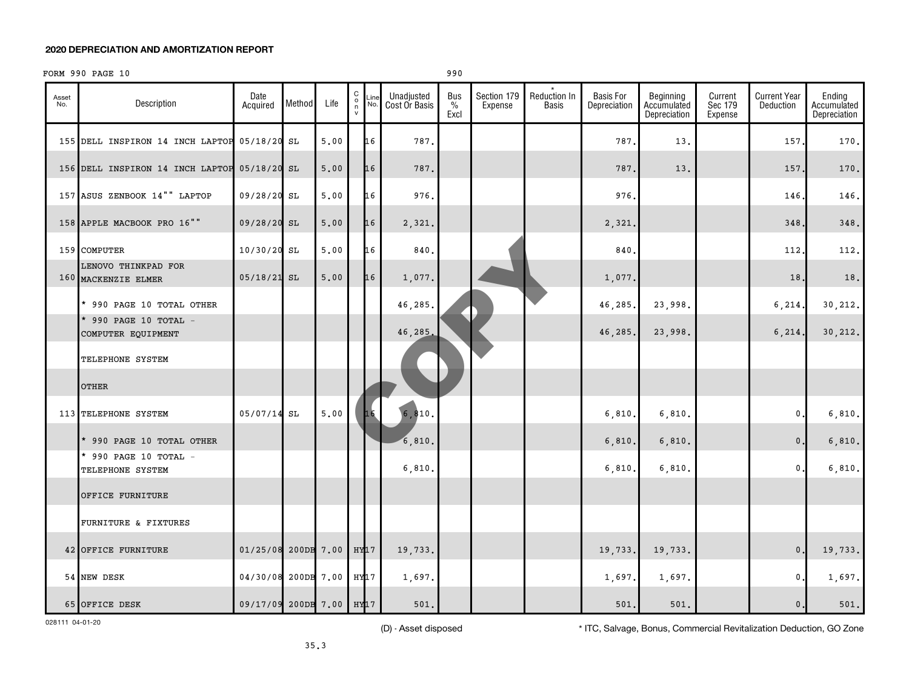## 2020 DEPRECIATION AND AMORTIZATION REPORT

FORM 990 PAGE 10 990

| Asset No. | Description | Date Acquired | Method | Life | Conv | Line No. | Unadjusted Cost Or Basis | Bus % Excl | Section 179 Expense | * Reduction In Basis | Basis For Depreciation | Beginning Accumulated Depreciation | Current Sec 179 Expense | Current Year Deduction | Ending Accumulated Depreciation |
|---|---|---|---|---|---|---|---|---|---|---|---|---|---|---|---|
| 155 | DELL INSPIRON 14 INCH LAPTOP | 05/18/20 | SL | 5.00 | | 16 | 787. | | | | 787. | 13. | | 157. | 170. |
| 156 | DELL INSPIRON 14 INCH LAPTOP | 05/18/20 | SL | 5.00 | | 16 | 787. | | | | 787. | 13. | | 157. | 170. |
| 157 | ASUS ZENBOOK 14"" LAPTOP | 09/28/20 | SL | 5.00 | | 16 | 976. | | | | 976. | | | 146. | 146. |
| 158 | APPLE MACBOOK PRO 16"" | 09/28/20 | SL | 5.00 | | 16 | 2,321. | | | | 2,321. | | | 348. | 348. |
| 159 | COMPUTER | 10/30/20 | SL | 5.00 | | 16 | 840. | | | | 840. | | | 112. | 112. |
| 160 | LENOVO THINKPAD FOR MACKENZIE ELMER | 05/18/21 | SL | 5.00 | | 16 | 1,077. | | | | 1,077. | | | 18. | 18. |
| | * 990 PAGE 10 TOTAL OTHER | | | | | | 46,285. | | | | 46,285. | 23,998. | | 6,214. | 30,212. |
| | * 990 PAGE 10 TOTAL - COMPUTER EQUIPMENT | | | | | | 46,285. | | | | 46,285. | 23,998. | | 6,214. | 30,212. |
| | TELEPHONE SYSTEM | | | | | | | | | | | | | | |
| | OTHER | | | | | | | | | | | | | | |
| 113 | TELEPHONE SYSTEM | 05/07/14 | SL | 5.00 | | 16 | 6,810. | | | | 6,810. | 6,810. | | 0. | 6,810. |
| | * 990 PAGE 10 TOTAL OTHER | | | | | | 6,810. | | | | 6,810. | 6,810. | | 0. | 6,810. |
| | * 990 PAGE 10 TOTAL - TELEPHONE SYSTEM | | | | | | 6,810. | | | | 6,810. | 6,810. | | 0. | 6,810. |
| | OFFICE FURNITURE | | | | | | | | | | | | | | |
| | FURNITURE & FIXTURES | | | | | | | | | | | | | | |
| 42 | OFFICE FURNITURE | 01/25/08 | 200DB | 7.00 | HY | 17 | 19,733. | | | | 19,733. | 19,733. | | 0. | 19,733. |
| 54 | NEW DESK | 04/30/08 | 200DB | 7.00 | HY | 17 | 1,697. | | | | 1,697. | 1,697. | | 0. | 1,697. |
| 65 | OFFICE DESK | 09/17/09 | 200DB | 7.00 | HY | 17 | 501. | | | | 501. | 501. | | 0. | 501. |

028111 04-01-20

(D) - Asset disposed

* ITC, Salvage, Bonus, Commercial Revitalization Deduction, GO Zone

35.3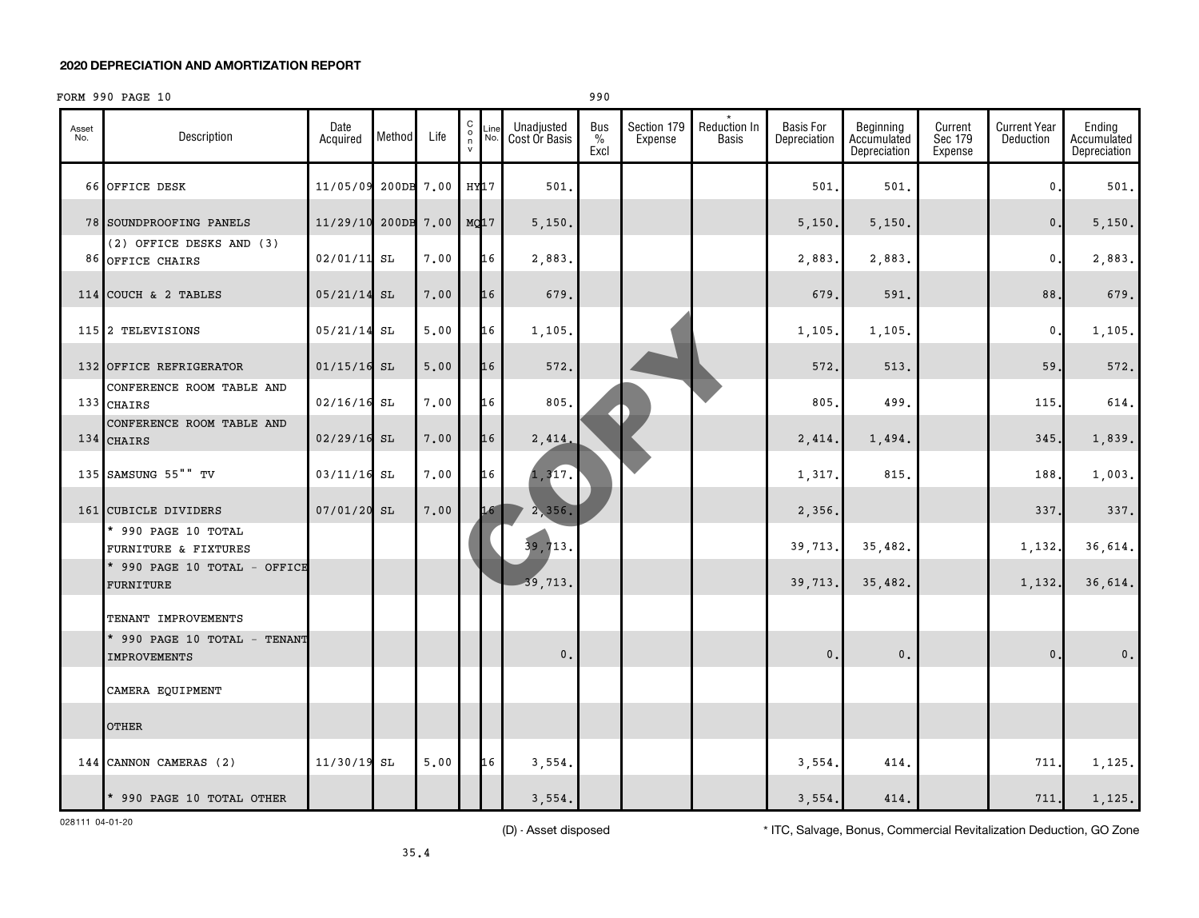**2020 DEPRECIATION AND AMORTIZATION REPORT**

FORM 990 PAGE 10 990

| Asset No. | Description | Date Acquired | Method | Life | C o n v | Line No. | Unadjusted Cost Or Basis | Bus % Excl | Section 179 Expense | * Reduction In Basis | Basis For Depreciation | Beginning Accumulated Depreciation | Current Sec 179 Expense | Current Year Deduction | Ending Accumulated Depreciation |
|---|---|---|---|---|---|---|---|---|---|---|---|---|---|---|---|
| 66 | OFFICE DESK | 11/05/09 | 200DB | 7.00 | HY | 17 | 501. | | | | 501. | 501. | | 0. | 501. |
| 78 | SOUNDPROOFING PANELS | 11/29/10 | 200DB | 7.00 | MQ | 17 | 5,150. | | | | 5,150. | 5,150. | | 0. | 5,150. |
| 86 | (2) OFFICE DESKS AND (3) OFFICE CHAIRS | 02/01/11 | SL | 7.00 | | 16 | 2,883. | | | | 2,883. | 2,883. | | 0. | 2,883. |
| 114 | COUCH & 2 TABLES | 05/21/14 | SL | 7.00 | | 16 | 679. | | | | 679. | 591. | | 88. | 679. |
| 115 | 2 TELEVISIONS | 05/21/14 | SL | 5.00 | | 16 | 1,105. | | | | 1,105. | 1,105. | | 0. | 1,105. |
| 132 | OFFICE REFRIGERATOR | 01/15/16 | SL | 5.00 | | 16 | 572. | | | | 572. | 513. | | 59. | 572. |
| 133 | CONFERENCE ROOM TABLE AND CHAIRS | 02/16/16 | SL | 7.00 | | 16 | 805. | | | | 805. | 499. | | 115. | 614. |
| 134 | CONFERENCE ROOM TABLE AND CHAIRS | 02/29/16 | SL | 7.00 | | 16 | 2,414. | | | | 2,414. | 1,494. | | 345. | 1,839. |
| 135 | SAMSUNG 55"" TV | 03/11/16 | SL | 7.00 | | 16 | 1,317. | | | | 1,317. | 815. | | 188. | 1,003. |
| 161 | CUBICLE DIVIDERS | 07/01/20 | SL | 7.00 | | 16 | 2,356. | | | | 2,356. | | | 337. | 337. |
| | * 990 PAGE 10 TOTAL FURNITURE & FIXTURES | | | | | | 39,713. | | | | 39,713. | 35,482. | | 1,132. | 36,614. |
| | * 990 PAGE 10 TOTAL - OFFICE FURNITURE | | | | | | 39,713. | | | | 39,713. | 35,482. | | 1,132. | 36,614. |
| | TENANT IMPROVEMENTS | | | | | | | | | | | | | | |
| | * 990 PAGE 10 TOTAL - TENANT IMPROVEMENTS | | | | | | 0. | | | | 0. | 0. | | 0. | 0. |
| | CAMERA EQUIPMENT | | | | | | | | | | | | | | |
| | OTHER | | | | | | | | | | | | | | |
| 144 | CANNON CAMERAS (2) | 11/30/19 | SL | 5.00 | | 16 | 3,554. | | | | 3,554. | 414. | | 711. | 1,125. |
| | * 990 PAGE 10 TOTAL OTHER | | | | | | 3,554. | | | | 3,554. | 414. | | 711. | 1,125. |

028111 04-01-20

(D) - Asset disposed

* ITC, Salvage, Bonus, Commercial Revitalization Deduction, GO Zone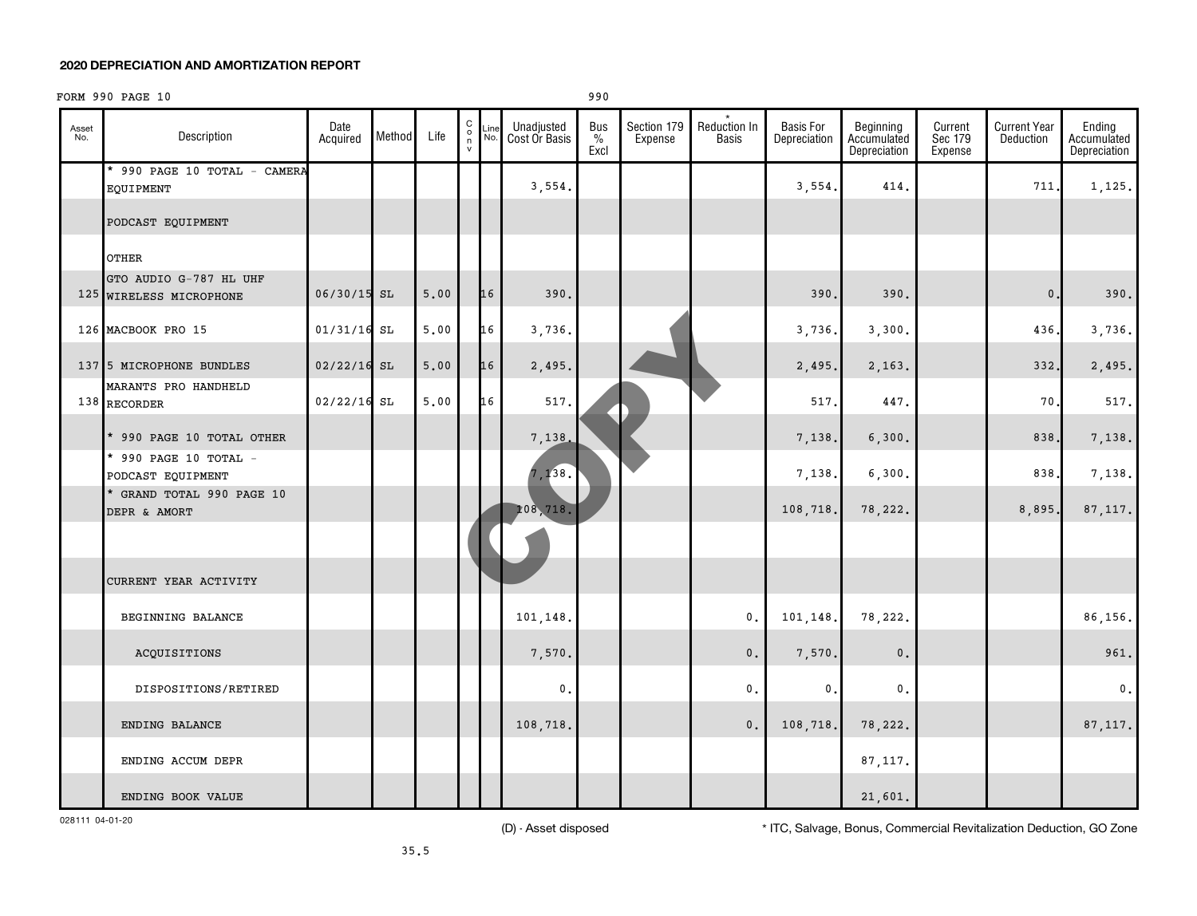**2020 DEPRECIATION AND AMORTIZATION REPORT**

FORM 990 PAGE 10 990

| Asset No. | Description | Date Acquired | Method | Life | C o n v | Line No. | Unadjusted Cost Or Basis | Bus % Excl | Section 179 Expense | * Reduction In Basis | Basis For Depreciation | Beginning Accumulated Depreciation | Current Sec 179 Expense | Current Year Deduction | Ending Accumulated Depreciation |
|---|---|---|---|---|---|---|---|---|---|---|---|---|---|---|---|
| | * 990 PAGE 10 TOTAL - CAMERA EQUIPMENT | | | | | | 3,554. | | | | 3,554. | 414. | | 711. | 1,125. |
| | PODCAST EQUIPMENT | | | | | | | | | | | | | | |
| | OTHER | | | | | | | | | | | | | | |
| 125 | GTO AUDIO G-787 HL UHF WIRELESS MICROPHONE | 06/30/15 | SL | 5.00 | | 16 | 390. | | | | 390. | 390. | | 0. | 390. |
| 126 | MACBOOK PRO 15 | 01/31/16 | SL | 5.00 | | 16 | 3,736. | | | | 3,736. | 3,300. | | 436. | 3,736. |
| 137 | 5 MICROPHONE BUNDLES | 02/22/16 | SL | 5.00 | | 16 | 2,495. | | | | 2,495. | 2,163. | | 332. | 2,495. |
| 138 | MARANTS PRO HANDHELD RECORDER | 02/22/16 | SL | 5.00 | | 16 | 517. | | | | 517. | 447. | | 70. | 517. |
| | * 990 PAGE 10 TOTAL OTHER | | | | | | 7,138. | | | | 7,138. | 6,300. | | 838. | 7,138. |
| | * 990 PAGE 10 TOTAL - PODCAST EQUIPMENT | | | | | | 7,138. | | | | 7,138. | 6,300. | | 838. | 7,138. |
| | * GRAND TOTAL 990 PAGE 10 DEPR & AMORT | | | | | | 108,718. | | | | 108,718. | 78,222. | | 8,895. | 87,117. |
| | | | | | | | | | | | | | | | |
| | CURRENT YEAR ACTIVITY | | | | | | | | | | | | | | |
| | BEGINNING BALANCE | | | | | | 101,148. | | | 0. | 101,148. | 78,222. | | | 86,156. |
| | ACQUISITIONS | | | | | | 7,570. | | | 0. | 7,570. | 0. | | | 961. |
| | DISPOSITIONS/RETIRED | | | | | | 0. | | | 0. | 0. | 0. | | | 0. |
| | ENDING BALANCE | | | | | | 108,718. | | | 0. | 108,718. | 78,222. | | | 87,117. |
| | ENDING ACCUM DEPR | | | | | | | | | | | 87,117. | | | |
| | ENDING BOOK VALUE | | | | | | | | | | | 21,601. | | | |

028111 04-01-20

(D) - Asset disposed

* ITC, Salvage, Bonus, Commercial Revitalization Deduction, GO Zone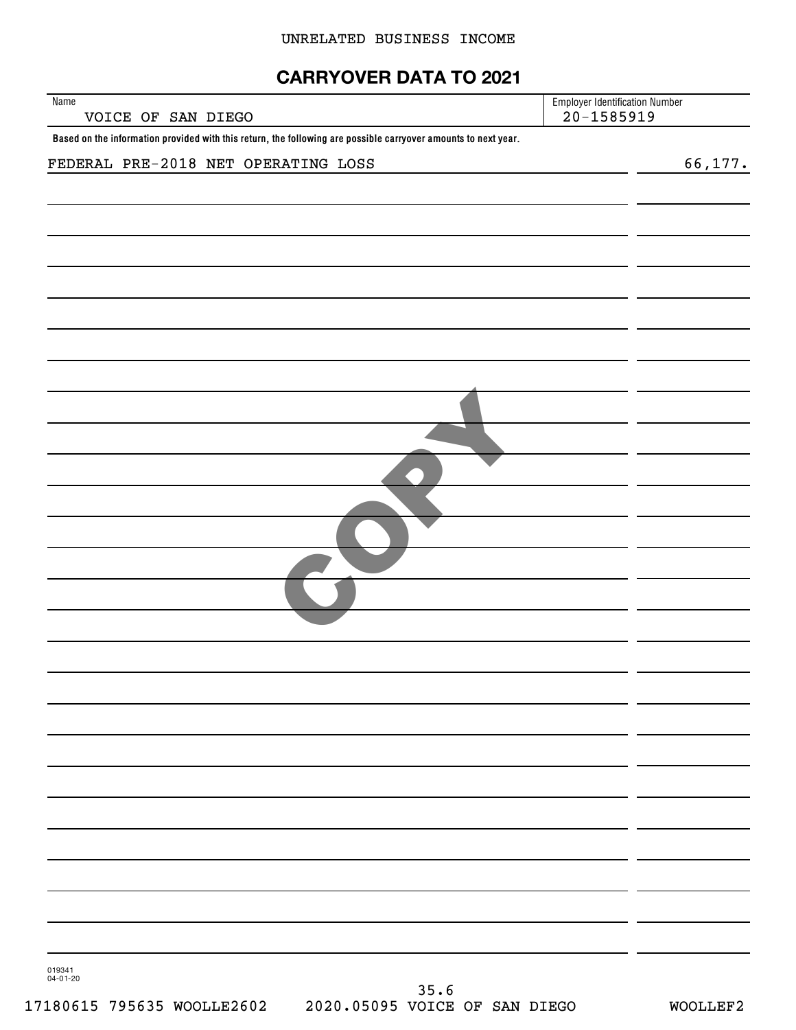UNRELATED BUSINESS INCOME

## CARRYOVER DATA TO 2021

| Name | Employer Identification Number |
|---|---|
| VOICE OF SAN DIEGO | 20-1585919 |

**Based on the information provided with this return, the following are possible carryover amounts to next year.**

| | |
|---|---|
| FEDERAL PRE-2018 NET OPERATING LOSS | 66,177. |

019341
04-01-20

35.6

17180615 795635 WOOLLE2602 2020.05095 VOICE OF SAN DIEGO WOOLLEF2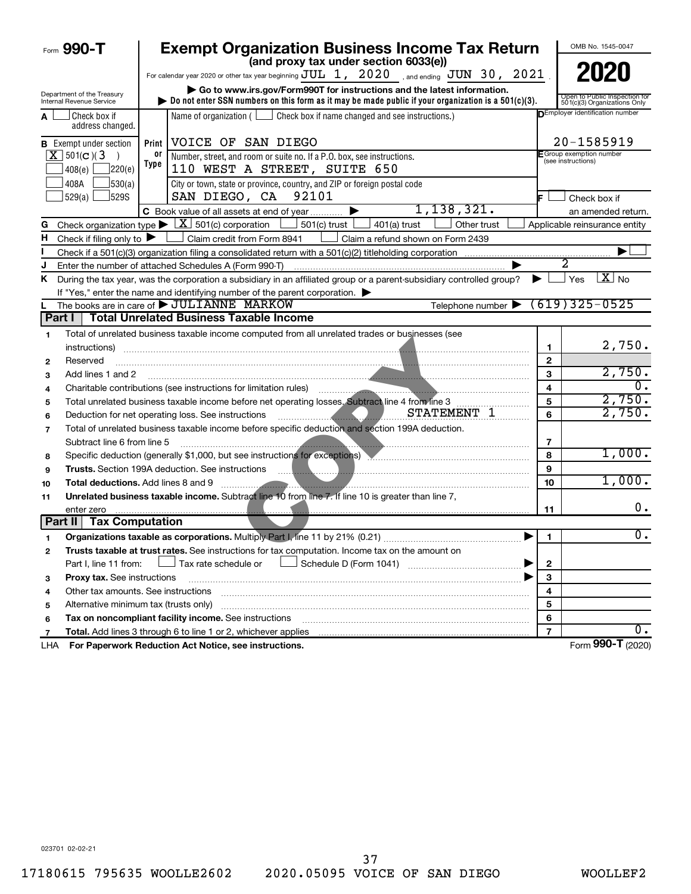Form **990-T**

# Exempt Organization Business Income Tax Return

**(and proxy tax under section 6033(e))**

For calendar year 2020 or other tax year beginning JUL 1, 2020, and ending JUN 30, 2021.

▶ Go to www.irs.gov/Form990T for instructions and the latest information.

▶ Do not enter SSN numbers on this form as it may be made public if your organization is a 501(c)(3).

Department of the Treasury
Internal Revenue Service

OMB No. 1545-0047

**2020**

Open to Public Inspection for 501(c)(3) Organizations Only

A ☐ Check box if address changed.

B Exempt under section ☒ 501(c)(3) ☐ 408(e) ☐ 220(e) ☐ 408A ☐ 530(a) ☐ 529(a) ☐ 529S

Name of organization (☐ Check box if name changed and see instructions.)
VOICE OF SAN DIEGO

Number, street, and room or suite no. If a P.O. box, see instructions.
110 WEST A STREET, SUITE 650

City or town, state or province, country, and ZIP or foreign postal code
SAN DIEGO, CA 92101

D Employer identification number: 20-1585919

E Group exemption number (see instructions)

F ☐ Check box if an amended return.

C Book value of all assets at end of year ▶ 1,138,321.

G Check organization type ▶ ☒ 501(c) corporation ☐ 501(c) trust ☐ 401(a) trust ☐ Other trust ☐ Applicable reinsurance entity

H Check if filing only to ▶ ☐ Claim credit from Form 8941 ☐ Claim a refund shown on Form 2439

I Check if a 501(c)(3) organization filing with a 501(c)(2) titleholding corporation ▶ ☐

J Enter the number of attached Schedules A (Form 990-T) ▶ 2

K During the tax year, was the corporation a subsidiary in an affiliated group or a parent-subsidiary controlled group? ▶ ☐ Yes ☒ No

If "Yes," enter the name and identifying number of the parent corporation. ▶

L The books are in care of ▶ JULIANNE MARKOW Telephone number ▶ (619)325-0525

## Part I Total Unrelated Business Taxable Income

| | | | |
|---|---|---|---|
| 1 | Total of unrelated business taxable income computed from all unrelated trades or businesses (see instructions) | 1 | 2,750. |
| 2 | Reserved | 2 | |
| 3 | Add lines 1 and 2 | 3 | 2,750. |
| 4 | Charitable contributions (see instructions for limitation rules) | 4 | 0. |
| 5 | Total unrelated business taxable income before net operating losses. Subtract line 4 from line 3 | 5 | 2,750. |
| 6 | Deduction for net operating loss. See instructions STATEMENT 1 | 6 | 2,750. |
| 7 | Total of unrelated business taxable income before specific deduction and section 199A deduction. Subtract line 6 from line 5 | 7 | |
| 8 | Specific deduction (generally $1,000, but see instructions for exceptions) | 8 | 1,000. |
| 9 | **Trusts.** Section 199A deduction. See instructions | 9 | |
| 10 | **Total deductions.** Add lines 8 and 9 | 10 | 1,000. |
| 11 | **Unrelated business taxable income.** Subtract line 10 from line 7. If line 10 is greater than line 7, enter zero | 11 | 0. |

## Part II Tax Computation

| | | | |
|---|---|---|---|
| 1 | **Organizations taxable as corporations.** Multiply Part I, line 11 by 21% (0.21) ▶ | 1 | 0. |
| 2 | **Trusts taxable at trust rates.** See instructions for tax computation. Income tax on the amount on Part I, line 11 from: ☐ Tax rate schedule or ☐ Schedule D (Form 1041) ▶ | 2 | |
| 3 | **Proxy tax.** See instructions ▶ | 3 | |
| 4 | Other tax amounts. See instructions | 4 | |
| 5 | Alternative minimum tax (trusts only) | 5 | |
| 6 | **Tax on noncompliant facility income.** See instructions | 6 | |
| 7 | **Total.** Add lines 3 through 6 to line 1 or 2, whichever applies | 7 | 0. |

LHA **For Paperwork Reduction Act Notice, see instructions.** Form **990-T** (2020)

023701 02-02-21

17180615 795635 WOOLLE2602 2020.05095 VOICE OF SAN DIEGO WOOLLEF2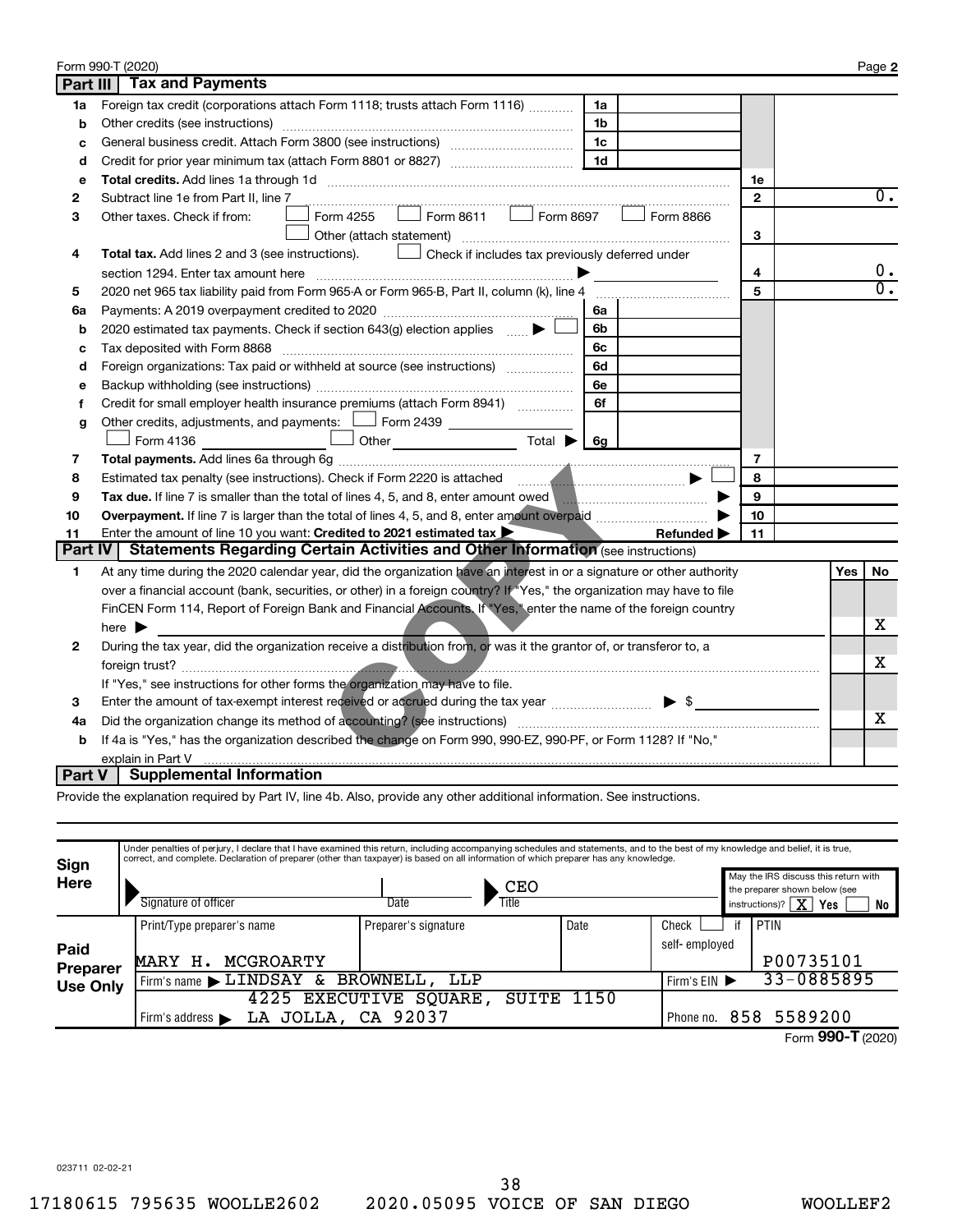Form 990-T (2020) Page **2**

## Part III Tax and Payments

| | | | | | |
|---|---|---|---|---|---|
| **1a** | Foreign tax credit (corporations attach Form 1118; trusts attach Form 1116) | 1a | | | |
| **b** | Other credits (see instructions) | 1b | | | |
| **c** | General business credit. Attach Form 3800 (see instructions) | 1c | | | |
| **d** | Credit for prior year minimum tax (attach Form 8801 or 8827) | 1d | | | |
| **e** | **Total credits.** Add lines 1a through 1d | | | 1e | |
| **2** | Subtract line 1e from Part II, line 7 | | | 2 | 0. |
| **3** | Other taxes. Check if from: ☐ Form 4255 ☐ Form 8611 ☐ Form 8697 ☐ Form 8866 ☐ Other (attach statement) | | | 3 | |
| **4** | **Total tax.** Add lines 2 and 3 (see instructions). ☐ Check if includes tax previously deferred under section 1294. Enter tax amount here ▶ | | | 4 | 0. |
| **5** | 2020 net 965 tax liability paid from Form 965-A or Form 965-B, Part II, column (k), line 4 | | | 5 | 0. |
| **6a** | Payments: A 2019 overpayment credited to 2020 | 6a | | | |
| **b** | 2020 estimated tax payments. Check if section 643(g) election applies ▶ ☐ | 6b | | | |
| **c** | Tax deposited with Form 8868 | 6c | | | |
| **d** | Foreign organizations: Tax paid or withheld at source (see instructions) | 6d | | | |
| **e** | Backup withholding (see instructions) | 6e | | | |
| **f** | Credit for small employer health insurance premiums (attach Form 8941) | 6f | | | |
| **g** | Other credits, adjustments, and payments: ☐ Form 2439 ☐ Form 4136 ☐ Other Total ▶ | 6g | | | |
| **7** | **Total payments.** Add lines 6a through 6g | | | 7 | |
| **8** | Estimated tax penalty (see instructions). Check if Form 2220 is attached ▶ ☐ | | | 8 | |
| **9** | **Tax due.** If line 7 is smaller than the total of lines 4, 5, and 8, enter amount owed ▶ | | | 9 | |
| **10** | **Overpayment.** If line 7 is larger than the total of lines 4, 5, and 8, enter amount overpaid ▶ | | | 10 | |
| **11** | Enter the amount of line 10 you want: **Credited to 2021 estimated tax** ▶ **Refunded** ▶ | | | 11 | |

## Part IV Statements Regarding Certain Activities and Other Information (see instructions)

| | | Yes | No |
|---|---|---|---|
| **1** | At any time during the 2020 calendar year, did the organization have an interest in or a signature or other authority over a financial account (bank, securities, or other) in a foreign country? If "Yes," the organization may have to file FinCEN Form 114, Report of Foreign Bank and Financial Accounts. If "Yes," enter the name of the foreign country here ▶ | | X |
| **2** | During the tax year, did the organization receive a distribution from, or was it the grantor of, or transferor to, a foreign trust? | | X |
| | If "Yes," see instructions for other forms the organization may have to file. | | |
| **3** | Enter the amount of tax-exempt interest received or accrued during the tax year ▶ $ | | |
| **4a** | Did the organization change its method of accounting? (see instructions) | | X |
| **b** | If 4a is "Yes," has the organization described the change on Form 990, 990-EZ, 990-PF, or Form 1128? If "No," explain in Part V | | |

## Part V Supplemental Information

Provide the explanation required by Part IV, line 4b. Also, provide any other additional information. See instructions.

**Sign Here**

Under penalties of perjury, I declare that I have examined this return, including accompanying schedules and statements, and to the best of my knowledge and belief, it is true, correct, and complete. Declaration of preparer (other than taxpayer) is based on all information of which preparer has any knowledge.

Signature of officer | Date | Title: CEO

May the IRS discuss this return with the preparer shown below (see instructions)? [X] Yes [ ] No

**Paid Preparer Use Only**

| Print/Type preparer's name | Preparer's signature | Date | Check ☐ if self-employed | PTIN |
|---|---|---|---|---|
| MARY H. MCGROARTY | | | | P00735101 |
| Firm's name ▶ LINDSAY & BROWNELL, LLP | | | Firm's EIN ▶ | 33-0885895 |
| Firm's address ▶ 4225 EXECUTIVE SQUARE, SUITE 1150 LA JOLLA, CA 92037 | | | Phone no. | 858 5589200 |

Form **990-T** (2020)

023711 02-02-21

17180615 795635 WOOLLE2602 2020.05095 VOICE OF SAN DIEGO WOOLLEF2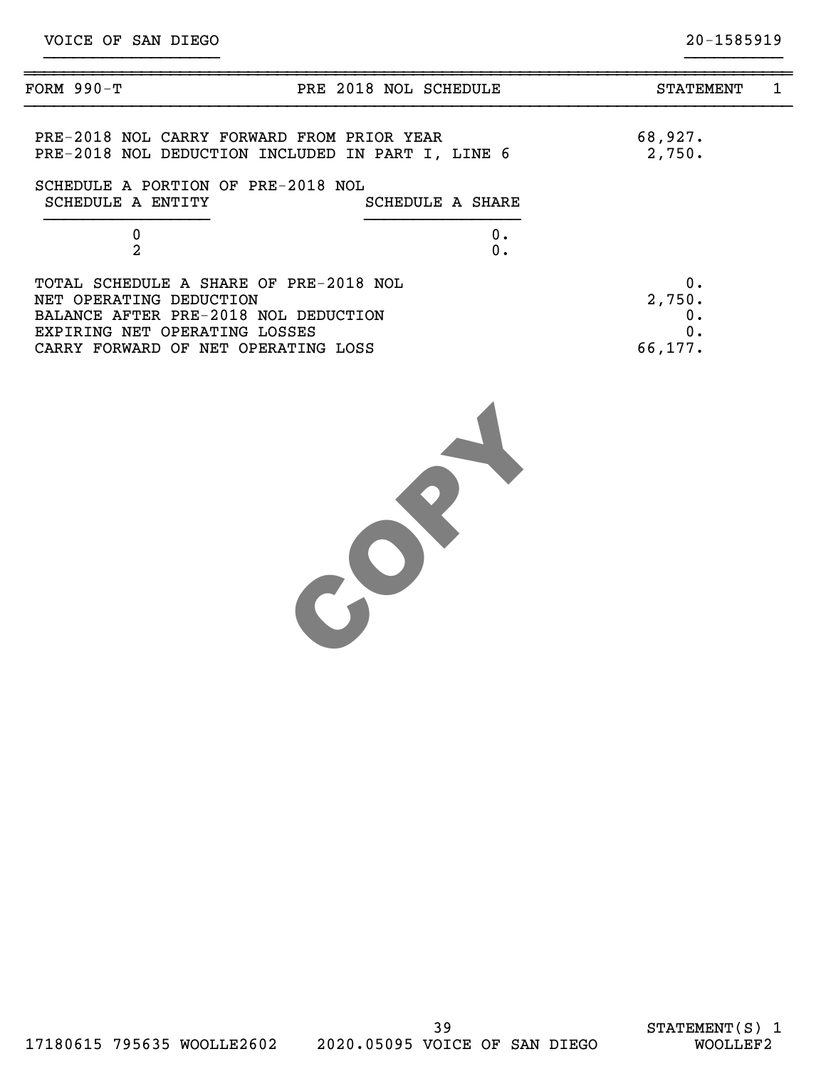VOICE OF SAN DIEGO 20-1585919

| FORM 990-T | PRE 2018 NOL SCHEDULE | STATEMENT 1 |
|---|---|---|

| | |
|---|---|
| PRE-2018 NOL CARRY FORWARD FROM PRIOR YEAR | 68,927. |
| PRE-2018 NOL DEDUCTION INCLUDED IN PART I, LINE 6 | 2,750. |

SCHEDULE A PORTION OF PRE-2018 NOL

| SCHEDULE A ENTITY | SCHEDULE A SHARE |
|---|---|
| 0 | 0. |
| 2 | 0. |

| | |
|---|---|
| TOTAL SCHEDULE A SHARE OF PRE-2018 NOL | 0. |
| NET OPERATING DEDUCTION | 2,750. |
| BALANCE AFTER PRE-2018 NOL DEDUCTION | 0. |
| EXPIRING NET OPERATING LOSSES | 0. |
| CARRY FORWARD OF NET OPERATING LOSS | 66,177. |

COPY

STATEMENT(S) 1

17180615 795635 WOOLLE2602 2020.05095 VOICE OF SAN DIEGO WOOLLEF2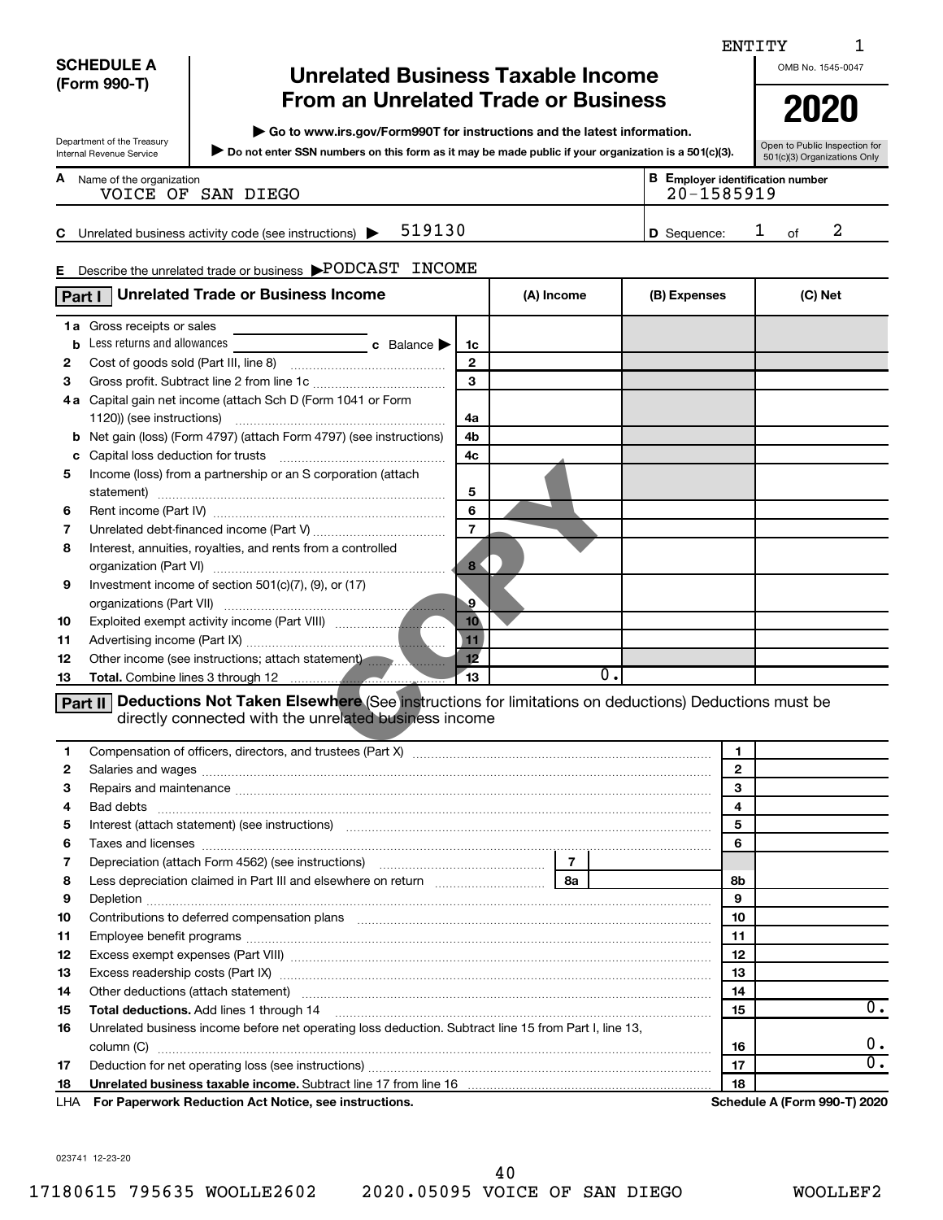ENTITY 1

**SCHEDULE A (Form 990-T)**

Department of the Treasury
Internal Revenue Service

# Unrelated Business Taxable Income From an Unrelated Trade or Business

▶ Go to www.irs.gov/Form990T for instructions and the latest information.

▶ Do not enter SSN numbers on this form as it may be made public if your organization is a 501(c)(3).

OMB No. 1545-0047

**2020**

Open to Public Inspection for 501(c)(3) Organizations Only

**A** Name of the organization: VOICE OF SAN DIEGO

**B** Employer identification number: 20-1585919

**C** Unrelated business activity code (see instructions) ▶ 519130

**D** Sequence: 1 of 2

**E** Describe the unrelated trade or business ▶ PODCAST INCOME

| Part I Unrelated Trade or Business Income | | (A) Income | (B) Expenses | (C) Net |
|---|---|---|---|---|
| **1a** Gross receipts or sales | | | | |
| **b** Less returns and allowances ______ **c** Balance ▶ | 1c | | | |
| **2** Cost of goods sold (Part III, line 8) | 2 | | | |
| **3** Gross profit. Subtract line 2 from line 1c | 3 | | | |
| **4a** Capital gain net income (attach Sch D (Form 1041 or Form 1120)) (see instructions) | 4a | | | |
| **b** Net gain (loss) (Form 4797) (attach Form 4797) (see instructions) | 4b | | | |
| **c** Capital loss deduction for trusts | 4c | | | |
| **5** Income (loss) from a partnership or an S corporation (attach statement) | 5 | | | |
| **6** Rent income (Part IV) | 6 | | | |
| **7** Unrelated debt-financed income (Part V) | 7 | | | |
| **8** Interest, annuities, royalties, and rents from a controlled organization (Part VI) | 8 | | | |
| **9** Investment income of section 501(c)(7), (9), or (17) organizations (Part VII) | 9 | | | |
| **10** Exploited exempt activity income (Part VIII) | 10 | | | |
| **11** Advertising income (Part IX) | 11 | | | |
| **12** Other income (see instructions; attach statement) | 12 | | | |
| **13** **Total.** Combine lines 3 through 12 | 13 | 0. | | |

**Part II Deductions Not Taken Elsewhere** (See instructions for limitations on deductions) Deductions must be directly connected with the unrelated business income

| | | | |
|---|---|---|---|
| **1** Compensation of officers, directors, and trustees (Part X) | | 1 | |
| **2** Salaries and wages | | 2 | |
| **3** Repairs and maintenance | | 3 | |
| **4** Bad debts | | 4 | |
| **5** Interest (attach statement) (see instructions) | | 5 | |
| **6** Taxes and licenses | | 6 | |
| **7** Depreciation (attach Form 4562) (see instructions) | 7 | | |
| **8** Less depreciation claimed in Part III and elsewhere on return | 8a | 8b | |
| **9** Depletion | | 9 | |
| **10** Contributions to deferred compensation plans | | 10 | |
| **11** Employee benefit programs | | 11 | |
| **12** Excess exempt expenses (Part VIII) | | 12 | |
| **13** Excess readership costs (Part IX) | | 13 | |
| **14** Other deductions (attach statement) | | 14 | |
| **15** **Total deductions.** Add lines 1 through 14 | | 15 | 0. |
| **16** Unrelated business income before net operating loss deduction. Subtract line 15 from Part I, line 13, column (C) | | 16 | 0. |
| **17** Deduction for net operating loss (see instructions) | | 17 | 0. |
| **18** **Unrelated business taxable income.** Subtract line 17 from line 16 | | 18 | |

LHA **For Paperwork Reduction Act Notice, see instructions.** **Schedule A (Form 990-T) 2020**

023741 12-23-20

17180615 795635 WOOLLE2602 2020.05095 VOICE OF SAN DIEGO WOOLLEF2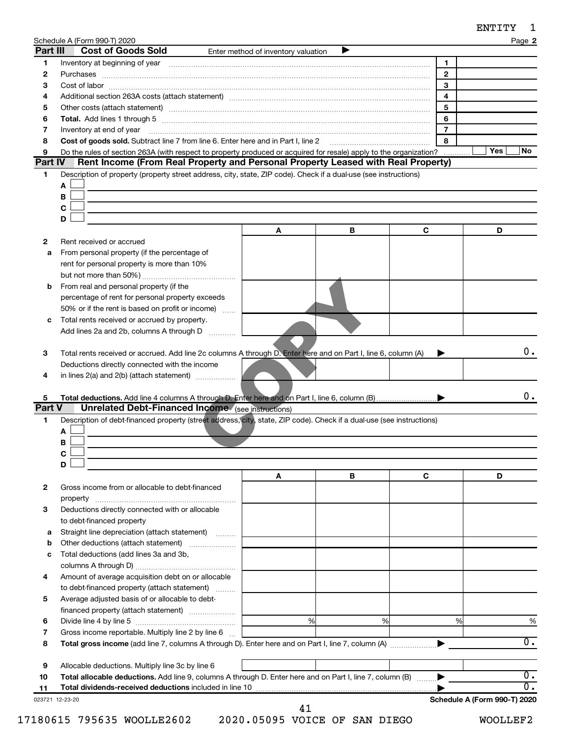Schedule A (Form 990-T) 2020 Page **2**

## Part III Cost of Goods Sold

Enter method of inventory valuation ▶

| | | | |
|---|---|---|---|
| 1 | Inventory at beginning of year | 1 | |
| 2 | Purchases | 2 | |
| 3 | Cost of labor | 3 | |
| 4 | Additional section 263A costs (attach statement) | 4 | |
| 5 | Other costs (attach statement) | 5 | |
| 6 | **Total.** Add lines 1 through 5 | 6 | |
| 7 | Inventory at end of year | 7 | |
| 8 | **Cost of goods sold.** Subtract line 7 from line 6. Enter here and in Part I, line 2 | 8 | |
| 9 | Do the rules of section 263A (with respect to property produced or acquired for resale) apply to the organization? | | Yes ☐ No ☐ |

## Part IV Rent Income (From Real Property and Personal Property Leased with Real Property)

1 Description of property (property street address, city, state, ZIP code). Check if a dual-use (see instructions)

A ☐
B ☐
C ☐
D ☐

| | | A | B | C | D |
|---|---|---|---|---|---|
| 2 | Rent received or accrued | | | | |
| a | From personal property (if the percentage of rent for personal property is more than 10% but not more than 50%) | | | | |
| b | From real and personal property (if the percentage of rent for personal property exceeds 50% or if the rent is based on profit or income) | | | | |
| c | Total rents received or accrued by property. Add lines 2a and 2b, columns A through D | | | | |
| 3 | Total rents received or accrued. Add line 2c columns A through D. Enter here and on Part I, line 6, column (A) ▶ | | | | 0. |
| 4 | Deductions directly connected with the income in lines 2(a) and 2(b) (attach statement) | | | | |
| 5 | **Total deductions.** Add line 4 columns A through D. Enter here and on Part I, line 6, column (B) ▶ | | | | 0. |

## Part V Unrelated Debt-Financed Income (see instructions)

1 Description of debt-financed property (street address, city, state, ZIP code). Check if a dual-use (see instructions)

A ☐
B ☐
C ☐
D ☐

| | | A | B | C | D |
|---|---|---|---|---|---|
| 2 | Gross income from or allocable to debt-financed property | | | | |
| 3 | Deductions directly connected with or allocable to debt-financed property | | | | |
| a | Straight line depreciation (attach statement) | | | | |
| b | Other deductions (attach statement) | | | | |
| c | Total deductions (add lines 3a and 3b, columns A through D) | | | | |
| 4 | Amount of average acquisition debt on or allocable to debt-financed property (attach statement) | | | | |
| 5 | Average adjusted basis of or allocable to debt-financed property (attach statement) | | | | |
| 6 | Divide line 4 by line 5 | % | % | % | % |
| 7 | Gross income reportable. Multiply line 2 by line 6 | | | | |
| 8 | **Total gross income** (add line 7, columns A through D). Enter here and on Part I, line 7, column (A) ▶ | | | | 0. |
| 9 | Allocable deductions. Multiply line 3c by line 6 | | | | |
| 10 | **Total allocable deductions.** Add line 9, columns A through D. Enter here and on Part I, line 7, column (B) ▶ | | | | 0. |
| 11 | **Total dividends-received deductions** included in line 10 ▶ | | | | 0. |

023721 12-23-20 **Schedule A (Form 990-T) 2020**

17180615 795635 WOOLLE2602 2020.05095 VOICE OF SAN DIEGO WOOLLEF2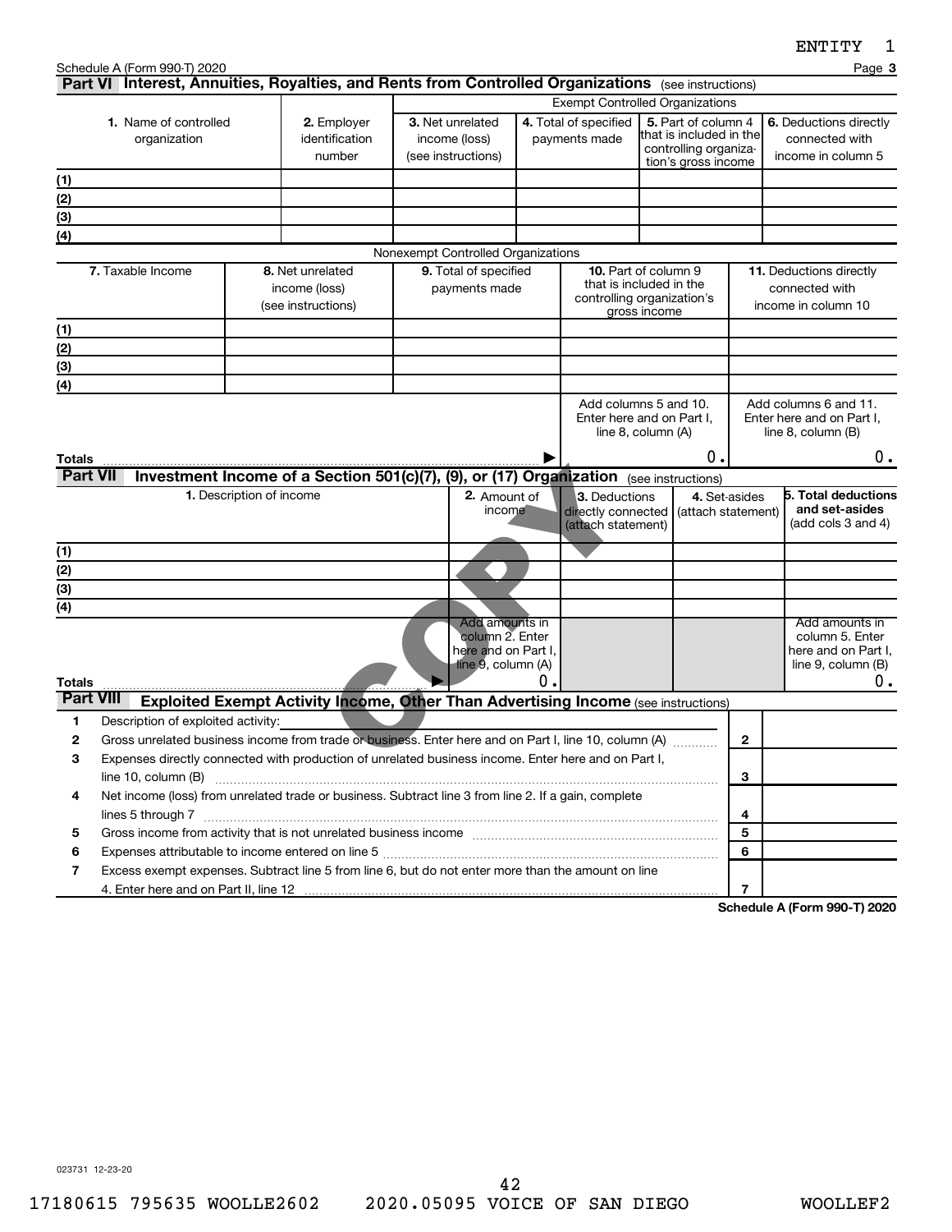ENTITY 1

Schedule A (Form 990-T) 2020 Page **3**

## Part VI Interest, Annuities, Royalties, and Rents from Controlled Organizations (see instructions)

| | | Exempt Controlled Organizations | | | |
|---|---|---|---|---|---|
| **1.** Name of controlled organization | **2.** Employer identification number | **3.** Net unrelated income (loss) (see instructions) | **4.** Total of specified payments made | **5.** Part of column 4 that is included in the controlling organization's gross income | **6.** Deductions directly connected with income in column 5 |
| (1) | | | | | |
| (2) | | | | | |
| (3) | | | | | |
| (4) | | | | | |

| Nonexempt Controlled Organizations | | | | |
|---|---|---|---|---|
| **7.** Taxable Income | **8.** Net unrelated income (loss) (see instructions) | **9.** Total of specified payments made | **10.** Part of column 9 that is included in the controlling organization's gross income | **11.** Deductions directly connected with income in column 10 |
| (1) | | | | |
| (2) | | | | |
| (3) | | | | |
| (4) | | | | |
| | | | Add columns 5 and 10. Enter here and on Part I, line 8, column (A) | Add columns 6 and 11. Enter here and on Part I, line 8, column (B) |
| **Totals** | | ▶ | 0. | 0. |

## Part VII Investment Income of a Section 501(c)(7), (9), or (17) Organization (see instructions)

| **1.** Description of income | **2.** Amount of income | **3.** Deductions directly connected (attach statement) | **4.** Set-asides (attach statement) | **5. Total deductions and set-asides** (add cols 3 and 4) |
|---|---|---|---|---|
| (1) | | | | |
| (2) | | | | |
| (3) | | | | |
| (4) | | | | |
| | Add amounts in column 2. Enter here and on Part I, line 9, column (A) | | | Add amounts in column 5. Enter here and on Part I, line 9, column (B) |
| **Totals** ▶ | 0. | | | 0. |

## Part VIII Exploited Exempt Activity Income, Other Than Advertising Income (see instructions)

| | | | |
|---|---|---|---|
| 1 | Description of exploited activity: | | |
| 2 | Gross unrelated business income from trade or business. Enter here and on Part I, line 10, column (A) | 2 | |
| 3 | Expenses directly connected with production of unrelated business income. Enter here and on Part I, line 10, column (B) | 3 | |
| 4 | Net income (loss) from unrelated trade or business. Subtract line 3 from line 2. If a gain, complete lines 5 through 7 | 4 | |
| 5 | Gross income from activity that is not unrelated business income | 5 | |
| 6 | Expenses attributable to income entered on line 5 | 6 | |
| 7 | Excess exempt expenses. Subtract line 5 from line 6, but do not enter more than the amount on line 4. Enter here and on Part II, line 12 | 7 | |

**Schedule A (Form 990-T) 2020**

023731 12-23-20

17180615 795635 WOOLLE2602 2020.05095 VOICE OF SAN DIEGO WOOLLEF2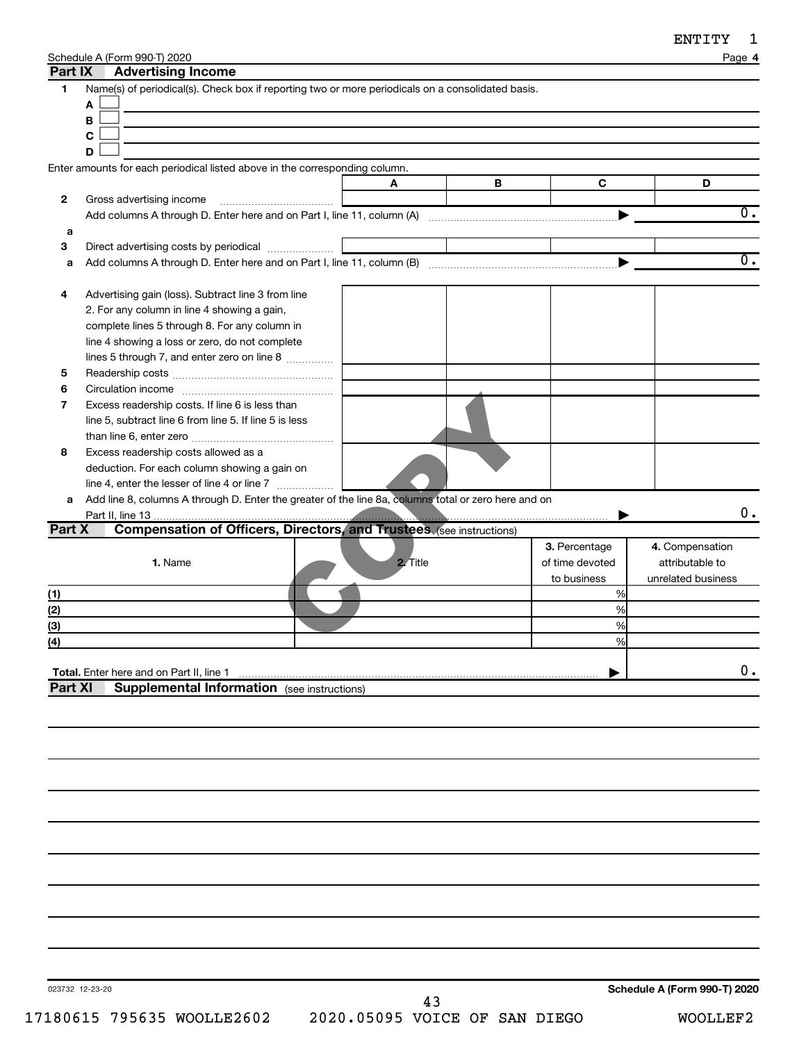ENTITY 1

Schedule A (Form 990-T) 2020 Page **4**

## Part IX Advertising Income

**1** Name(s) of periodical(s). Check box if reporting two or more periodicals on a consolidated basis.

- **A** ☐
- **B** ☐
- **C** ☐
- **D** ☐

Enter amounts for each periodical listed above in the corresponding column.

| | | A | B | C | D |
|---|---|---|---|---|---|
| **2** | Gross advertising income | | | | |
| | Add columns A through D. Enter here and on Part I, line 11, column (A) ▶ | | | | 0. |
| **a** | | | | | |
| **3** | Direct advertising costs by periodical | | | | |
| **a** | Add columns A through D. Enter here and on Part I, line 11, column (B) ▶ | | | | 0. |
| **4** | Advertising gain (loss). Subtract line 3 from line 2. For any column in line 4 showing a gain, complete lines 5 through 8. For any column in line 4 showing a loss or zero, do not complete lines 5 through 7, and enter zero on line 8 | | | | |
| **5** | Readership costs | | | | |
| **6** | Circulation income | | | | |
| **7** | Excess readership costs. If line 6 is less than line 5, subtract line 6 from line 5. If line 5 is less than line 6, enter zero | | | | |
| **8** | Excess readership costs allowed as a deduction. For each column showing a gain on line 4, enter the lesser of line 4 or line 7 | | | | |
| **a** | Add line 8, columns A through D. Enter the greater of the line 8a, columns total or zero here and on Part II, line 13 ▶ | | | | 0. |

## Part X Compensation of Officers, Directors, and Trustees (see instructions)

| | 1. Name | 2. Title | 3. Percentage of time devoted to business | 4. Compensation attributable to unrelated business |
|---|---|---|---|---|
| (1) | | | % | |
| (2) | | | % | |
| (3) | | | % | |
| (4) | | | % | |
| **Total.** Enter here and on Part II, line 1 ▶ | | | | 0. |

## Part XI Supplemental Information (see instructions)

COPY

023732 12-23-20 **Schedule A (Form 990-T) 2020**

17180615 795635 WOOLLE2602 2020.05095 VOICE OF SAN DIEGO WOOLLEF2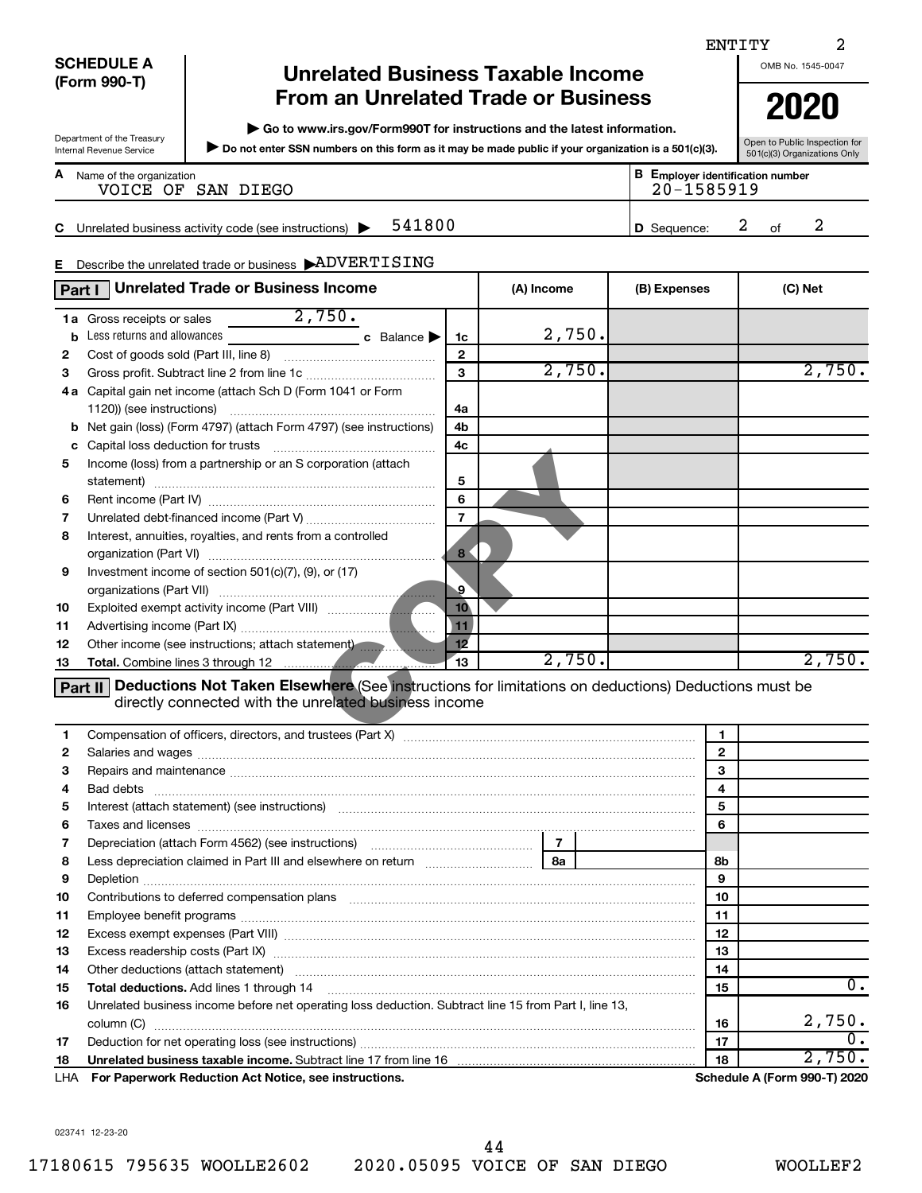ENTITY 2

**SCHEDULE A (Form 990-T)**

Department of the Treasury
Internal Revenue Service

# Unrelated Business Taxable Income From an Unrelated Trade or Business

▶ Go to www.irs.gov/Form990T for instructions and the latest information.

▶ Do not enter SSN numbers on this form as it may be made public if your organization is a 501(c)(3).

OMB No. 1545-0047

**2020**

Open to Public Inspection for 501(c)(3) Organizations Only

**A** Name of the organization: VOICE OF SAN DIEGO

**B** Employer identification number: 20-1585919

**C** Unrelated business activity code (see instructions) ▶ 541800

**D** Sequence: 2 of 2

**E** Describe the unrelated trade or business ▶ ADVERTISING

## Part I Unrelated Trade or Business Income

| | | | (A) Income | (B) Expenses | (C) Net |
|---|---|---|---|---|---|
| 1a | Gross receipts or sales 2,750. | | | | |
| b | Less returns and allowances ___ c Balance ▶ | 1c | 2,750. | | |
| 2 | Cost of goods sold (Part III, line 8) | 2 | | | |
| 3 | Gross profit. Subtract line 2 from line 1c | 3 | 2,750. | | 2,750. |
| 4a | Capital gain net income (attach Sch D (Form 1041 or Form 1120)) (see instructions) | 4a | | | |
| b | Net gain (loss) (Form 4797) (attach Form 4797) (see instructions) | 4b | | | |
| c | Capital loss deduction for trusts | 4c | | | |
| 5 | Income (loss) from a partnership or an S corporation (attach statement) | 5 | | | |
| 6 | Rent income (Part IV) | 6 | | | |
| 7 | Unrelated debt-financed income (Part V) | 7 | | | |
| 8 | Interest, annuities, royalties, and rents from a controlled organization (Part VI) | 8 | | | |
| 9 | Investment income of section 501(c)(7), (9), or (17) organizations (Part VII) | 9 | | | |
| 10 | Exploited exempt activity income (Part VIII) | 10 | | | |
| 11 | Advertising income (Part IX) | 11 | | | |
| 12 | Other income (see instructions; attach statement) | 12 | | | |
| 13 | **Total.** Combine lines 3 through 12 | 13 | 2,750. | | 2,750. |

## Part II Deductions Not Taken Elsewhere (See instructions for limitations on deductions) Deductions must be directly connected with the unrelated business income

| | | | |
|---|---|---|---|
| 1 | Compensation of officers, directors, and trustees (Part X) | 1 | |
| 2 | Salaries and wages | 2 | |
| 3 | Repairs and maintenance | 3 | |
| 4 | Bad debts | 4 | |
| 5 | Interest (attach statement) (see instructions) | 5 | |
| 6 | Taxes and licenses | 6 | |
| 7 | Depreciation (attach Form 4562) (see instructions) ... 7 | | |
| 8 | Less depreciation claimed in Part III and elsewhere on return ... 8a | 8b | |
| 9 | Depletion | 9 | |
| 10 | Contributions to deferred compensation plans | 10 | |
| 11 | Employee benefit programs | 11 | |
| 12 | Excess exempt expenses (Part VIII) | 12 | |
| 13 | Excess readership costs (Part IX) | 13 | |
| 14 | Other deductions (attach statement) | 14 | |
| 15 | **Total deductions.** Add lines 1 through 14 | 15 | 0. |
| 16 | Unrelated business income before net operating loss deduction. Subtract line 15 from Part I, line 13, column (C) | 16 | 2,750. |
| 17 | Deduction for net operating loss (see instructions) | 17 | 0. |
| 18 | **Unrelated business taxable income.** Subtract line 17 from line 16 | 18 | 2,750. |

LHA **For Paperwork Reduction Act Notice, see instructions.** **Schedule A (Form 990-T) 2020**

023741 12-23-20

17180615 795635 WOOLLE2602 2020.05095 VOICE OF SAN DIEGO WOOLLEF2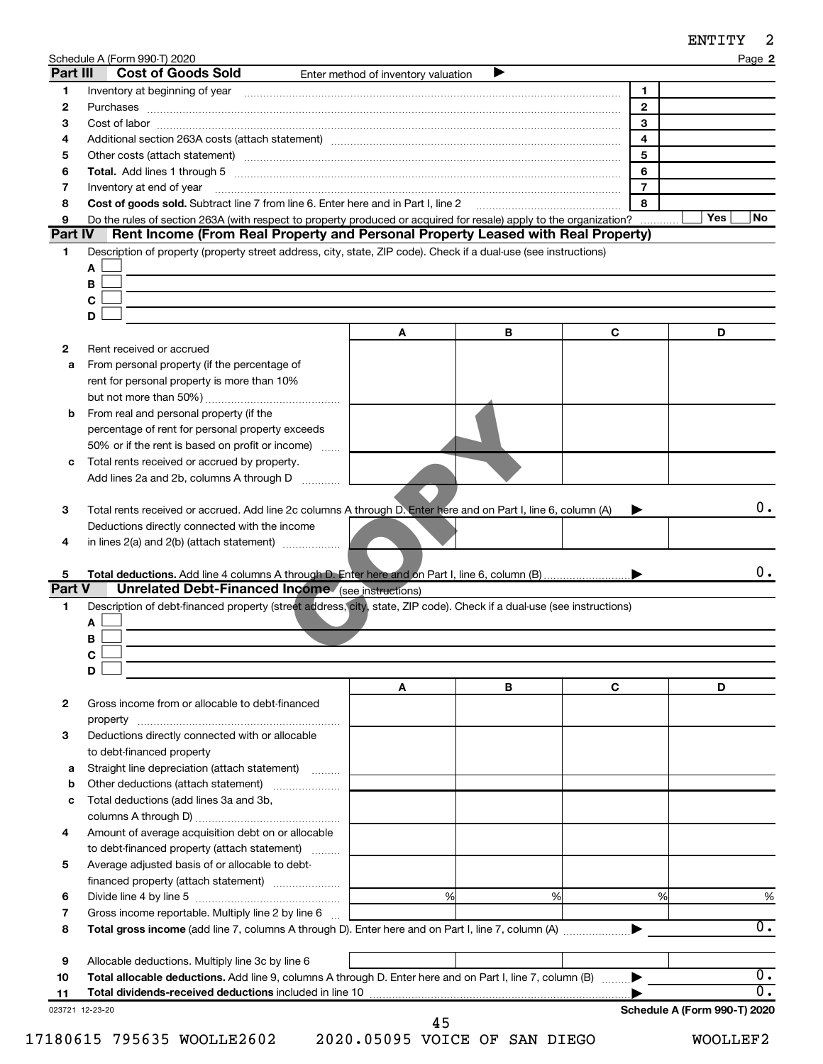Schedule A (Form 990-T) 2020

## Part III Cost of Goods Sold

Enter method of inventory valuation ▶

| | | | |
|---|---|---|---|
| 1 | Inventory at beginning of year | 1 | |
| 2 | Purchases | 2 | |
| 3 | Cost of labor | 3 | |
| 4 | Additional section 263A costs (attach statement) | 4 | |
| 5 | Other costs (attach statement) | 5 | |
| 6 | **Total.** Add lines 1 through 5 | 6 | |
| 7 | Inventory at end of year | 7 | |
| 8 | **Cost of goods sold.** Subtract line 7 from line 6. Enter here and in Part I, line 2 | 8 | |
| 9 | Do the rules of section 263A (with respect to property produced or acquired for resale) apply to the organization? | | Yes ☐ No ☐ |

## Part IV Rent Income (From Real Property and Personal Property Leased with Real Property)

1 Description of property (property street address, city, state, ZIP code). Check if a dual-use (see instructions)

A ☐
B ☐
C ☐
D ☐

| | | A | B | C | D |
|---|---|---|---|---|---|
| 2 | Rent received or accrued | | | | |
| a | From personal property (if the percentage of rent for personal property is more than 10% but not more than 50%) | | | | |
| b | From real and personal property (if the percentage of rent for personal property exceeds 50% or if the rent is based on profit or income) | | | | |
| c | Total rents received or accrued by property. Add lines 2a and 2b, columns A through D | | | | |

| | | |
|---|---|---|
| 3 | Total rents received or accrued. Add line 2c columns A through D. Enter here and on Part I, line 6, column (A) ▶ | 0. |

| | | A | B | C | D |
|---|---|---|---|---|---|
| 4 | Deductions directly connected with the income in lines 2(a) and 2(b) (attach statement) | | | | |

| | | |
|---|---|---|
| 5 | **Total deductions.** Add line 4 columns A through D. Enter here and on Part I, line 6, column (B) ▶ | 0. |

## Part V Unrelated Debt-Financed Income (see instructions)

1 Description of debt-financed property (street address, city, state, ZIP code). Check if a dual-use (see instructions)

A ☐
B ☐
C ☐
D ☐

| | | A | B | C | D |
|---|---|---|---|---|---|
| 2 | Gross income from or allocable to debt-financed property | | | | |
| 3 | Deductions directly connected with or allocable to debt-financed property | | | | |
| a | Straight line depreciation (attach statement) | | | | |
| b | Other deductions (attach statement) | | | | |
| c | Total deductions (add lines 3a and 3b, columns A through D) | | | | |
| 4 | Amount of average acquisition debt on or allocable to debt-financed property (attach statement) | | | | |
| 5 | Average adjusted basis of or allocable to debt-financed property (attach statement) | | | | |
| 6 | Divide line 4 by line 5 | % | % | % | % |
| 7 | Gross income reportable. Multiply line 2 by line 6 | | | | |

| | | |
|---|---|---|
| 8 | **Total gross income** (add line 7, columns A through D). Enter here and on Part I, line 7, column (A) ▶ | 0. |

| | | A | B | C | D |
|---|---|---|---|---|---|
| 9 | Allocable deductions. Multiply line 3c by line 6 | | | | |

| | | |
|---|---|---|
| 10 | **Total allocable deductions.** Add line 9, columns A through D. Enter here and on Part I, line 7, column (B) ▶ | 0. |
| 11 | **Total dividends-received deductions** included in line 10 ▶ | 0. |

023721 12-23-20

**Schedule A (Form 990-T) 2020**

17180615 795635 WOOLLE2602 2020.05095 VOICE OF SAN DIEGO WOOLLEF2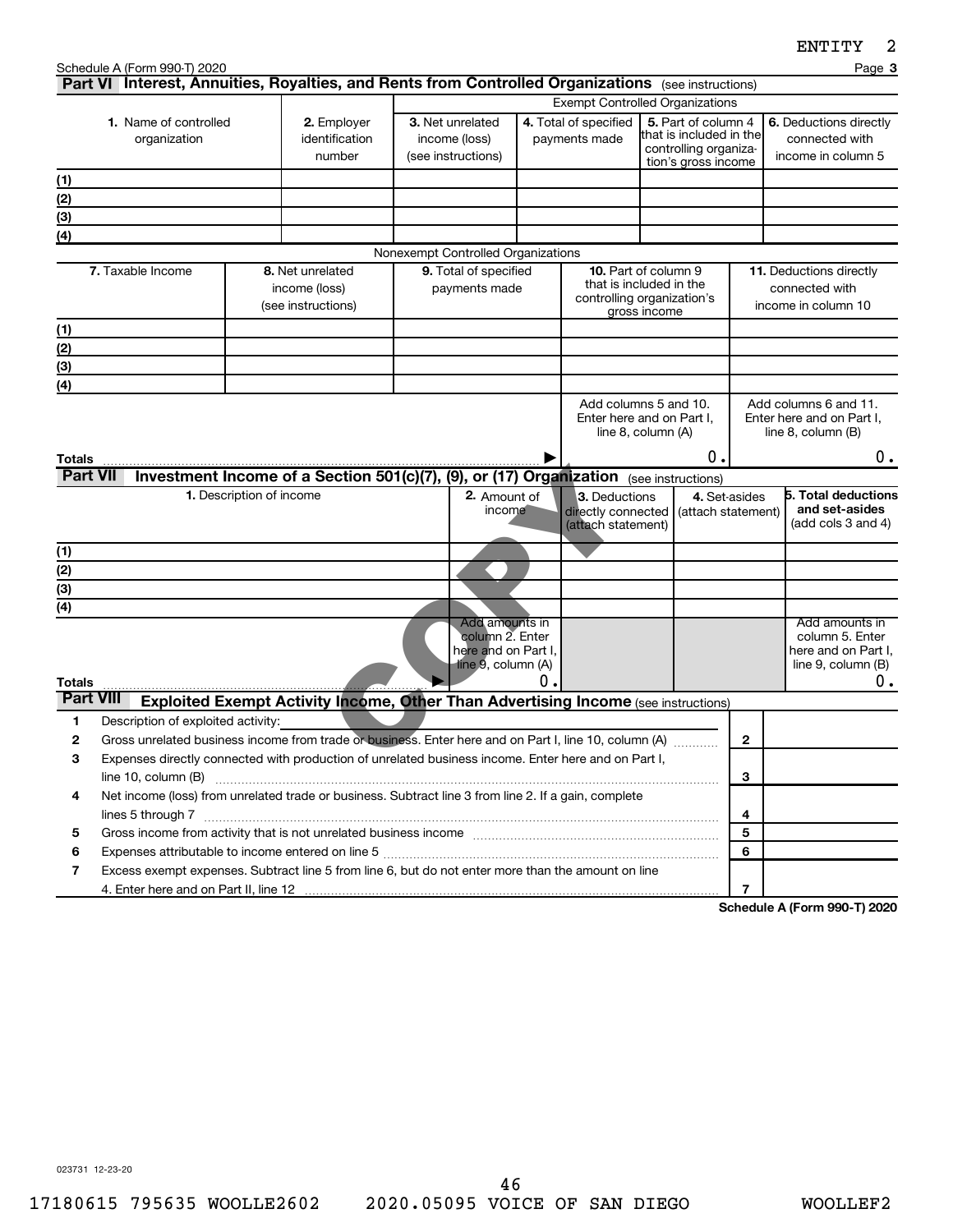Schedule A (Form 990-T) 2020 Page **3**

## Part VI Interest, Annuities, Royalties, and Rents from Controlled Organizations (see instructions)

| | | Exempt Controlled Organizations | | | |
|---|---|---|---|---|---|
| **1.** Name of controlled organization | **2.** Employer identification number | **3.** Net unrelated income (loss) (see instructions) | **4.** Total of specified payments made | **5.** Part of column 4 that is included in the controlling organization's gross income | **6.** Deductions directly connected with income in column 5 |
| (1) | | | | | |
| (2) | | | | | |
| (3) | | | | | |
| (4) | | | | | |

Nonexempt Controlled Organizations

| **7.** Taxable Income | **8.** Net unrelated income (loss) (see instructions) | **9.** Total of specified payments made | **10.** Part of column 9 that is included in the controlling organization's gross income | **11.** Deductions directly connected with income in column 10 |
|---|---|---|---|---|
| (1) | | | | |
| (2) | | | | |
| (3) | | | | |
| (4) | | | | |
| | | | Add columns 5 and 10. Enter here and on Part I, line 8, column (A) | Add columns 6 and 11. Enter here and on Part I, line 8, column (B) |
| **Totals** | | ▶ | 0. | 0. |

## Part VII Investment Income of a Section 501(c)(7), (9), or (17) Organization (see instructions)

| **1.** Description of income | **2.** Amount of income | **3.** Deductions directly connected (attach statement) | **4.** Set-asides (attach statement) | **5. Total deductions and set-asides** (add cols 3 and 4) |
|---|---|---|---|---|
| (1) | | | | |
| (2) | | | | |
| (3) | | | | |
| (4) | | | | |
| | Add amounts in column 2. Enter here and on Part I, line 9, column (A) | | | Add amounts in column 5. Enter here and on Part I, line 9, column (B) |
| **Totals** ▶ | 0. | | | 0. |

## Part VIII Exploited Exempt Activity Income, Other Than Advertising Income (see instructions)

| | | | |
|---|---|---|---|
| **1** | Description of exploited activity: | | |
| **2** | Gross unrelated business income from trade or business. Enter here and on Part I, line 10, column (A) | **2** | |
| **3** | Expenses directly connected with production of unrelated business income. Enter here and on Part I, line 10, column (B) | **3** | |
| **4** | Net income (loss) from unrelated trade or business. Subtract line 3 from line 2. If a gain, complete lines 5 through 7 | **4** | |
| **5** | Gross income from activity that is not unrelated business income | **5** | |
| **6** | Expenses attributable to income entered on line 5 | **6** | |
| **7** | Excess exempt expenses. Subtract line 5 from line 6, but do not enter more than the amount on line 4. Enter here and on Part II, line 12 | **7** | |

**Schedule A (Form 990-T) 2020**

023731 12-23-20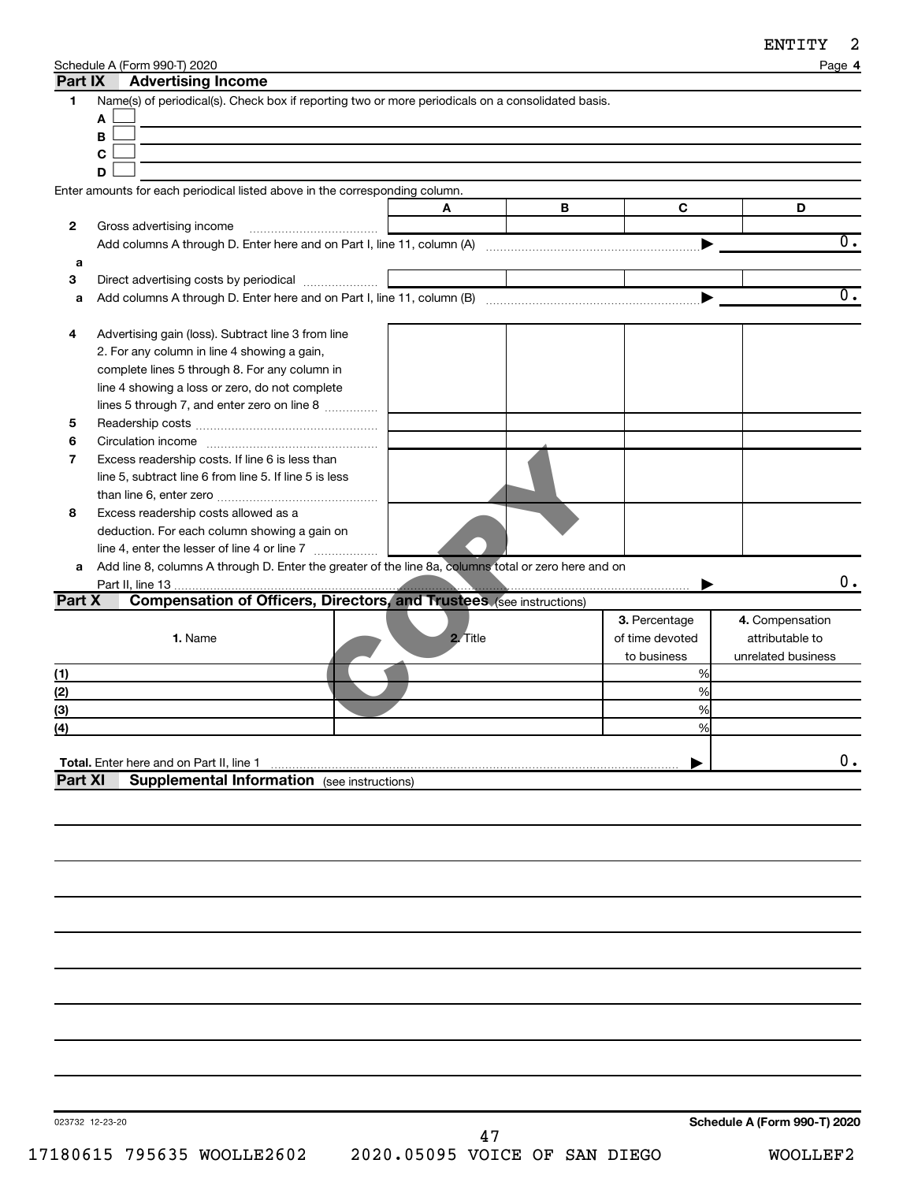Schedule A (Form 990-T) 2020 Page **4**

## Part IX Advertising Income

**1** Name(s) of periodical(s). Check box if reporting two or more periodicals on a consolidated basis.

A ☐

B ☐

C ☐

D ☐

Enter amounts for each periodical listed above in the corresponding column.

| | | A | B | C | D |
|---|---|---|---|---|---|
| **2** | Gross advertising income | | | | |
| | Add columns A through D. Enter here and on Part I, line 11, column (A) | | | | 0. |
| **a** | | | | | |
| **3** | Direct advertising costs by periodical | | | | |
| **a** | Add columns A through D. Enter here and on Part I, line 11, column (B) | | | | 0. |
| **4** | Advertising gain (loss). Subtract line 3 from line 2. For any column in line 4 showing a gain, complete lines 5 through 8. For any column in line 4 showing a loss or zero, do not complete lines 5 through 7, and enter zero on line 8 | | | | |
| **5** | Readership costs | | | | |
| **6** | Circulation income | | | | |
| **7** | Excess readership costs. If line 6 is less than line 5, subtract line 6 from line 5. If line 5 is less than line 6, enter zero | | | | |
| **8** | Excess readership costs allowed as a deduction. For each column showing a gain on line 4, enter the lesser of line 4 or line 7 | | | | |
| **a** | Add line 8, columns A through D. Enter the greater of the line 8a, columns total or zero here and on Part II, line 13 | | | | 0. |

## Part X Compensation of Officers, Directors, and Trustees (see instructions)

| | 1. Name | 2. Title | 3. Percentage of time devoted to business | 4. Compensation attributable to unrelated business |
|---|---|---|---|---|
| (1) | | | % | |
| (2) | | | % | |
| (3) | | | % | |
| (4) | | | % | |
| | **Total.** Enter here and on Part II, line 1 | | | 0. |

## Part XI Supplemental Information (see instructions)

023732 12-23-20

**Schedule A (Form 990-T) 2020**

17180615 795635 WOOLLE2602 2020.05095 VOICE OF SAN DIEGO WOOLLEF2